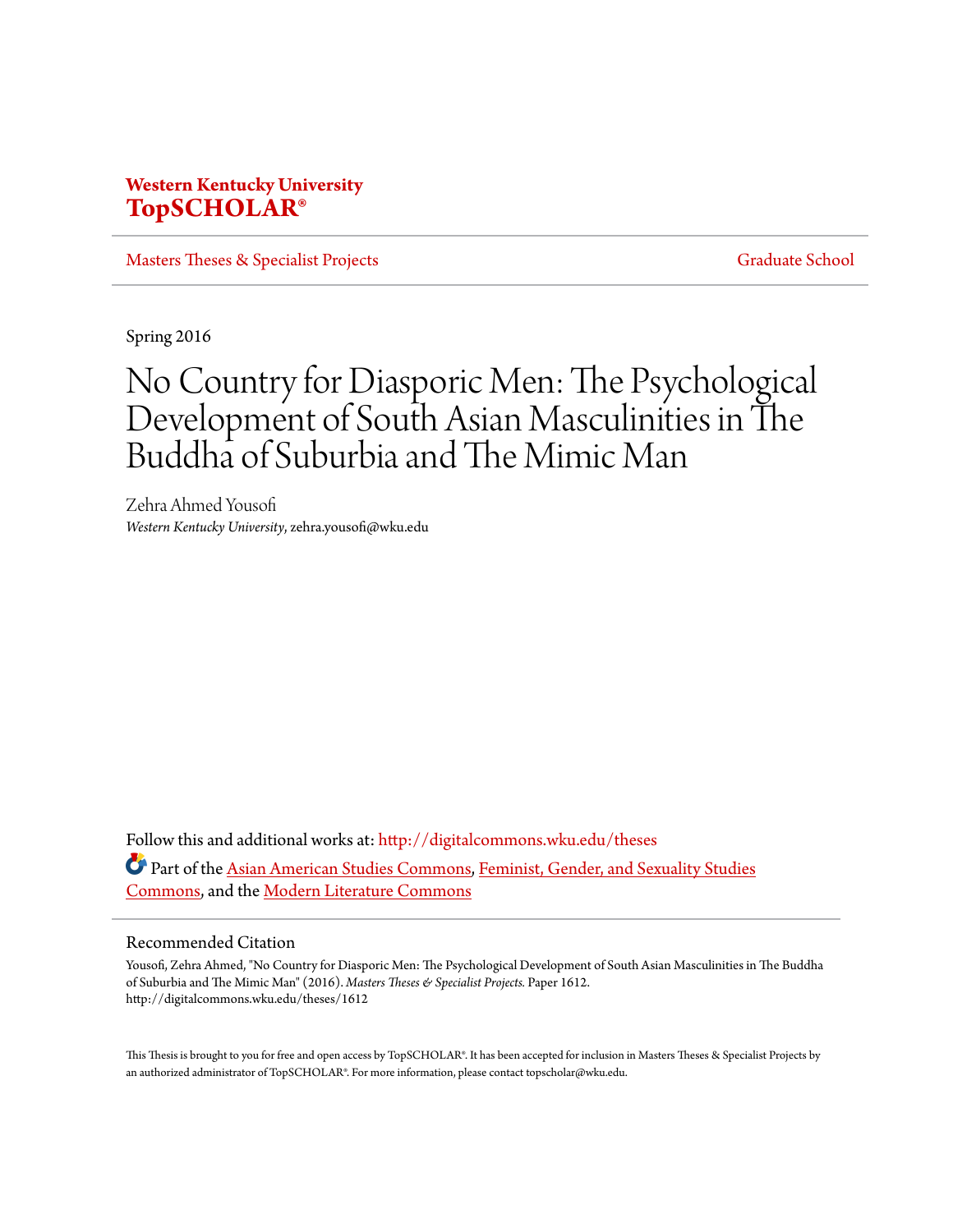**Western Kentucky University**
**TopSCHOLAR®**

Masters Theses & Specialist Projects | Graduate School

Spring 2016

# No Country for Diasporic Men: The Psychological Development of South Asian Masculinities in The Buddha of Suburbia and The Mimic Man

Zehra Ahmed Yousofi
*Western Kentucky University*, zehra.yousofi@wku.edu

Follow this and additional works at: http://digitalcommons.wku.edu/theses

Part of the Asian American Studies Commons, Feminist, Gender, and Sexuality Studies Commons, and the Modern Literature Commons

## Recommended Citation

Yousofi, Zehra Ahmed, "No Country for Diasporic Men: The Psychological Development of South Asian Masculinities in The Buddha of Suburbia and The Mimic Man" (2016). *Masters Theses & Specialist Projects.* Paper 1612.
http://digitalcommons.wku.edu/theses/1612

This Thesis is brought to you for free and open access by TopSCHOLAR®. It has been accepted for inclusion in Masters Theses & Specialist Projects by an authorized administrator of TopSCHOLAR®. For more information, please contact topscholar@wku.edu.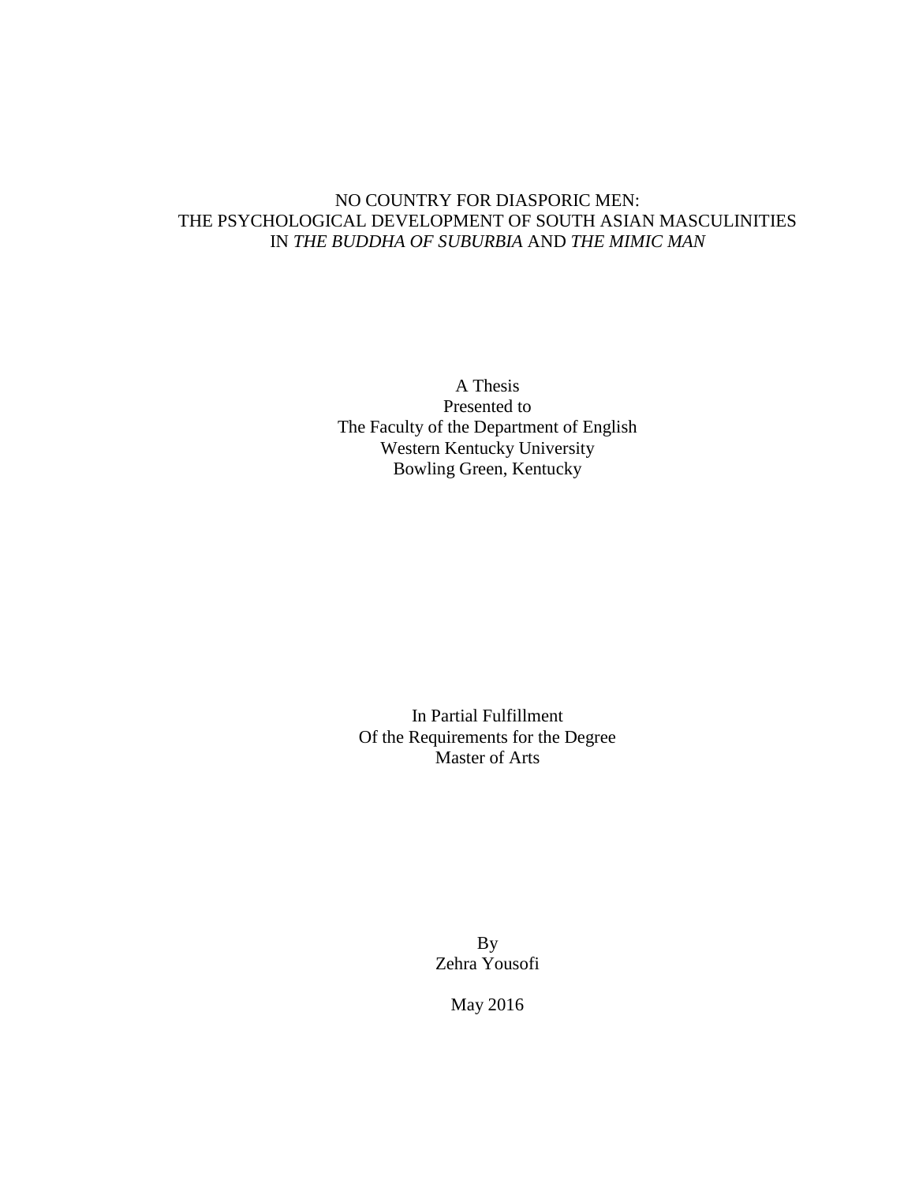NO COUNTRY FOR DIASPORIC MEN:
THE PSYCHOLOGICAL DEVELOPMENT OF SOUTH ASIAN MASCULINITIES
IN *THE BUDDHA OF SUBURBIA* AND *THE MIMIC MAN*

A Thesis
Presented to
The Faculty of the Department of English
Western Kentucky University
Bowling Green, Kentucky

In Partial Fulfillment
Of the Requirements for the Degree
Master of Arts

By
Zehra Yousofi

May 2016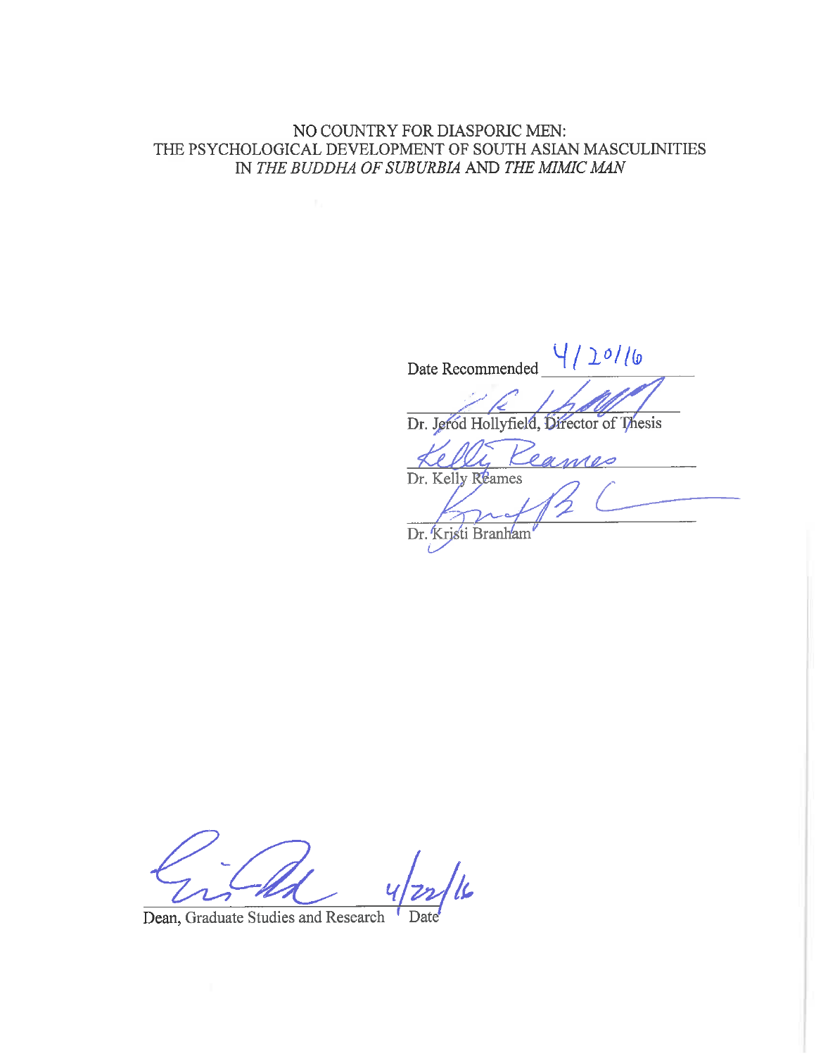NO COUNTRY FOR DIASPORIC MEN:
THE PSYCHOLOGICAL DEVELOPMENT OF SOUTH ASIAN MASCULINITIES
IN *THE BUDDHA OF SUBURBIA* AND *THE MIMIC MAN*

Date Recommended 4/20/16

Dr. Jerod Hollyfield, Director of Thesis

Dr. Kelly Reames

Dr. Kristi Branham

Dean, Graduate Studies and Research    Date 4/22/16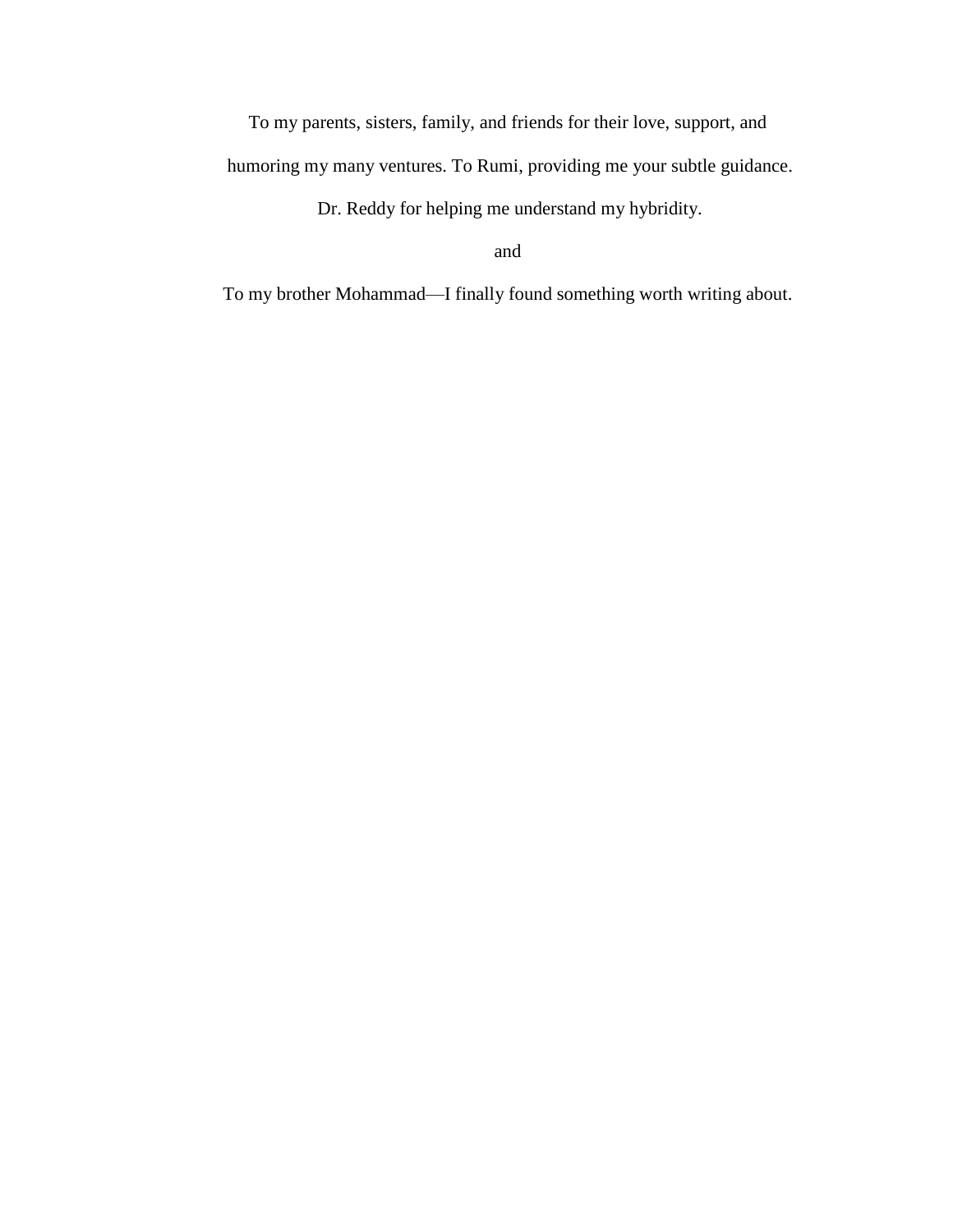To my parents, sisters, family, and friends for their love, support, and humoring my many ventures. To Rumi, providing me your subtle guidance. Dr. Reddy for helping me understand my hybridity.

and

To my brother Mohammad—I finally found something worth writing about.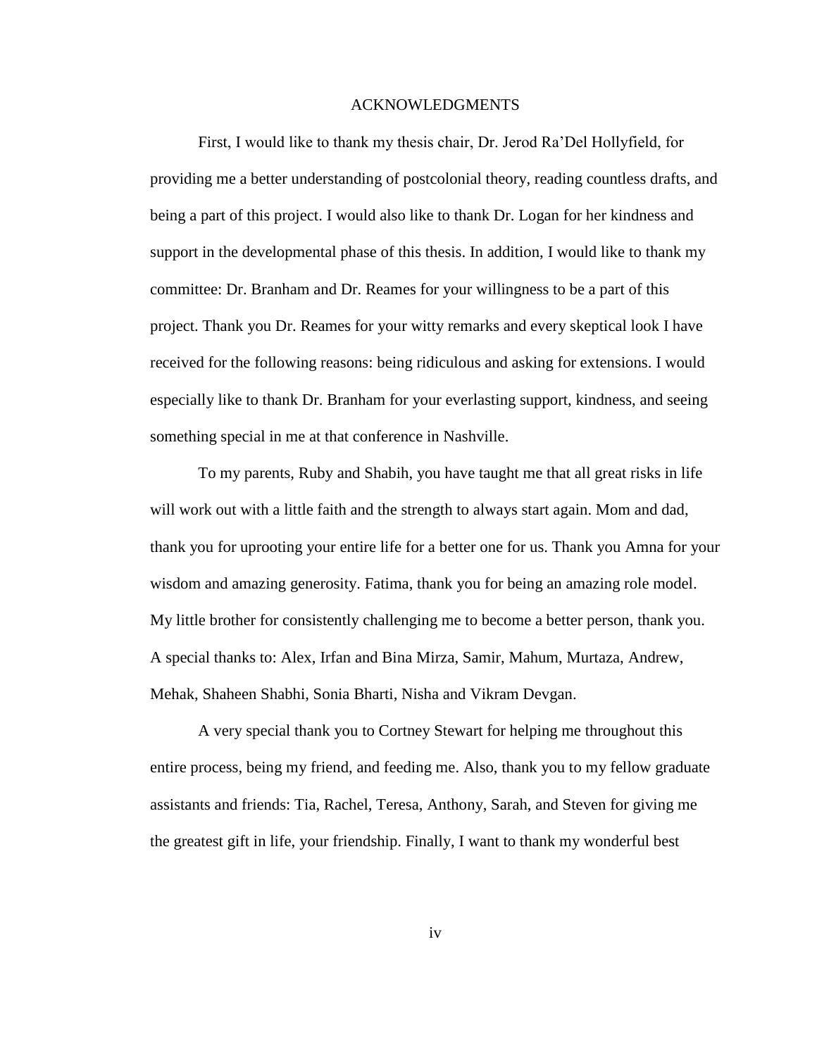# ACKNOWLEDGMENTS

First, I would like to thank my thesis chair, Dr. Jerod Ra'Del Hollyfield, for providing me a better understanding of postcolonial theory, reading countless drafts, and being a part of this project. I would also like to thank Dr. Logan for her kindness and support in the developmental phase of this thesis. In addition, I would like to thank my committee: Dr. Branham and Dr. Reames for your willingness to be a part of this project. Thank you Dr. Reames for your witty remarks and every skeptical look I have received for the following reasons: being ridiculous and asking for extensions. I would especially like to thank Dr. Branham for your everlasting support, kindness, and seeing something special in me at that conference in Nashville.

To my parents, Ruby and Shabih, you have taught me that all great risks in life will work out with a little faith and the strength to always start again. Mom and dad, thank you for uprooting your entire life for a better one for us. Thank you Amna for your wisdom and amazing generosity. Fatima, thank you for being an amazing role model. My little brother for consistently challenging me to become a better person, thank you. A special thanks to: Alex, Irfan and Bina Mirza, Samir, Mahum, Murtaza, Andrew, Mehak, Shaheen Shabhi, Sonia Bharti, Nisha and Vikram Devgan.

A very special thank you to Cortney Stewart for helping me throughout this entire process, being my friend, and feeding me. Also, thank you to my fellow graduate assistants and friends: Tia, Rachel, Teresa, Anthony, Sarah, and Steven for giving me the greatest gift in life, your friendship. Finally, I want to thank my wonderful best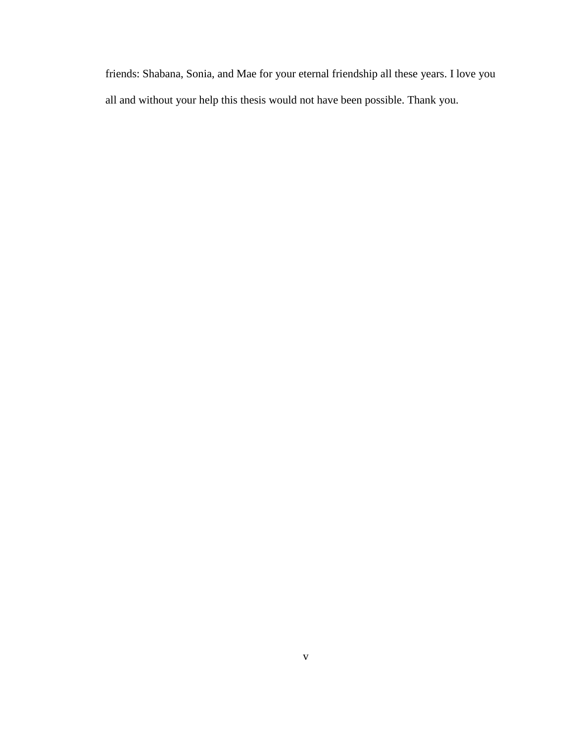friends: Shabana, Sonia, and Mae for your eternal friendship all these years. I love you all and without your help this thesis would not have been possible. Thank you.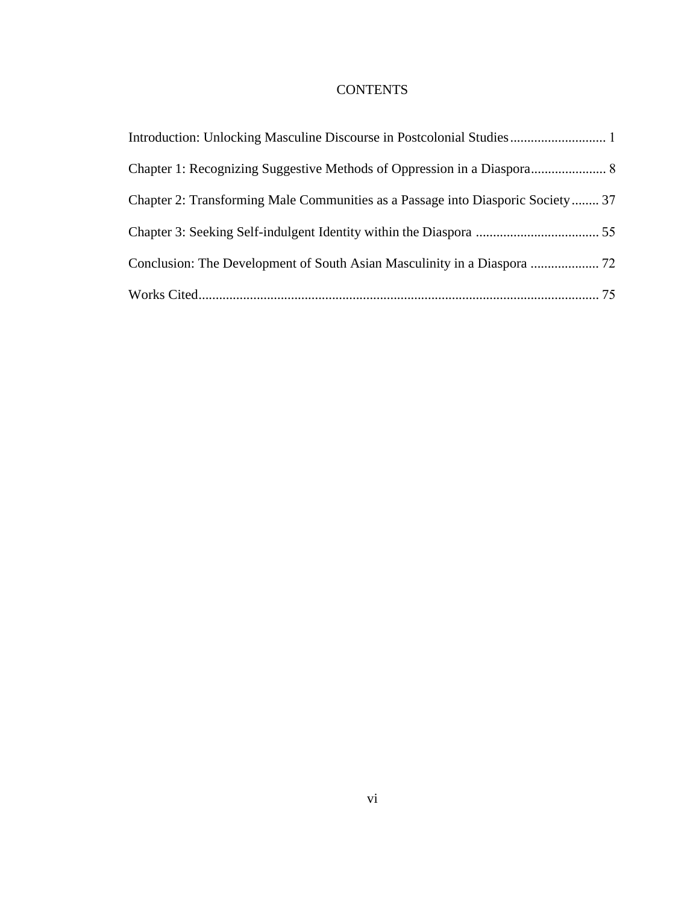# CONTENTS

Introduction: Unlocking Masculine Discourse in Postcolonial Studies ............................ 1

Chapter 1: Recognizing Suggestive Methods of Oppression in a Diaspora...................... 8

Chapter 2: Transforming Male Communities as a Passage into Diasporic Society ........ 37

Chapter 3: Seeking Self-indulgent Identity within the Diaspora .................................... 55

Conclusion: The Development of South Asian Masculinity in a Diaspora .................... 72

Works Cited..................................................................................................................... 75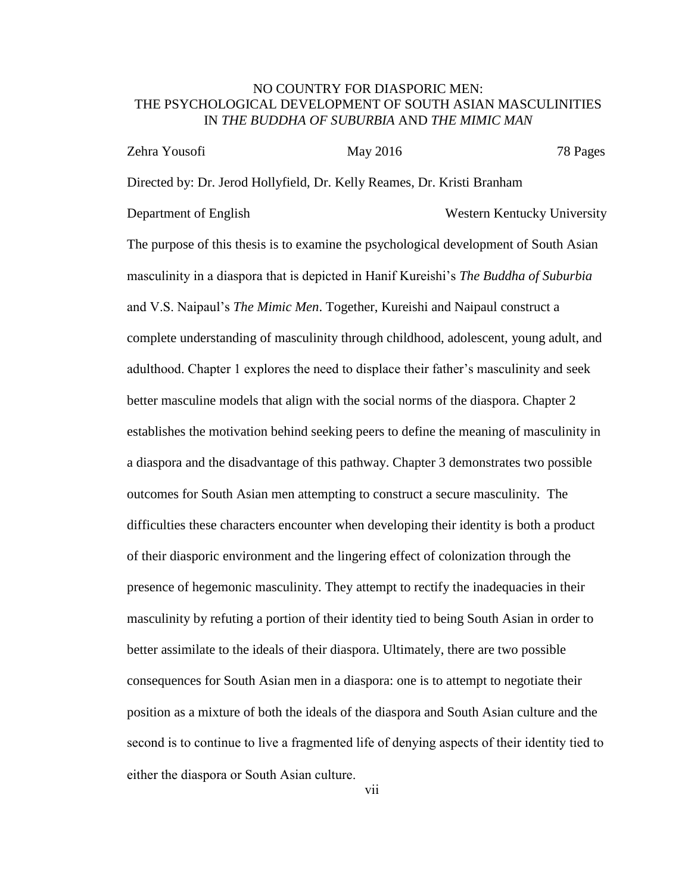NO COUNTRY FOR DIASPORIC MEN:
THE PSYCHOLOGICAL DEVELOPMENT OF SOUTH ASIAN MASCULINITIES
IN *THE BUDDHA OF SUBURBIA* AND *THE MIMIC MAN*

Zehra Yousofi May 2016 78 Pages

Directed by: Dr. Jerod Hollyfield, Dr. Kelly Reames, Dr. Kristi Branham

Department of English Western Kentucky University

The purpose of this thesis is to examine the psychological development of South Asian masculinity in a diaspora that is depicted in Hanif Kureishi's *The Buddha of Suburbia* and V.S. Naipaul's *The Mimic Men*. Together, Kureishi and Naipaul construct a complete understanding of masculinity through childhood, adolescent, young adult, and adulthood. Chapter 1 explores the need to displace their father's masculinity and seek better masculine models that align with the social norms of the diaspora. Chapter 2 establishes the motivation behind seeking peers to define the meaning of masculinity in a diaspora and the disadvantage of this pathway. Chapter 3 demonstrates two possible outcomes for South Asian men attempting to construct a secure masculinity. The difficulties these characters encounter when developing their identity is both a product of their diasporic environment and the lingering effect of colonization through the presence of hegemonic masculinity. They attempt to rectify the inadequacies in their masculinity by refuting a portion of their identity tied to being South Asian in order to better assimilate to the ideals of their diaspora. Ultimately, there are two possible consequences for South Asian men in a diaspora: one is to attempt to negotiate their position as a mixture of both the ideals of the diaspora and South Asian culture and the second is to continue to live a fragmented life of denying aspects of their identity tied to either the diaspora or South Asian culture.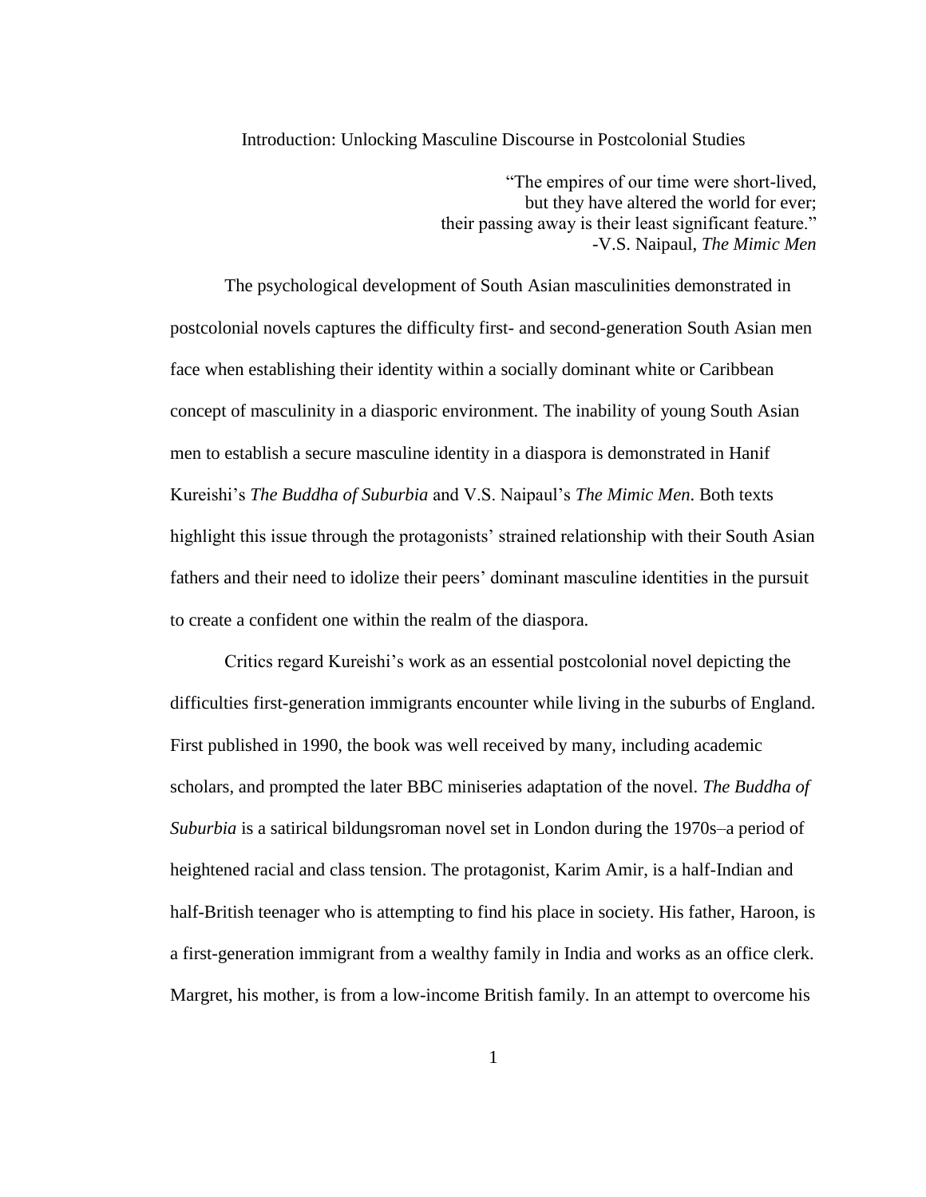# Introduction: Unlocking Masculine Discourse in Postcolonial Studies

> "The empires of our time were short-lived,
> but they have altered the world for ever;
> their passing away is their least significant feature."
> -V.S. Naipaul, *The Mimic Men*

The psychological development of South Asian masculinities demonstrated in postcolonial novels captures the difficulty first- and second-generation South Asian men face when establishing their identity within a socially dominant white or Caribbean concept of masculinity in a diasporic environment. The inability of young South Asian men to establish a secure masculine identity in a diaspora is demonstrated in Hanif Kureishi's *The Buddha of Suburbia* and V.S. Naipaul's *The Mimic Men*. Both texts highlight this issue through the protagonists' strained relationship with their South Asian fathers and their need to idolize their peers' dominant masculine identities in the pursuit to create a confident one within the realm of the diaspora.

Critics regard Kureishi's work as an essential postcolonial novel depicting the difficulties first-generation immigrants encounter while living in the suburbs of England. First published in 1990, the book was well received by many, including academic scholars, and prompted the later BBC miniseries adaptation of the novel. *The Buddha of Suburbia* is a satirical bildungsroman novel set in London during the 1970s–a period of heightened racial and class tension. The protagonist, Karim Amir, is a half-Indian and half-British teenager who is attempting to find his place in society. His father, Haroon, is a first-generation immigrant from a wealthy family in India and works as an office clerk. Margret, his mother, is from a low-income British family. In an attempt to overcome his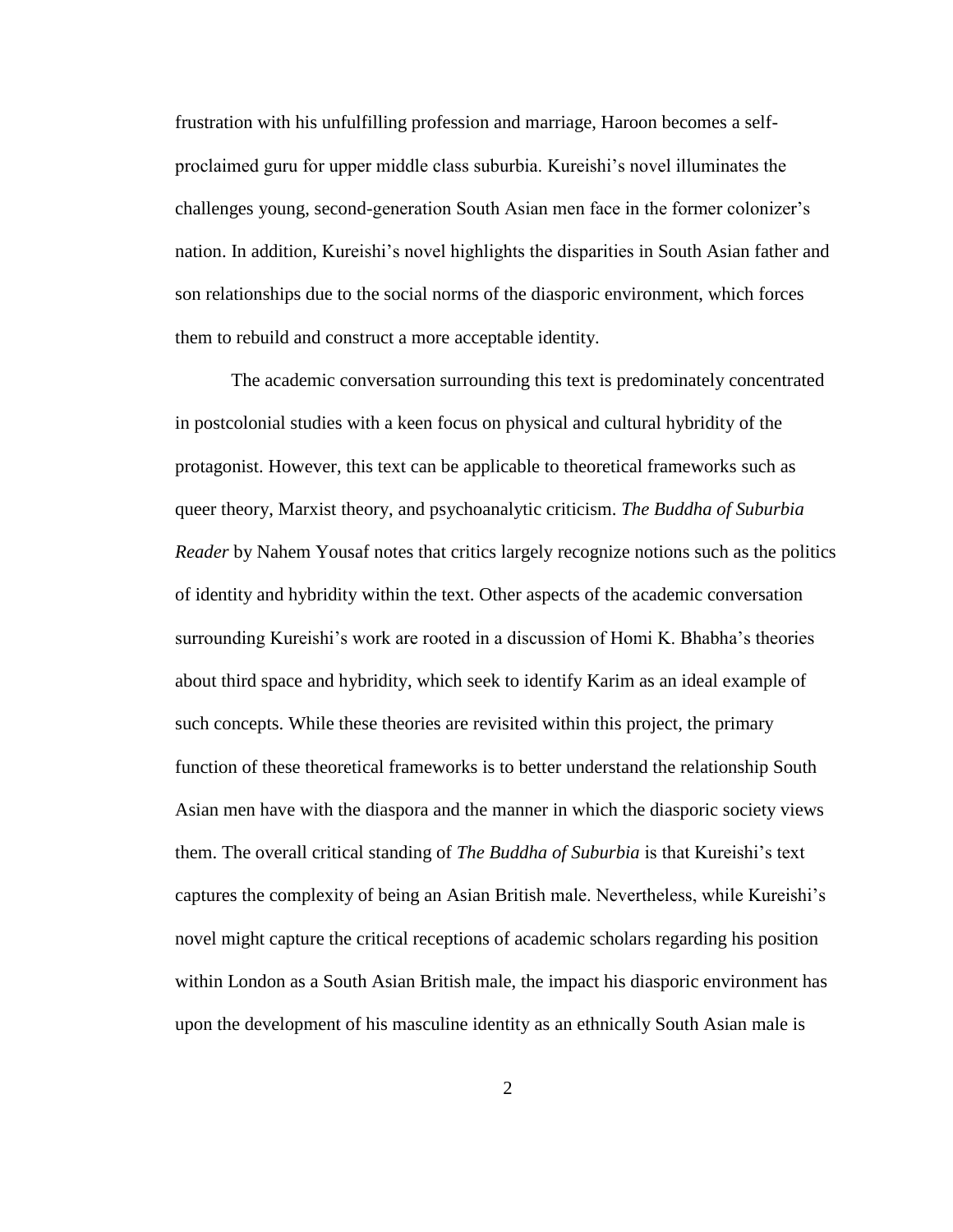frustration with his unfulfilling profession and marriage, Haroon becomes a self-proclaimed guru for upper middle class suburbia. Kureishi's novel illuminates the challenges young, second-generation South Asian men face in the former colonizer's nation. In addition, Kureishi's novel highlights the disparities in South Asian father and son relationships due to the social norms of the diasporic environment, which forces them to rebuild and construct a more acceptable identity.

The academic conversation surrounding this text is predominately concentrated in postcolonial studies with a keen focus on physical and cultural hybridity of the protagonist. However, this text can be applicable to theoretical frameworks such as queer theory, Marxist theory, and psychoanalytic criticism. *The Buddha of Suburbia Reader* by Nahem Yousaf notes that critics largely recognize notions such as the politics of identity and hybridity within the text. Other aspects of the academic conversation surrounding Kureishi's work are rooted in a discussion of Homi K. Bhabha's theories about third space and hybridity, which seek to identify Karim as an ideal example of such concepts. While these theories are revisited within this project, the primary function of these theoretical frameworks is to better understand the relationship South Asian men have with the diaspora and the manner in which the diasporic society views them. The overall critical standing of *The Buddha of Suburbia* is that Kureishi's text captures the complexity of being an Asian British male. Nevertheless, while Kureishi's novel might capture the critical receptions of academic scholars regarding his position within London as a South Asian British male, the impact his diasporic environment has upon the development of his masculine identity as an ethnically South Asian male is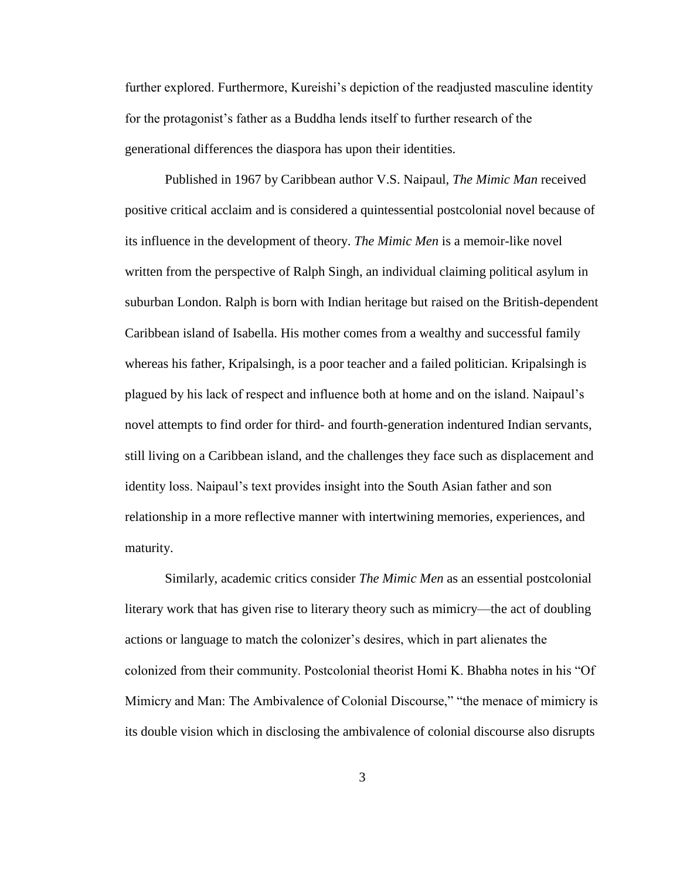further explored. Furthermore, Kureishi's depiction of the readjusted masculine identity for the protagonist's father as a Buddha lends itself to further research of the generational differences the diaspora has upon their identities.

Published in 1967 by Caribbean author V.S. Naipaul, *The Mimic Man* received positive critical acclaim and is considered a quintessential postcolonial novel because of its influence in the development of theory. *The Mimic Men* is a memoir-like novel written from the perspective of Ralph Singh, an individual claiming political asylum in suburban London. Ralph is born with Indian heritage but raised on the British-dependent Caribbean island of Isabella. His mother comes from a wealthy and successful family whereas his father, Kripalsingh, is a poor teacher and a failed politician. Kripalsingh is plagued by his lack of respect and influence both at home and on the island. Naipaul's novel attempts to find order for third- and fourth-generation indentured Indian servants, still living on a Caribbean island, and the challenges they face such as displacement and identity loss. Naipaul's text provides insight into the South Asian father and son relationship in a more reflective manner with intertwining memories, experiences, and maturity.

Similarly, academic critics consider *The Mimic Men* as an essential postcolonial literary work that has given rise to literary theory such as mimicry—the act of doubling actions or language to match the colonizer's desires, which in part alienates the colonized from their community. Postcolonial theorist Homi K. Bhabha notes in his "Of Mimicry and Man: The Ambivalence of Colonial Discourse," "the menace of mimicry is its double vision which in disclosing the ambivalence of colonial discourse also disrupts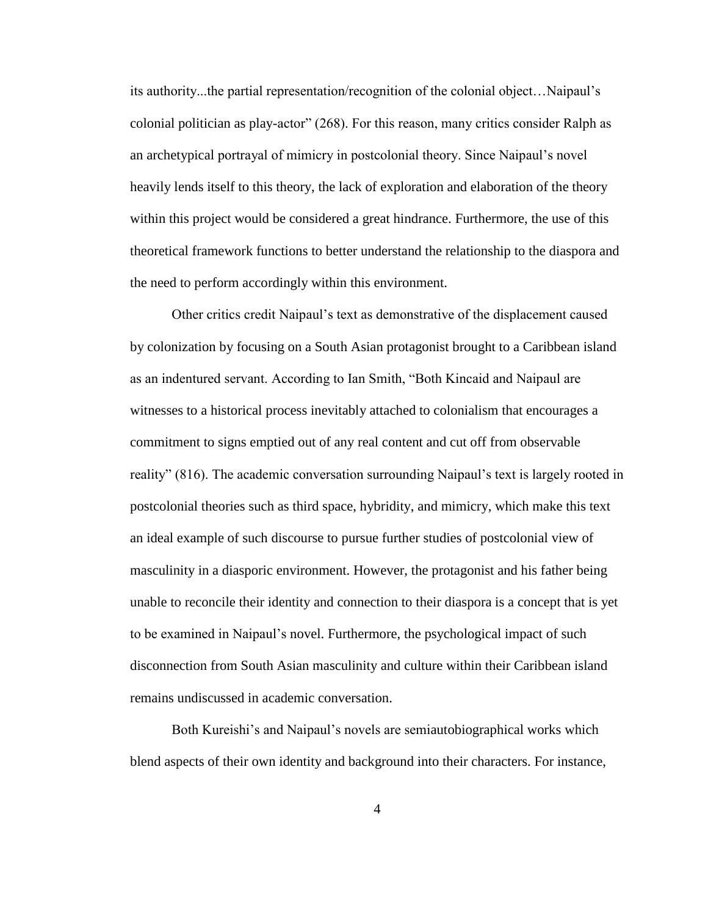its authority...the partial representation/recognition of the colonial object…Naipaul's colonial politician as play-actor" (268). For this reason, many critics consider Ralph as an archetypical portrayal of mimicry in postcolonial theory. Since Naipaul's novel heavily lends itself to this theory, the lack of exploration and elaboration of the theory within this project would be considered a great hindrance. Furthermore, the use of this theoretical framework functions to better understand the relationship to the diaspora and the need to perform accordingly within this environment.

Other critics credit Naipaul's text as demonstrative of the displacement caused by colonization by focusing on a South Asian protagonist brought to a Caribbean island as an indentured servant. According to Ian Smith, "Both Kincaid and Naipaul are witnesses to a historical process inevitably attached to colonialism that encourages a commitment to signs emptied out of any real content and cut off from observable reality" (816). The academic conversation surrounding Naipaul's text is largely rooted in postcolonial theories such as third space, hybridity, and mimicry, which make this text an ideal example of such discourse to pursue further studies of postcolonial view of masculinity in a diasporic environment. However, the protagonist and his father being unable to reconcile their identity and connection to their diaspora is a concept that is yet to be examined in Naipaul's novel. Furthermore, the psychological impact of such disconnection from South Asian masculinity and culture within their Caribbean island remains undiscussed in academic conversation.

Both Kureishi's and Naipaul's novels are semiautobiographical works which blend aspects of their own identity and background into their characters. For instance,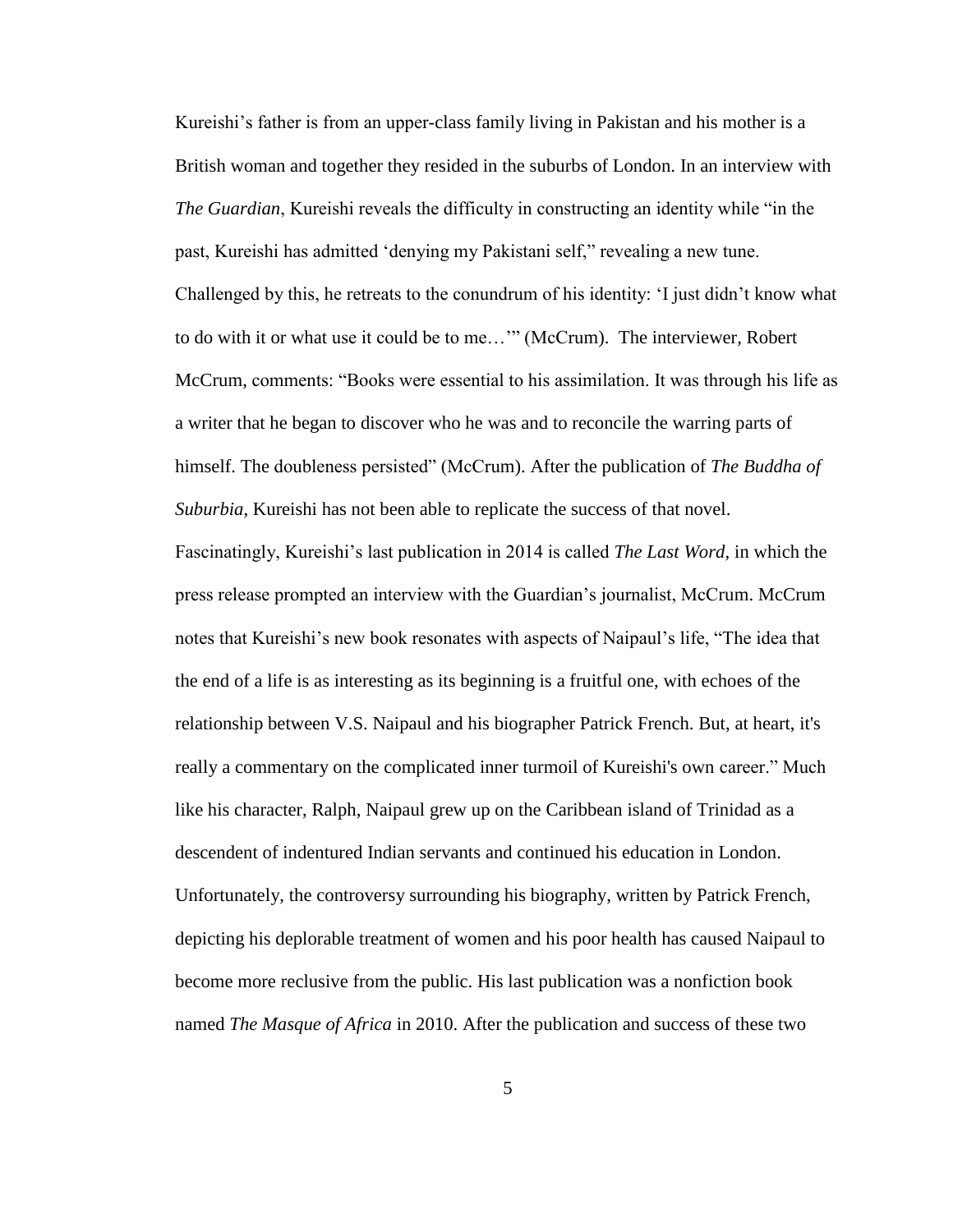Kureishi's father is from an upper-class family living in Pakistan and his mother is a British woman and together they resided in the suburbs of London. In an interview with *The Guardian*, Kureishi reveals the difficulty in constructing an identity while "in the past, Kureishi has admitted 'denying my Pakistani self," revealing a new tune. Challenged by this, he retreats to the conundrum of his identity: 'I just didn't know what to do with it or what use it could be to me…'" (McCrum). The interviewer, Robert McCrum, comments: "Books were essential to his assimilation. It was through his life as a writer that he began to discover who he was and to reconcile the warring parts of himself. The doubleness persisted" (McCrum). After the publication of *The Buddha of Suburbia*, Kureishi has not been able to replicate the success of that novel. Fascinatingly, Kureishi's last publication in 2014 is called *The Last Word*, in which the press release prompted an interview with the Guardian's journalist, McCrum. McCrum notes that Kureishi's new book resonates with aspects of Naipaul's life, "The idea that the end of a life is as interesting as its beginning is a fruitful one, with echoes of the relationship between V.S. Naipaul and his biographer Patrick French. But, at heart, it's really a commentary on the complicated inner turmoil of Kureishi's own career." Much like his character, Ralph, Naipaul grew up on the Caribbean island of Trinidad as a descendent of indentured Indian servants and continued his education in London. Unfortunately, the controversy surrounding his biography, written by Patrick French, depicting his deplorable treatment of women and his poor health has caused Naipaul to become more reclusive from the public. His last publication was a nonfiction book named *The Masque of Africa* in 2010. After the publication and success of these two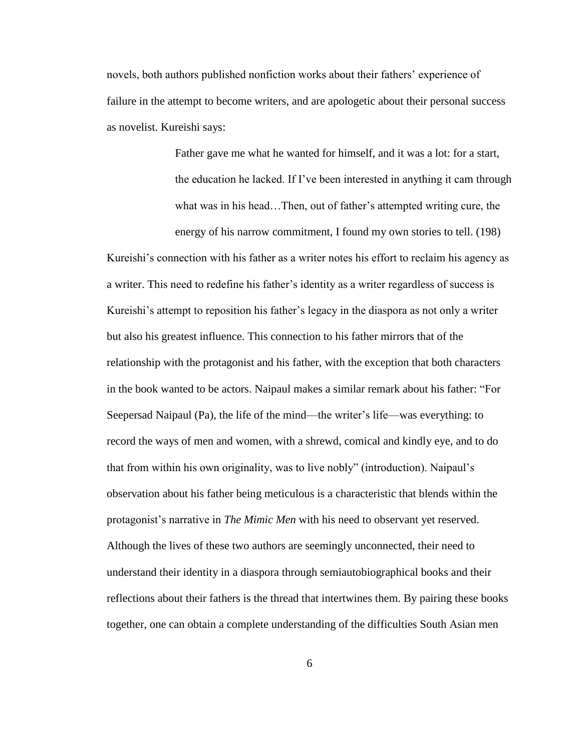novels, both authors published nonfiction works about their fathers' experience of failure in the attempt to become writers, and are apologetic about their personal success as novelist. Kureishi says:

> Father gave me what he wanted for himself, and it was a lot: for a start, the education he lacked. If I've been interested in anything it cam through what was in his head…Then, out of father's attempted writing cure, the energy of his narrow commitment, I found my own stories to tell. (198)

Kureishi's connection with his father as a writer notes his effort to reclaim his agency as a writer. This need to redefine his father's identity as a writer regardless of success is Kureishi's attempt to reposition his father's legacy in the diaspora as not only a writer but also his greatest influence. This connection to his father mirrors that of the relationship with the protagonist and his father, with the exception that both characters in the book wanted to be actors. Naipaul makes a similar remark about his father: "For Seepersad Naipaul (Pa), the life of the mind—the writer's life—was everything: to record the ways of men and women, with a shrewd, comical and kindly eye, and to do that from within his own originality, was to live nobly" (introduction). Naipaul's observation about his father being meticulous is a characteristic that blends within the protagonist's narrative in *The Mimic Men* with his need to observant yet reserved. Although the lives of these two authors are seemingly unconnected, their need to understand their identity in a diaspora through semiautobiographical books and their reflections about their fathers is the thread that intertwines them. By pairing these books together, one can obtain a complete understanding of the difficulties South Asian men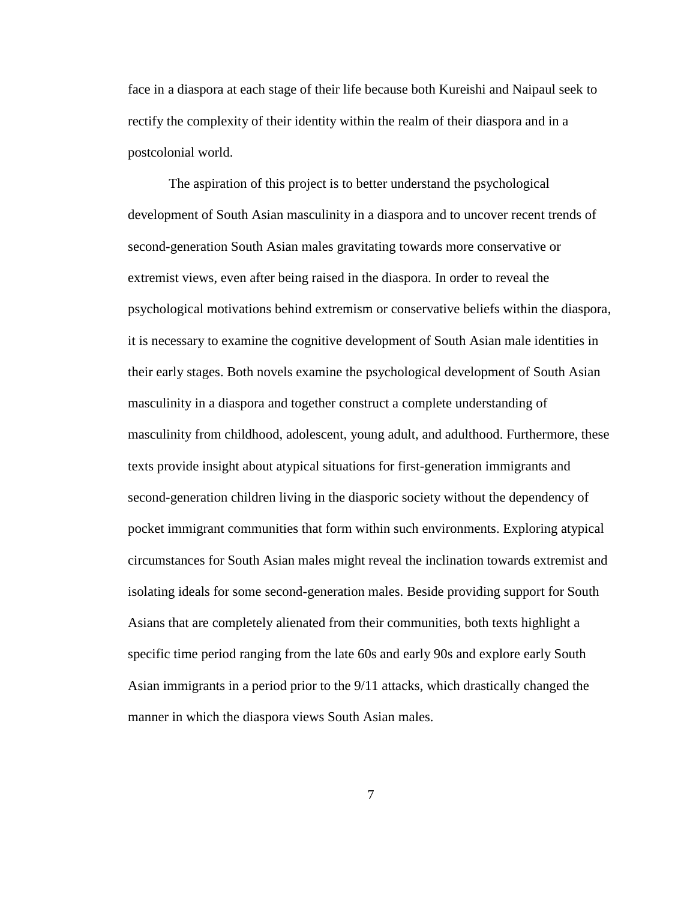face in a diaspora at each stage of their life because both Kureishi and Naipaul seek to rectify the complexity of their identity within the realm of their diaspora and in a postcolonial world.

The aspiration of this project is to better understand the psychological development of South Asian masculinity in a diaspora and to uncover recent trends of second-generation South Asian males gravitating towards more conservative or extremist views, even after being raised in the diaspora. In order to reveal the psychological motivations behind extremism or conservative beliefs within the diaspora, it is necessary to examine the cognitive development of South Asian male identities in their early stages. Both novels examine the psychological development of South Asian masculinity in a diaspora and together construct a complete understanding of masculinity from childhood, adolescent, young adult, and adulthood. Furthermore, these texts provide insight about atypical situations for first-generation immigrants and second-generation children living in the diasporic society without the dependency of pocket immigrant communities that form within such environments. Exploring atypical circumstances for South Asian males might reveal the inclination towards extremist and isolating ideals for some second-generation males. Beside providing support for South Asians that are completely alienated from their communities, both texts highlight a specific time period ranging from the late 60s and early 90s and explore early South Asian immigrants in a period prior to the 9/11 attacks, which drastically changed the manner in which the diaspora views South Asian males.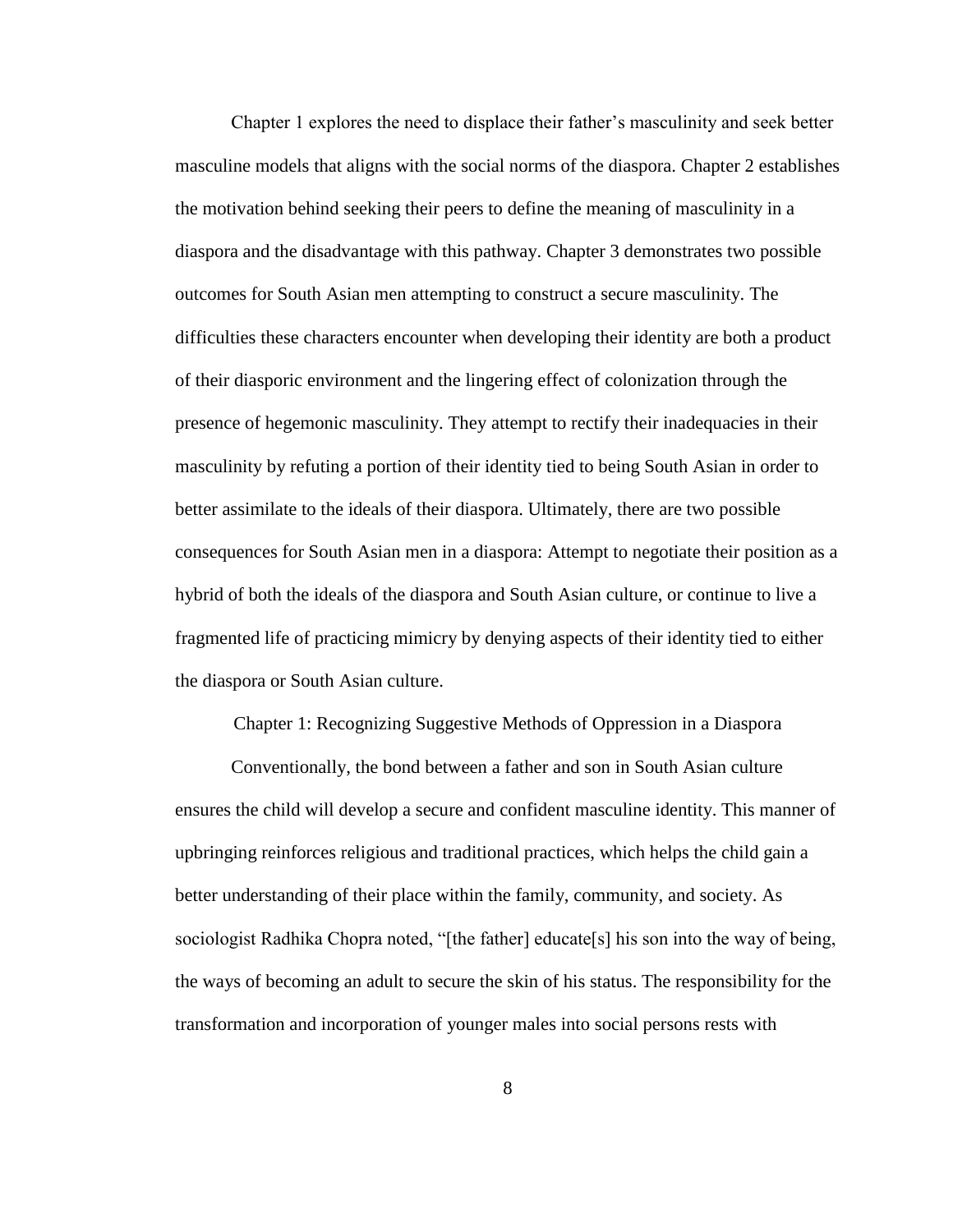Chapter 1 explores the need to displace their father's masculinity and seek better masculine models that aligns with the social norms of the diaspora. Chapter 2 establishes the motivation behind seeking their peers to define the meaning of masculinity in a diaspora and the disadvantage with this pathway. Chapter 3 demonstrates two possible outcomes for South Asian men attempting to construct a secure masculinity. The difficulties these characters encounter when developing their identity are both a product of their diasporic environment and the lingering effect of colonization through the presence of hegemonic masculinity. They attempt to rectify their inadequacies in their masculinity by refuting a portion of their identity tied to being South Asian in order to better assimilate to the ideals of their diaspora. Ultimately, there are two possible consequences for South Asian men in a diaspora: Attempt to negotiate their position as a hybrid of both the ideals of the diaspora and South Asian culture, or continue to live a fragmented life of practicing mimicry by denying aspects of their identity tied to either the diaspora or South Asian culture.

## Chapter 1: Recognizing Suggestive Methods of Oppression in a Diaspora

Conventionally, the bond between a father and son in South Asian culture ensures the child will develop a secure and confident masculine identity. This manner of upbringing reinforces religious and traditional practices, which helps the child gain a better understanding of their place within the family, community, and society. As sociologist Radhika Chopra noted, "[the father] educate[s] his son into the way of being, the ways of becoming an adult to secure the skin of his status. The responsibility for the transformation and incorporation of younger males into social persons rests with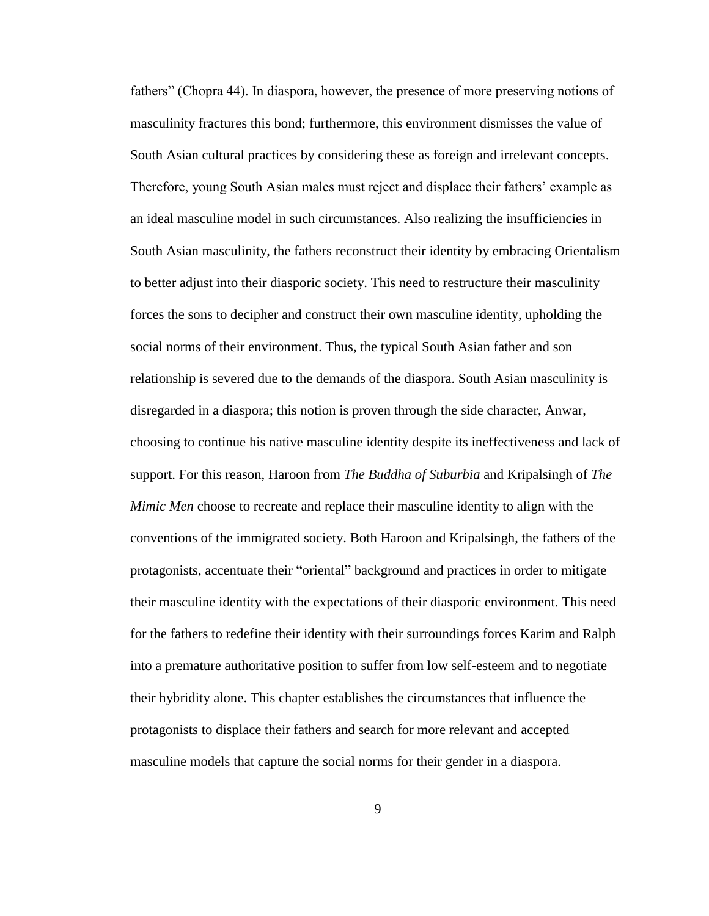fathers" (Chopra 44). In diaspora, however, the presence of more preserving notions of masculinity fractures this bond; furthermore, this environment dismisses the value of South Asian cultural practices by considering these as foreign and irrelevant concepts. Therefore, young South Asian males must reject and displace their fathers' example as an ideal masculine model in such circumstances. Also realizing the insufficiencies in South Asian masculinity, the fathers reconstruct their identity by embracing Orientalism to better adjust into their diasporic society. This need to restructure their masculinity forces the sons to decipher and construct their own masculine identity, upholding the social norms of their environment. Thus, the typical South Asian father and son relationship is severed due to the demands of the diaspora. South Asian masculinity is disregarded in a diaspora; this notion is proven through the side character, Anwar, choosing to continue his native masculine identity despite its ineffectiveness and lack of support. For this reason, Haroon from *The Buddha of Suburbia* and Kripalsingh of *The Mimic Men* choose to recreate and replace their masculine identity to align with the conventions of the immigrated society. Both Haroon and Kripalsingh, the fathers of the protagonists, accentuate their "oriental" background and practices in order to mitigate their masculine identity with the expectations of their diasporic environment. This need for the fathers to redefine their identity with their surroundings forces Karim and Ralph into a premature authoritative position to suffer from low self-esteem and to negotiate their hybridity alone. This chapter establishes the circumstances that influence the protagonists to displace their fathers and search for more relevant and accepted masculine models that capture the social norms for their gender in a diaspora.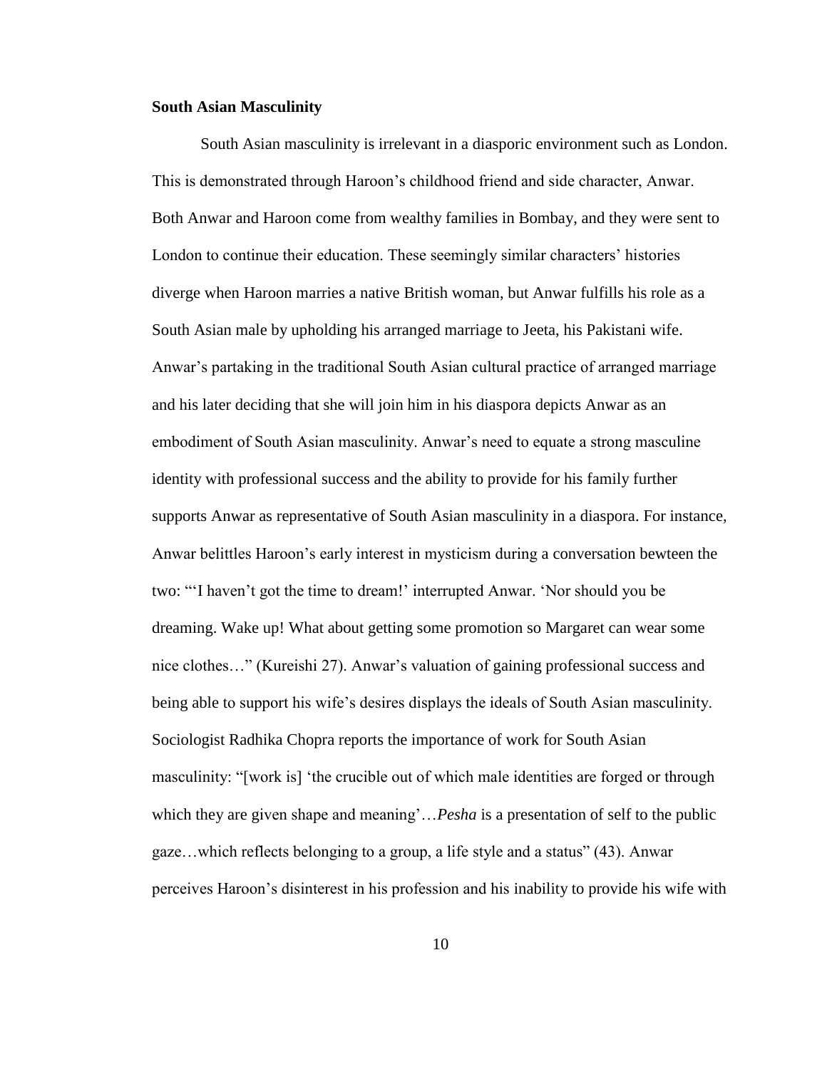**South Asian Masculinity**

South Asian masculinity is irrelevant in a diasporic environment such as London. This is demonstrated through Haroon's childhood friend and side character, Anwar. Both Anwar and Haroon come from wealthy families in Bombay, and they were sent to London to continue their education. These seemingly similar characters' histories diverge when Haroon marries a native British woman, but Anwar fulfills his role as a South Asian male by upholding his arranged marriage to Jeeta, his Pakistani wife. Anwar's partaking in the traditional South Asian cultural practice of arranged marriage and his later deciding that she will join him in his diaspora depicts Anwar as an embodiment of South Asian masculinity. Anwar's need to equate a strong masculine identity with professional success and the ability to provide for his family further supports Anwar as representative of South Asian masculinity in a diaspora. For instance, Anwar belittles Haroon's early interest in mysticism during a conversation bewteen the two: "'I haven't got the time to dream!' interrupted Anwar. 'Nor should you be dreaming. Wake up! What about getting some promotion so Margaret can wear some nice clothes…" (Kureishi 27). Anwar's valuation of gaining professional success and being able to support his wife's desires displays the ideals of South Asian masculinity. Sociologist Radhika Chopra reports the importance of work for South Asian masculinity: "[work is] 'the crucible out of which male identities are forged or through which they are given shape and meaning'…*Pesha* is a presentation of self to the public gaze…which reflects belonging to a group, a life style and a status" (43). Anwar perceives Haroon's disinterest in his profession and his inability to provide his wife with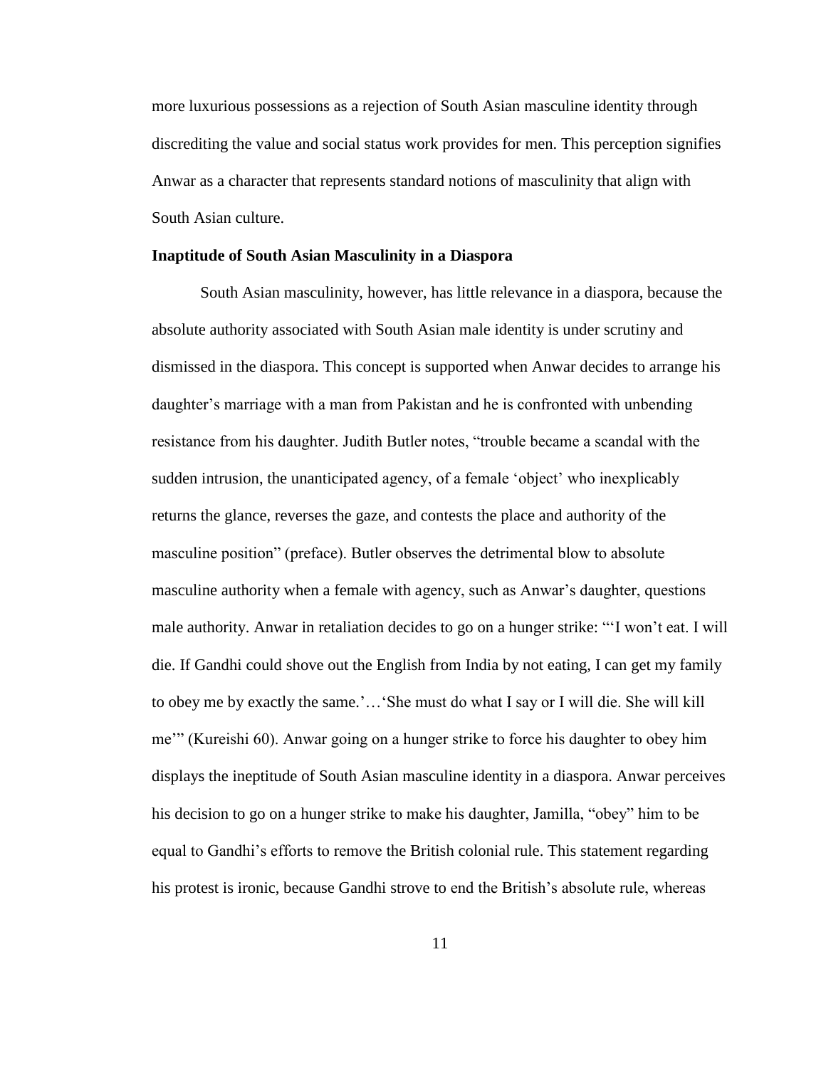more luxurious possessions as a rejection of South Asian masculine identity through discrediting the value and social status work provides for men. This perception signifies Anwar as a character that represents standard notions of masculinity that align with South Asian culture.

### Inaptitude of South Asian Masculinity in a Diaspora

South Asian masculinity, however, has little relevance in a diaspora, because the absolute authority associated with South Asian male identity is under scrutiny and dismissed in the diaspora. This concept is supported when Anwar decides to arrange his daughter's marriage with a man from Pakistan and he is confronted with unbending resistance from his daughter. Judith Butler notes, "trouble became a scandal with the sudden intrusion, the unanticipated agency, of a female 'object' who inexplicably returns the glance, reverses the gaze, and contests the place and authority of the masculine position" (preface). Butler observes the detrimental blow to absolute masculine authority when a female with agency, such as Anwar's daughter, questions male authority. Anwar in retaliation decides to go on a hunger strike: "'I won't eat. I will die. If Gandhi could shove out the English from India by not eating, I can get my family to obey me by exactly the same.'…'She must do what I say or I will die. She will kill me'" (Kureishi 60). Anwar going on a hunger strike to force his daughter to obey him displays the ineptitude of South Asian masculine identity in a diaspora. Anwar perceives his decision to go on a hunger strike to make his daughter, Jamilla, "obey" him to be equal to Gandhi's efforts to remove the British colonial rule. This statement regarding his protest is ironic, because Gandhi strove to end the British's absolute rule, whereas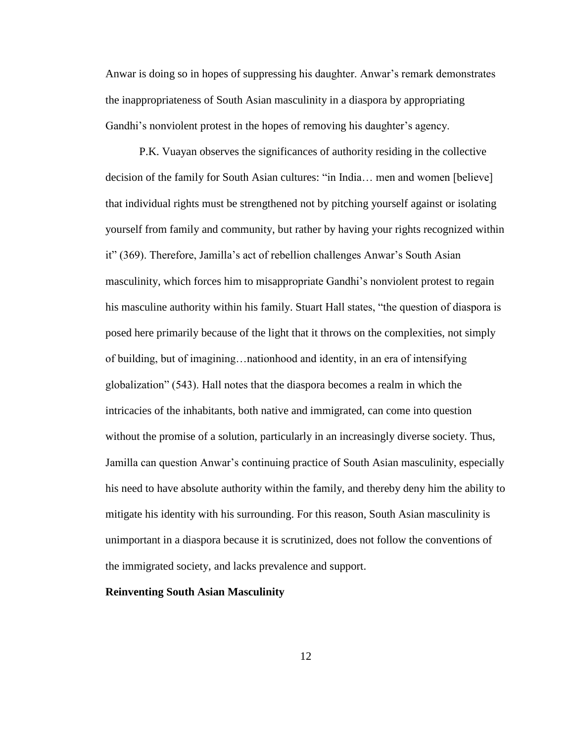Anwar is doing so in hopes of suppressing his daughter. Anwar's remark demonstrates the inappropriateness of South Asian masculinity in a diaspora by appropriating Gandhi's nonviolent protest in the hopes of removing his daughter's agency.

P.K. Vuayan observes the significances of authority residing in the collective decision of the family for South Asian cultures: "in India… men and women [believe] that individual rights must be strengthened not by pitching yourself against or isolating yourself from family and community, but rather by having your rights recognized within it" (369). Therefore, Jamilla's act of rebellion challenges Anwar's South Asian masculinity, which forces him to misappropriate Gandhi's nonviolent protest to regain his masculine authority within his family. Stuart Hall states, "the question of diaspora is posed here primarily because of the light that it throws on the complexities, not simply of building, but of imagining…nationhood and identity, in an era of intensifying globalization" (543). Hall notes that the diaspora becomes a realm in which the intricacies of the inhabitants, both native and immigrated, can come into question without the promise of a solution, particularly in an increasingly diverse society. Thus, Jamilla can question Anwar's continuing practice of South Asian masculinity, especially his need to have absolute authority within the family, and thereby deny him the ability to mitigate his identity with his surrounding. For this reason, South Asian masculinity is unimportant in a diaspora because it is scrutinized, does not follow the conventions of the immigrated society, and lacks prevalence and support.

**Reinventing South Asian Masculinity**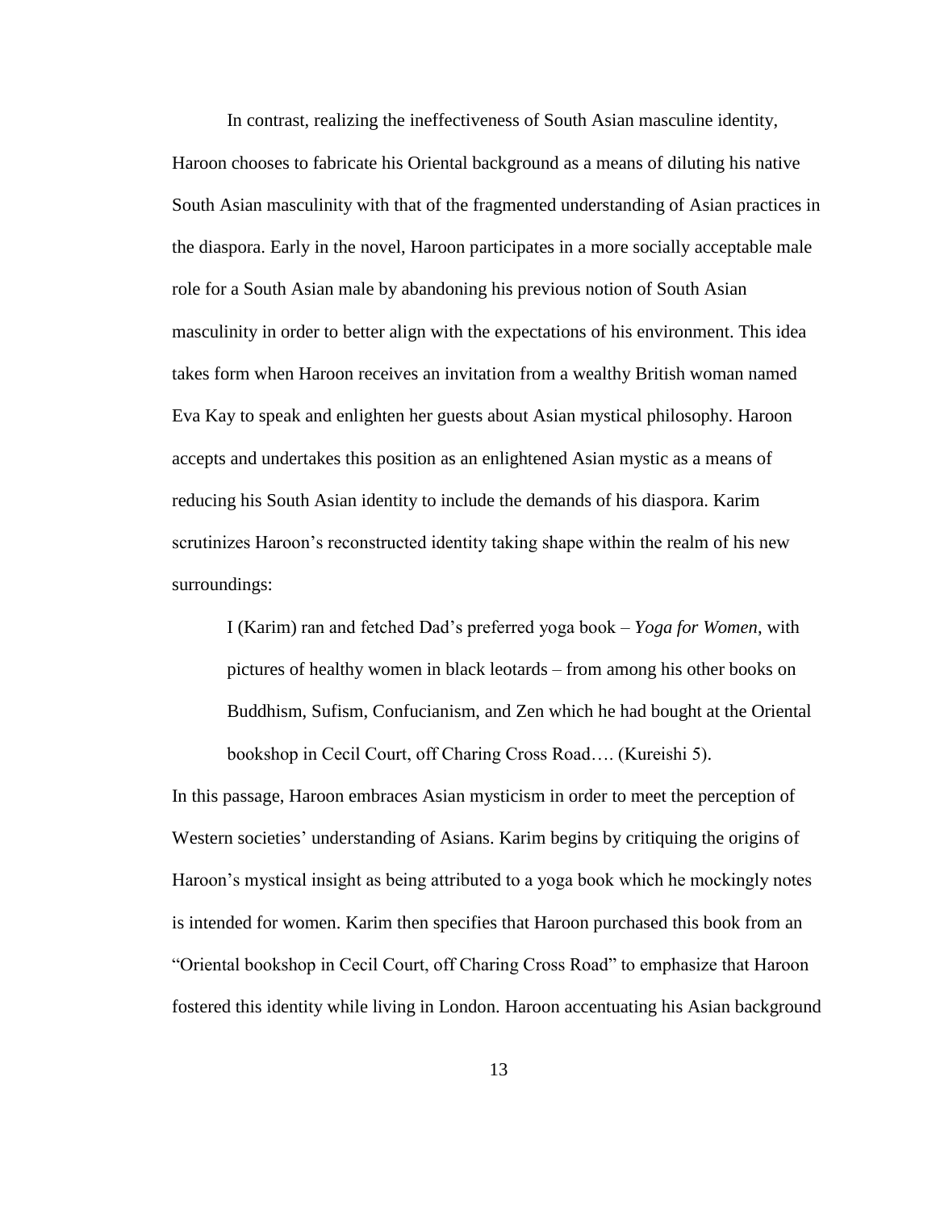In contrast, realizing the ineffectiveness of South Asian masculine identity, Haroon chooses to fabricate his Oriental background as a means of diluting his native South Asian masculinity with that of the fragmented understanding of Asian practices in the diaspora. Early in the novel, Haroon participates in a more socially acceptable male role for a South Asian male by abandoning his previous notion of South Asian masculinity in order to better align with the expectations of his environment. This idea takes form when Haroon receives an invitation from a wealthy British woman named Eva Kay to speak and enlighten her guests about Asian mystical philosophy. Haroon accepts and undertakes this position as an enlightened Asian mystic as a means of reducing his South Asian identity to include the demands of his diaspora. Karim scrutinizes Haroon's reconstructed identity taking shape within the realm of his new surroundings:

> I (Karim) ran and fetched Dad's preferred yoga book – *Yoga for Women*, with pictures of healthy women in black leotards – from among his other books on Buddhism, Sufism, Confucianism, and Zen which he had bought at the Oriental bookshop in Cecil Court, off Charing Cross Road…. (Kureishi 5).

In this passage, Haroon embraces Asian mysticism in order to meet the perception of Western societies' understanding of Asians. Karim begins by critiquing the origins of Haroon's mystical insight as being attributed to a yoga book which he mockingly notes is intended for women. Karim then specifies that Haroon purchased this book from an "Oriental bookshop in Cecil Court, off Charing Cross Road" to emphasize that Haroon fostered this identity while living in London. Haroon accentuating his Asian background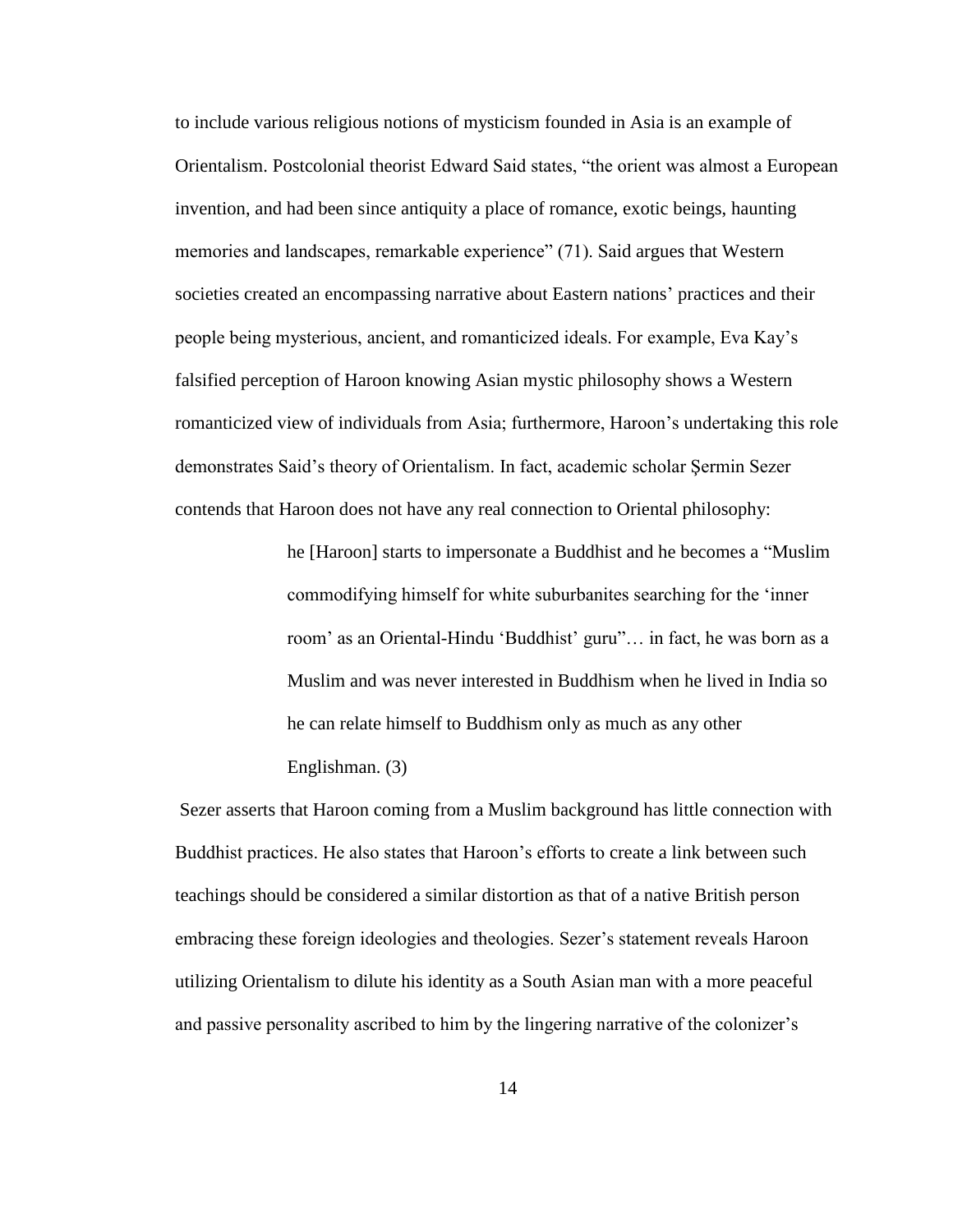to include various religious notions of mysticism founded in Asia is an example of Orientalism. Postcolonial theorist Edward Said states, "the orient was almost a European invention, and had been since antiquity a place of romance, exotic beings, haunting memories and landscapes, remarkable experience" (71). Said argues that Western societies created an encompassing narrative about Eastern nations' practices and their people being mysterious, ancient, and romanticized ideals. For example, Eva Kay's falsified perception of Haroon knowing Asian mystic philosophy shows a Western romanticized view of individuals from Asia; furthermore, Haroon's undertaking this role demonstrates Said's theory of Orientalism. In fact, academic scholar Şermin Sezer contends that Haroon does not have any real connection to Oriental philosophy:

> he [Haroon] starts to impersonate a Buddhist and he becomes a "Muslim commodifying himself for white suburbanites searching for the 'inner room' as an Oriental-Hindu 'Buddhist' guru"… in fact, he was born as a Muslim and was never interested in Buddhism when he lived in India so he can relate himself to Buddhism only as much as any other Englishman. (3)

Sezer asserts that Haroon coming from a Muslim background has little connection with Buddhist practices. He also states that Haroon's efforts to create a link between such teachings should be considered a similar distortion as that of a native British person embracing these foreign ideologies and theologies. Sezer's statement reveals Haroon utilizing Orientalism to dilute his identity as a South Asian man with a more peaceful and passive personality ascribed to him by the lingering narrative of the colonizer's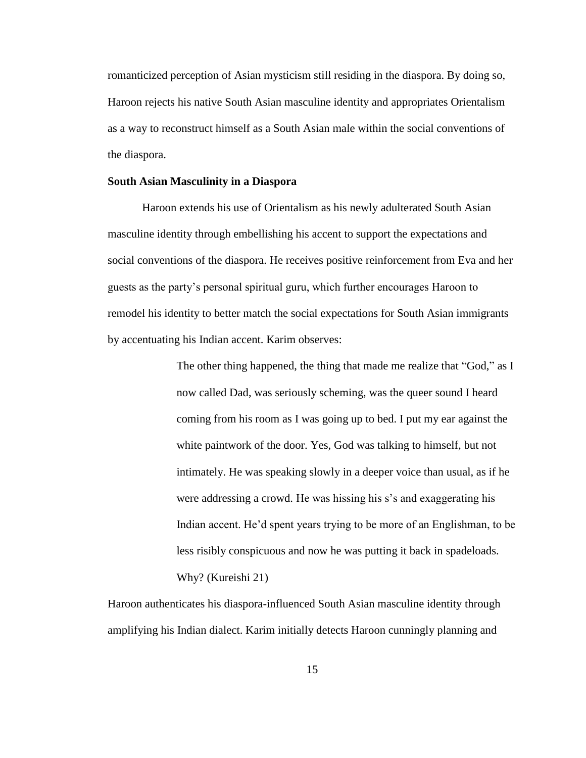romanticized perception of Asian mysticism still residing in the diaspora. By doing so, Haroon rejects his native South Asian masculine identity and appropriates Orientalism as a way to reconstruct himself as a South Asian male within the social conventions of the diaspora.

**South Asian Masculinity in a Diaspora**

Haroon extends his use of Orientalism as his newly adulterated South Asian masculine identity through embellishing his accent to support the expectations and social conventions of the diaspora. He receives positive reinforcement from Eva and her guests as the party's personal spiritual guru, which further encourages Haroon to remodel his identity to better match the social expectations for South Asian immigrants by accentuating his Indian accent. Karim observes:

> The other thing happened, the thing that made me realize that "God," as I now called Dad, was seriously scheming, was the queer sound I heard coming from his room as I was going up to bed. I put my ear against the white paintwork of the door. Yes, God was talking to himself, but not intimately. He was speaking slowly in a deeper voice than usual, as if he were addressing a crowd. He was hissing his s's and exaggerating his Indian accent. He'd spent years trying to be more of an Englishman, to be less risibly conspicuous and now he was putting it back in spadeloads. Why? (Kureishi 21)

Haroon authenticates his diaspora-influenced South Asian masculine identity through amplifying his Indian dialect. Karim initially detects Haroon cunningly planning and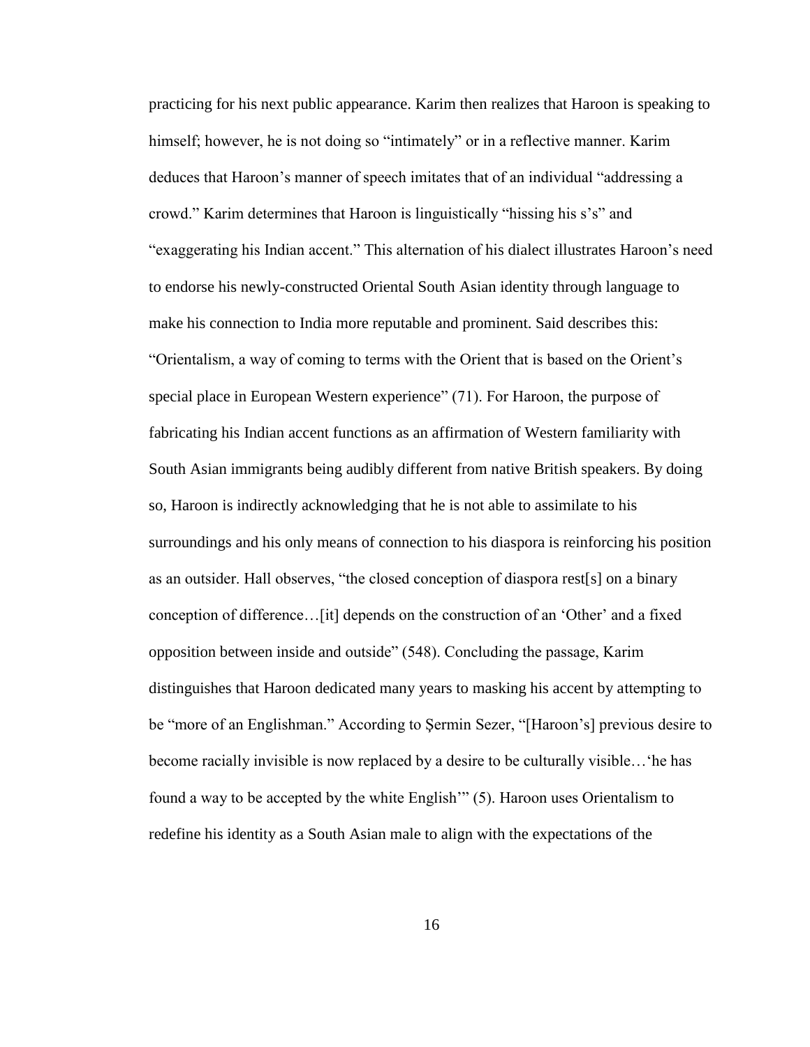practicing for his next public appearance. Karim then realizes that Haroon is speaking to himself; however, he is not doing so "intimately" or in a reflective manner. Karim deduces that Haroon's manner of speech imitates that of an individual "addressing a crowd." Karim determines that Haroon is linguistically "hissing his s's" and "exaggerating his Indian accent." This alternation of his dialect illustrates Haroon's need to endorse his newly-constructed Oriental South Asian identity through language to make his connection to India more reputable and prominent. Said describes this: "Orientalism, a way of coming to terms with the Orient that is based on the Orient's special place in European Western experience" (71). For Haroon, the purpose of fabricating his Indian accent functions as an affirmation of Western familiarity with South Asian immigrants being audibly different from native British speakers. By doing so, Haroon is indirectly acknowledging that he is not able to assimilate to his surroundings and his only means of connection to his diaspora is reinforcing his position as an outsider. Hall observes, "the closed conception of diaspora rest[s] on a binary conception of difference…[it] depends on the construction of an 'Other' and a fixed opposition between inside and outside" (548). Concluding the passage, Karim distinguishes that Haroon dedicated many years to masking his accent by attempting to be "more of an Englishman." According to Şermin Sezer, "[Haroon's] previous desire to become racially invisible is now replaced by a desire to be culturally visible…'he has found a way to be accepted by the white English'" (5). Haroon uses Orientalism to redefine his identity as a South Asian male to align with the expectations of the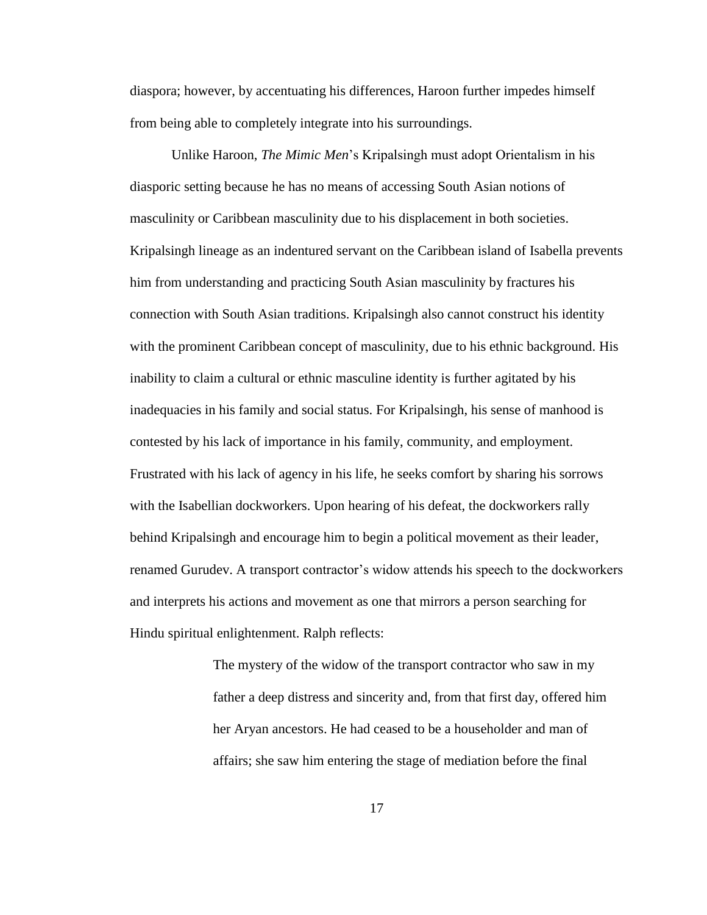diaspora; however, by accentuating his differences, Haroon further impedes himself from being able to completely integrate into his surroundings.

Unlike Haroon, *The Mimic Men*'s Kripalsingh must adopt Orientalism in his diasporic setting because he has no means of accessing South Asian notions of masculinity or Caribbean masculinity due to his displacement in both societies. Kripalsingh lineage as an indentured servant on the Caribbean island of Isabella prevents him from understanding and practicing South Asian masculinity by fractures his connection with South Asian traditions. Kripalsingh also cannot construct his identity with the prominent Caribbean concept of masculinity, due to his ethnic background. His inability to claim a cultural or ethnic masculine identity is further agitated by his inadequacies in his family and social status. For Kripalsingh, his sense of manhood is contested by his lack of importance in his family, community, and employment. Frustrated with his lack of agency in his life, he seeks comfort by sharing his sorrows with the Isabellian dockworkers. Upon hearing of his defeat, the dockworkers rally behind Kripalsingh and encourage him to begin a political movement as their leader, renamed Gurudev. A transport contractor's widow attends his speech to the dockworkers and interprets his actions and movement as one that mirrors a person searching for Hindu spiritual enlightenment. Ralph reflects:

> The mystery of the widow of the transport contractor who saw in my father a deep distress and sincerity and, from that first day, offered him her Aryan ancestors. He had ceased to be a householder and man of affairs; she saw him entering the stage of mediation before the final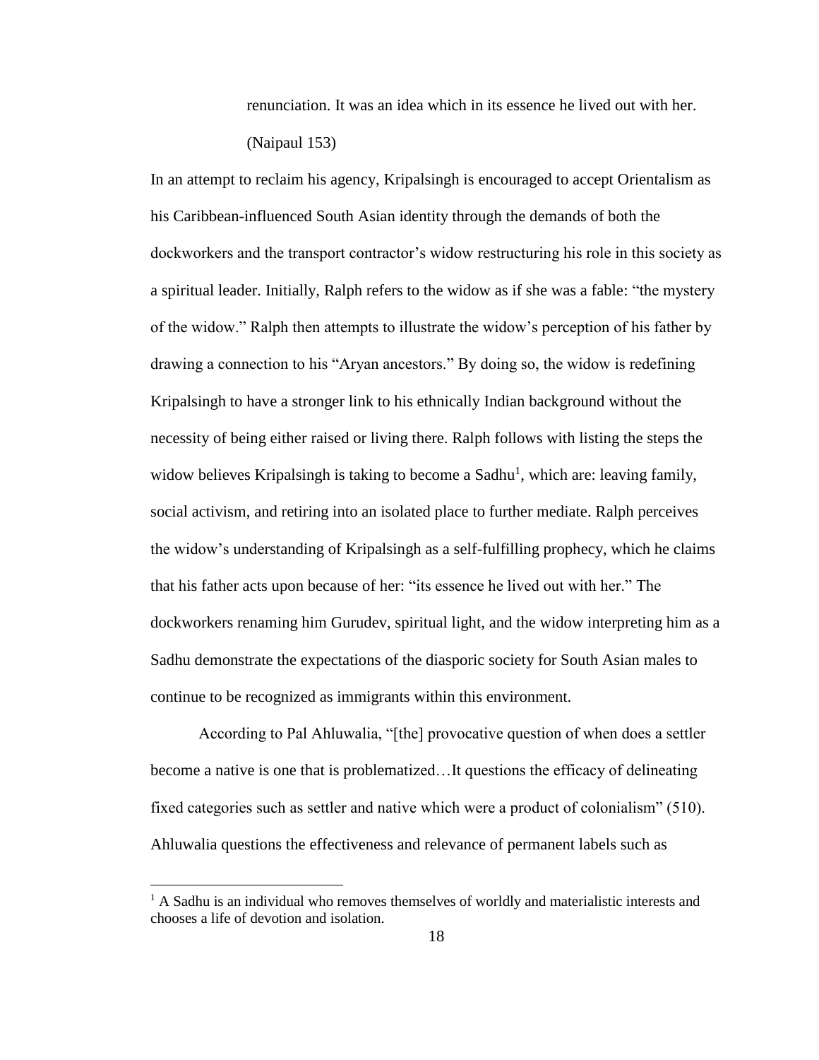> renunciation. It was an idea which in its essence he lived out with her. (Naipaul 153)

In an attempt to reclaim his agency, Kripalsingh is encouraged to accept Orientalism as his Caribbean-influenced South Asian identity through the demands of both the dockworkers and the transport contractor's widow restructuring his role in this society as a spiritual leader. Initially, Ralph refers to the widow as if she was a fable: "the mystery of the widow." Ralph then attempts to illustrate the widow's perception of his father by drawing a connection to his "Aryan ancestors." By doing so, the widow is redefining Kripalsingh to have a stronger link to his ethnically Indian background without the necessity of being either raised or living there. Ralph follows with listing the steps the widow believes Kripalsingh is taking to become a Sadhu[1], which are: leaving family, social activism, and retiring into an isolated place to further mediate. Ralph perceives the widow's understanding of Kripalsingh as a self-fulfilling prophecy, which he claims that his father acts upon because of her: "its essence he lived out with her." The dockworkers renaming him Gurudev, spiritual light, and the widow interpreting him as a Sadhu demonstrate the expectations of the diasporic society for South Asian males to continue to be recognized as immigrants within this environment.

According to Pal Ahluwalia, "[the] provocative question of when does a settler become a native is one that is problematized…It questions the efficacy of delineating fixed categories such as settler and native which were a product of colonialism" (510). Ahluwalia questions the effectiveness and relevance of permanent labels such as

[1] A Sadhu is an individual who removes themselves of worldly and materialistic interests and chooses a life of devotion and isolation.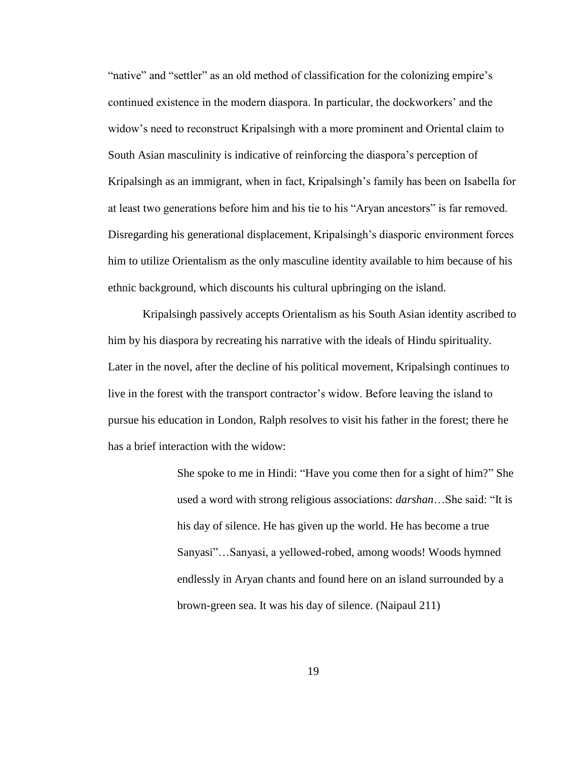"native" and "settler" as an old method of classification for the colonizing empire's continued existence in the modern diaspora. In particular, the dockworkers' and the widow's need to reconstruct Kripalsingh with a more prominent and Oriental claim to South Asian masculinity is indicative of reinforcing the diaspora's perception of Kripalsingh as an immigrant, when in fact, Kripalsingh's family has been on Isabella for at least two generations before him and his tie to his "Aryan ancestors" is far removed. Disregarding his generational displacement, Kripalsingh's diasporic environment forces him to utilize Orientalism as the only masculine identity available to him because of his ethnic background, which discounts his cultural upbringing on the island.

Kripalsingh passively accepts Orientalism as his South Asian identity ascribed to him by his diaspora by recreating his narrative with the ideals of Hindu spirituality. Later in the novel, after the decline of his political movement, Kripalsingh continues to live in the forest with the transport contractor's widow. Before leaving the island to pursue his education in London, Ralph resolves to visit his father in the forest; there he has a brief interaction with the widow:

> She spoke to me in Hindi: "Have you come then for a sight of him?" She used a word with strong religious associations: *darshan*…She said: "It is his day of silence. He has given up the world. He has become a true Sanyasi"…Sanyasi, a yellowed-robed, among woods! Woods hymned endlessly in Aryan chants and found here on an island surrounded by a brown-green sea. It was his day of silence. (Naipaul 211)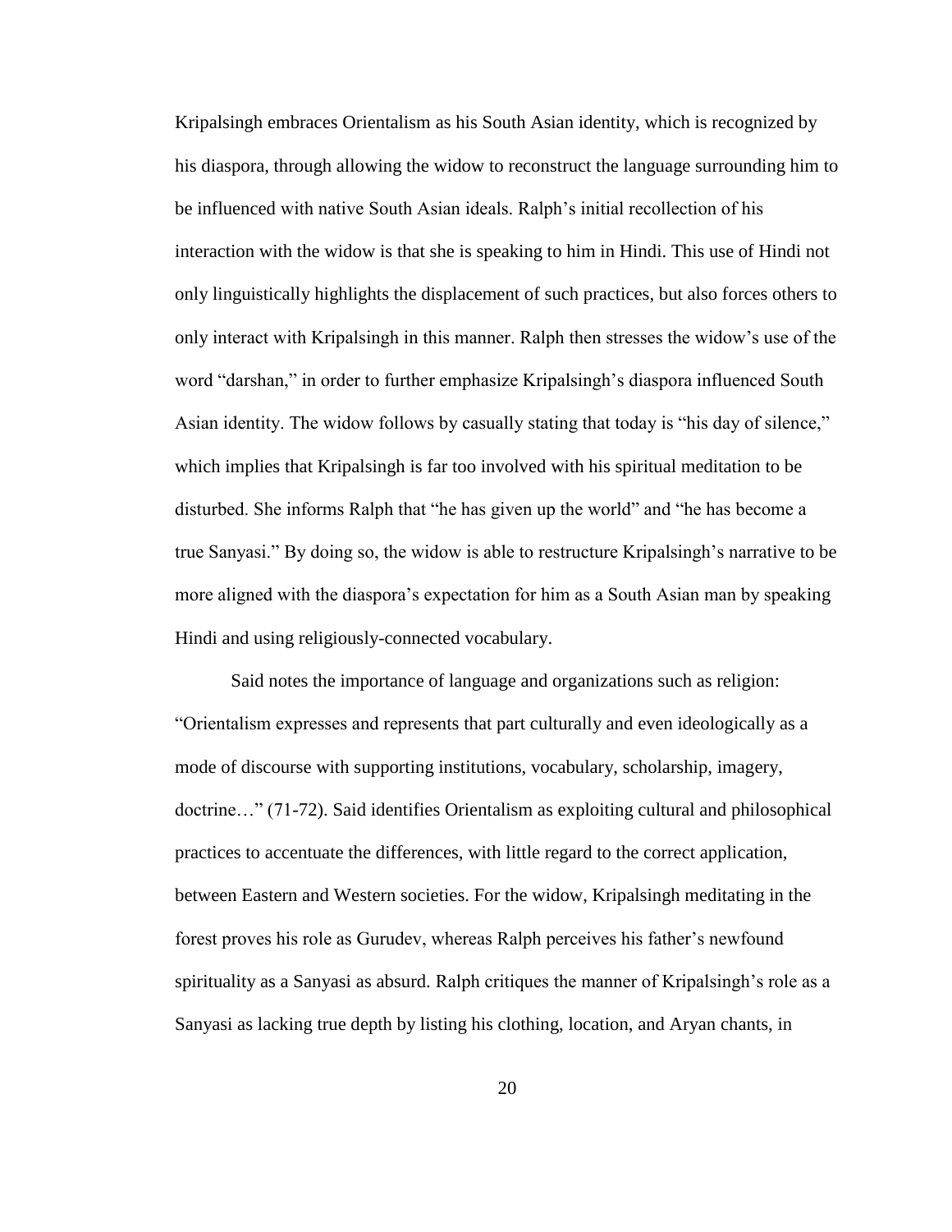Kripalsingh embraces Orientalism as his South Asian identity, which is recognized by his diaspora, through allowing the widow to reconstruct the language surrounding him to be influenced with native South Asian ideals. Ralph's initial recollection of his interaction with the widow is that she is speaking to him in Hindi. This use of Hindi not only linguistically highlights the displacement of such practices, but also forces others to only interact with Kripalsingh in this manner. Ralph then stresses the widow's use of the word "darshan," in order to further emphasize Kripalsingh's diaspora influenced South Asian identity. The widow follows by casually stating that today is "his day of silence," which implies that Kripalsingh is far too involved with his spiritual meditation to be disturbed. She informs Ralph that "he has given up the world" and "he has become a true Sanyasi." By doing so, the widow is able to restructure Kripalsingh's narrative to be more aligned with the diaspora's expectation for him as a South Asian man by speaking Hindi and using religiously-connected vocabulary.

Said notes the importance of language and organizations such as religion: "Orientalism expresses and represents that part culturally and even ideologically as a mode of discourse with supporting institutions, vocabulary, scholarship, imagery, doctrine…" (71-72). Said identifies Orientalism as exploiting cultural and philosophical practices to accentuate the differences, with little regard to the correct application, between Eastern and Western societies. For the widow, Kripalsingh meditating in the forest proves his role as Gurudev, whereas Ralph perceives his father's newfound spirituality as a Sanyasi as absurd. Ralph critiques the manner of Kripalsingh's role as a Sanyasi as lacking true depth by listing his clothing, location, and Aryan chants, in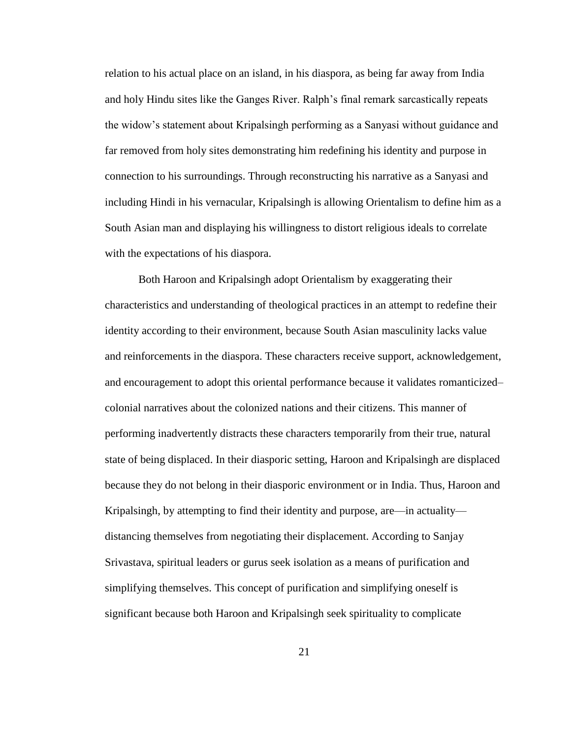relation to his actual place on an island, in his diaspora, as being far away from India and holy Hindu sites like the Ganges River. Ralph's final remark sarcastically repeats the widow's statement about Kripalsingh performing as a Sanyasi without guidance and far removed from holy sites demonstrating him redefining his identity and purpose in connection to his surroundings. Through reconstructing his narrative as a Sanyasi and including Hindi in his vernacular, Kripalsingh is allowing Orientalism to define him as a South Asian man and displaying his willingness to distort religious ideals to correlate with the expectations of his diaspora.

Both Haroon and Kripalsingh adopt Orientalism by exaggerating their characteristics and understanding of theological practices in an attempt to redefine their identity according to their environment, because South Asian masculinity lacks value and reinforcements in the diaspora. These characters receive support, acknowledgement, and encouragement to adopt this oriental performance because it validates romanticized–colonial narratives about the colonized nations and their citizens. This manner of performing inadvertently distracts these characters temporarily from their true, natural state of being displaced. In their diasporic setting, Haroon and Kripalsingh are displaced because they do not belong in their diasporic environment or in India. Thus, Haroon and Kripalsingh, by attempting to find their identity and purpose, are—in actuality—distancing themselves from negotiating their displacement. According to Sanjay Srivastava, spiritual leaders or gurus seek isolation as a means of purification and simplifying themselves. This concept of purification and simplifying oneself is significant because both Haroon and Kripalsingh seek spirituality to complicate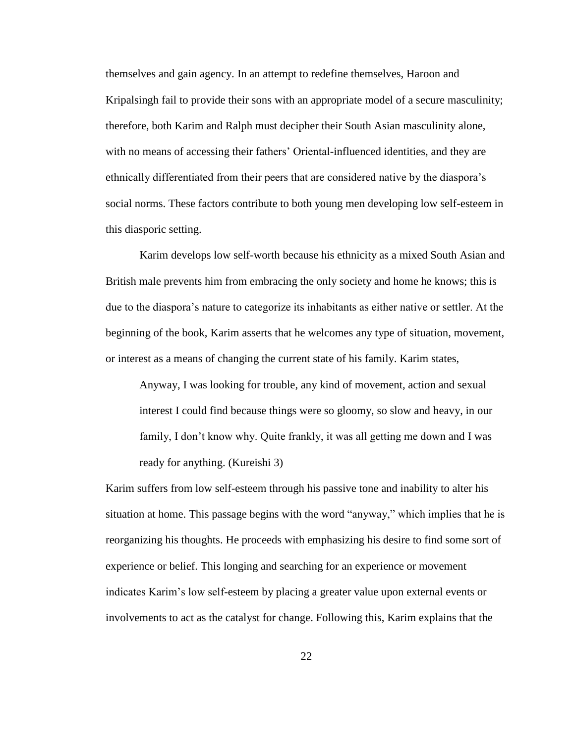themselves and gain agency. In an attempt to redefine themselves, Haroon and Kripalsingh fail to provide their sons with an appropriate model of a secure masculinity; therefore, both Karim and Ralph must decipher their South Asian masculinity alone, with no means of accessing their fathers' Oriental-influenced identities, and they are ethnically differentiated from their peers that are considered native by the diaspora's social norms. These factors contribute to both young men developing low self-esteem in this diasporic setting.

Karim develops low self-worth because his ethnicity as a mixed South Asian and British male prevents him from embracing the only society and home he knows; this is due to the diaspora's nature to categorize its inhabitants as either native or settler. At the beginning of the book, Karim asserts that he welcomes any type of situation, movement, or interest as a means of changing the current state of his family. Karim states,

> Anyway, I was looking for trouble, any kind of movement, action and sexual interest I could find because things were so gloomy, so slow and heavy, in our family, I don't know why. Quite frankly, it was all getting me down and I was ready for anything. (Kureishi 3)

Karim suffers from low self-esteem through his passive tone and inability to alter his situation at home. This passage begins with the word "anyway," which implies that he is reorganizing his thoughts. He proceeds with emphasizing his desire to find some sort of experience or belief. This longing and searching for an experience or movement indicates Karim's low self-esteem by placing a greater value upon external events or involvements to act as the catalyst for change. Following this, Karim explains that the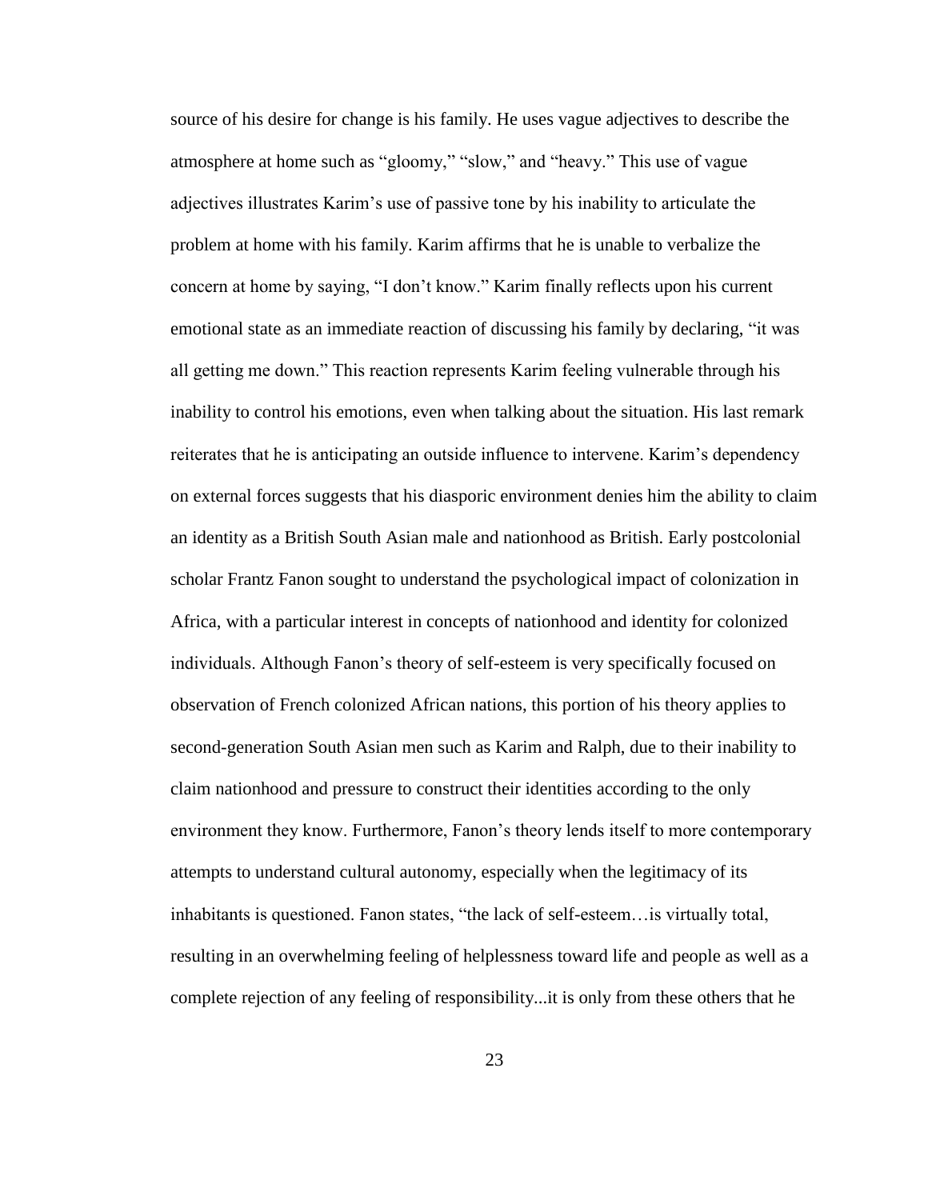source of his desire for change is his family. He uses vague adjectives to describe the atmosphere at home such as "gloomy," "slow," and "heavy." This use of vague adjectives illustrates Karim's use of passive tone by his inability to articulate the problem at home with his family. Karim affirms that he is unable to verbalize the concern at home by saying, "I don't know." Karim finally reflects upon his current emotional state as an immediate reaction of discussing his family by declaring, "it was all getting me down." This reaction represents Karim feeling vulnerable through his inability to control his emotions, even when talking about the situation. His last remark reiterates that he is anticipating an outside influence to intervene. Karim's dependency on external forces suggests that his diasporic environment denies him the ability to claim an identity as a British South Asian male and nationhood as British. Early postcolonial scholar Frantz Fanon sought to understand the psychological impact of colonization in Africa, with a particular interest in concepts of nationhood and identity for colonized individuals. Although Fanon's theory of self-esteem is very specifically focused on observation of French colonized African nations, this portion of his theory applies to second-generation South Asian men such as Karim and Ralph, due to their inability to claim nationhood and pressure to construct their identities according to the only environment they know. Furthermore, Fanon's theory lends itself to more contemporary attempts to understand cultural autonomy, especially when the legitimacy of its inhabitants is questioned. Fanon states, "the lack of self-esteem…is virtually total, resulting in an overwhelming feeling of helplessness toward life and people as well as a complete rejection of any feeling of responsibility...it is only from these others that he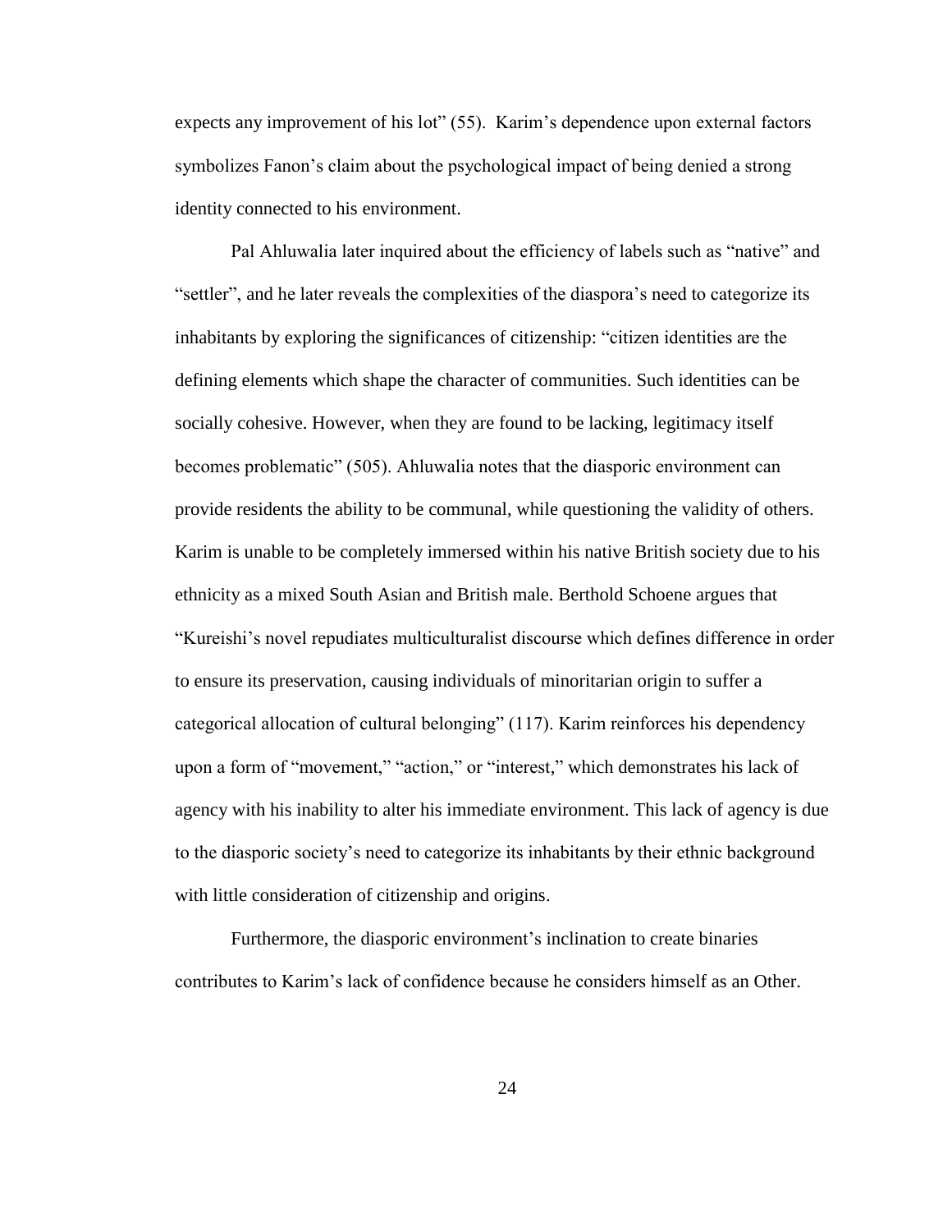expects any improvement of his lot" (55). Karim's dependence upon external factors symbolizes Fanon's claim about the psychological impact of being denied a strong identity connected to his environment.

Pal Ahluwalia later inquired about the efficiency of labels such as "native" and "settler", and he later reveals the complexities of the diaspora's need to categorize its inhabitants by exploring the significances of citizenship: "citizen identities are the defining elements which shape the character of communities. Such identities can be socially cohesive. However, when they are found to be lacking, legitimacy itself becomes problematic" (505). Ahluwalia notes that the diasporic environment can provide residents the ability to be communal, while questioning the validity of others. Karim is unable to be completely immersed within his native British society due to his ethnicity as a mixed South Asian and British male. Berthold Schoene argues that "Kureishi's novel repudiates multiculturalist discourse which defines difference in order to ensure its preservation, causing individuals of minoritarian origin to suffer a categorical allocation of cultural belonging" (117). Karim reinforces his dependency upon a form of "movement," "action," or "interest," which demonstrates his lack of agency with his inability to alter his immediate environment. This lack of agency is due to the diasporic society's need to categorize its inhabitants by their ethnic background with little consideration of citizenship and origins.

Furthermore, the diasporic environment's inclination to create binaries contributes to Karim's lack of confidence because he considers himself as an Other.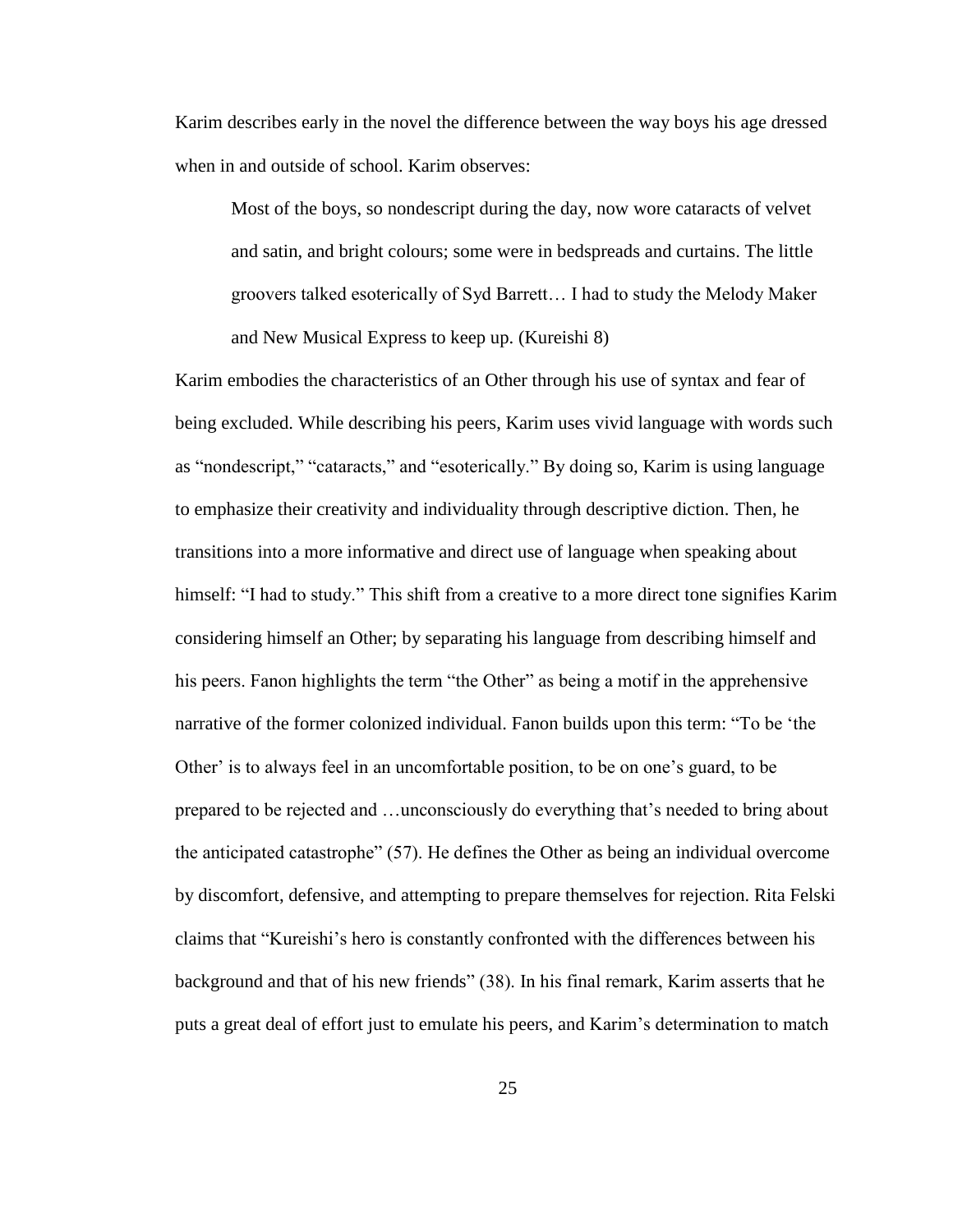Karim describes early in the novel the difference between the way boys his age dressed when in and outside of school. Karim observes:

> Most of the boys, so nondescript during the day, now wore cataracts of velvet and satin, and bright colours; some were in bedspreads and curtains. The little groovers talked esoterically of Syd Barrett… I had to study the Melody Maker and New Musical Express to keep up. (Kureishi 8)

Karim embodies the characteristics of an Other through his use of syntax and fear of being excluded. While describing his peers, Karim uses vivid language with words such as "nondescript," "cataracts," and "esoterically." By doing so, Karim is using language to emphasize their creativity and individuality through descriptive diction. Then, he transitions into a more informative and direct use of language when speaking about himself: "I had to study." This shift from a creative to a more direct tone signifies Karim considering himself an Other; by separating his language from describing himself and his peers. Fanon highlights the term "the Other" as being a motif in the apprehensive narrative of the former colonized individual. Fanon builds upon this term: "To be 'the Other' is to always feel in an uncomfortable position, to be on one's guard, to be prepared to be rejected and …unconsciously do everything that's needed to bring about the anticipated catastrophe" (57). He defines the Other as being an individual overcome by discomfort, defensive, and attempting to prepare themselves for rejection. Rita Felski claims that "Kureishi's hero is constantly confronted with the differences between his background and that of his new friends" (38). In his final remark, Karim asserts that he puts a great deal of effort just to emulate his peers, and Karim's determination to match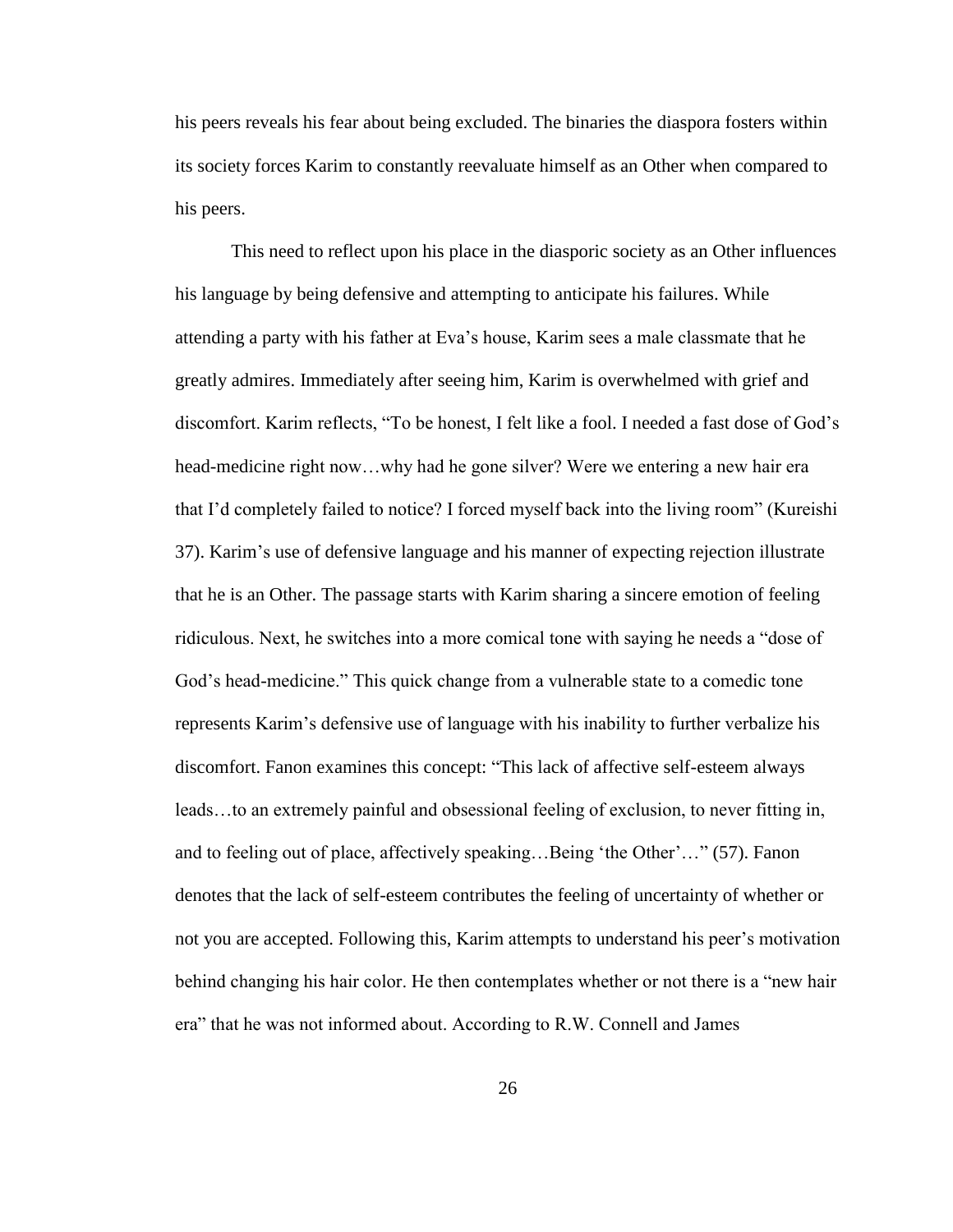his peers reveals his fear about being excluded. The binaries the diaspora fosters within its society forces Karim to constantly reevaluate himself as an Other when compared to his peers.

This need to reflect upon his place in the diasporic society as an Other influences his language by being defensive and attempting to anticipate his failures. While attending a party with his father at Eva's house, Karim sees a male classmate that he greatly admires. Immediately after seeing him, Karim is overwhelmed with grief and discomfort. Karim reflects, "To be honest, I felt like a fool. I needed a fast dose of God's head-medicine right now…why had he gone silver? Were we entering a new hair era that I'd completely failed to notice? I forced myself back into the living room" (Kureishi 37). Karim's use of defensive language and his manner of expecting rejection illustrate that he is an Other. The passage starts with Karim sharing a sincere emotion of feeling ridiculous. Next, he switches into a more comical tone with saying he needs a "dose of God's head-medicine." This quick change from a vulnerable state to a comedic tone represents Karim's defensive use of language with his inability to further verbalize his discomfort. Fanon examines this concept: "This lack of affective self-esteem always leads…to an extremely painful and obsessional feeling of exclusion, to never fitting in, and to feeling out of place, affectively speaking…Being 'the Other'…" (57). Fanon denotes that the lack of self-esteem contributes the feeling of uncertainty of whether or not you are accepted. Following this, Karim attempts to understand his peer's motivation behind changing his hair color. He then contemplates whether or not there is a "new hair era" that he was not informed about. According to R.W. Connell and James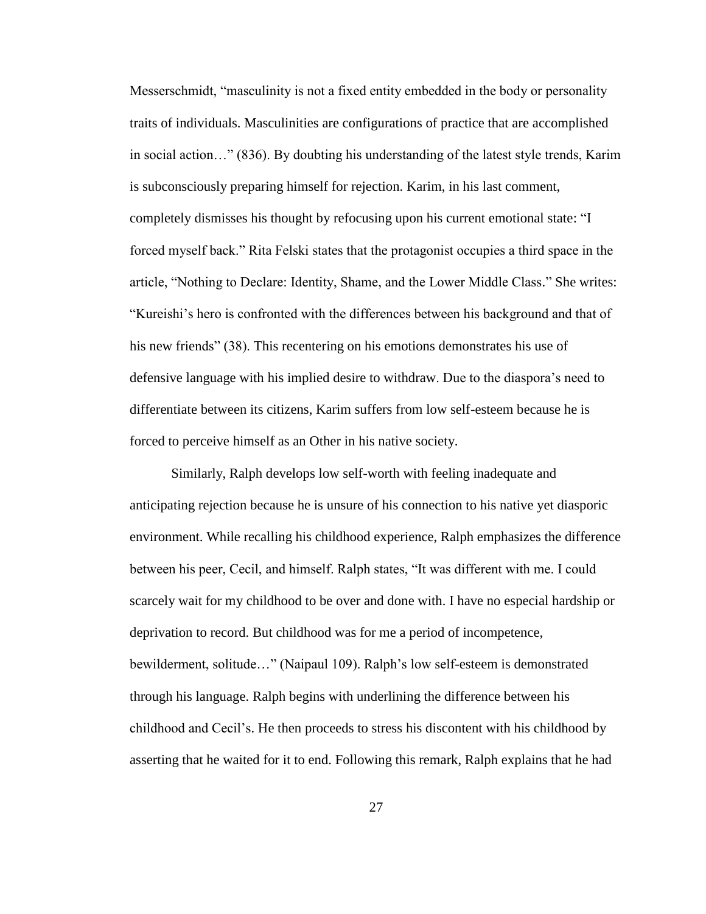Messerschmidt, "masculinity is not a fixed entity embedded in the body or personality traits of individuals. Masculinities are configurations of practice that are accomplished in social action…" (836). By doubting his understanding of the latest style trends, Karim is subconsciously preparing himself for rejection. Karim, in his last comment, completely dismisses his thought by refocusing upon his current emotional state: "I forced myself back." Rita Felski states that the protagonist occupies a third space in the article, "Nothing to Declare: Identity, Shame, and the Lower Middle Class." She writes: "Kureishi's hero is confronted with the differences between his background and that of his new friends" (38). This recentering on his emotions demonstrates his use of defensive language with his implied desire to withdraw. Due to the diaspora's need to differentiate between its citizens, Karim suffers from low self-esteem because he is forced to perceive himself as an Other in his native society.

Similarly, Ralph develops low self-worth with feeling inadequate and anticipating rejection because he is unsure of his connection to his native yet diasporic environment. While recalling his childhood experience, Ralph emphasizes the difference between his peer, Cecil, and himself. Ralph states, "It was different with me. I could scarcely wait for my childhood to be over and done with. I have no especial hardship or deprivation to record. But childhood was for me a period of incompetence, bewilderment, solitude…" (Naipaul 109). Ralph's low self-esteem is demonstrated through his language. Ralph begins with underlining the difference between his childhood and Cecil's. He then proceeds to stress his discontent with his childhood by asserting that he waited for it to end. Following this remark, Ralph explains that he had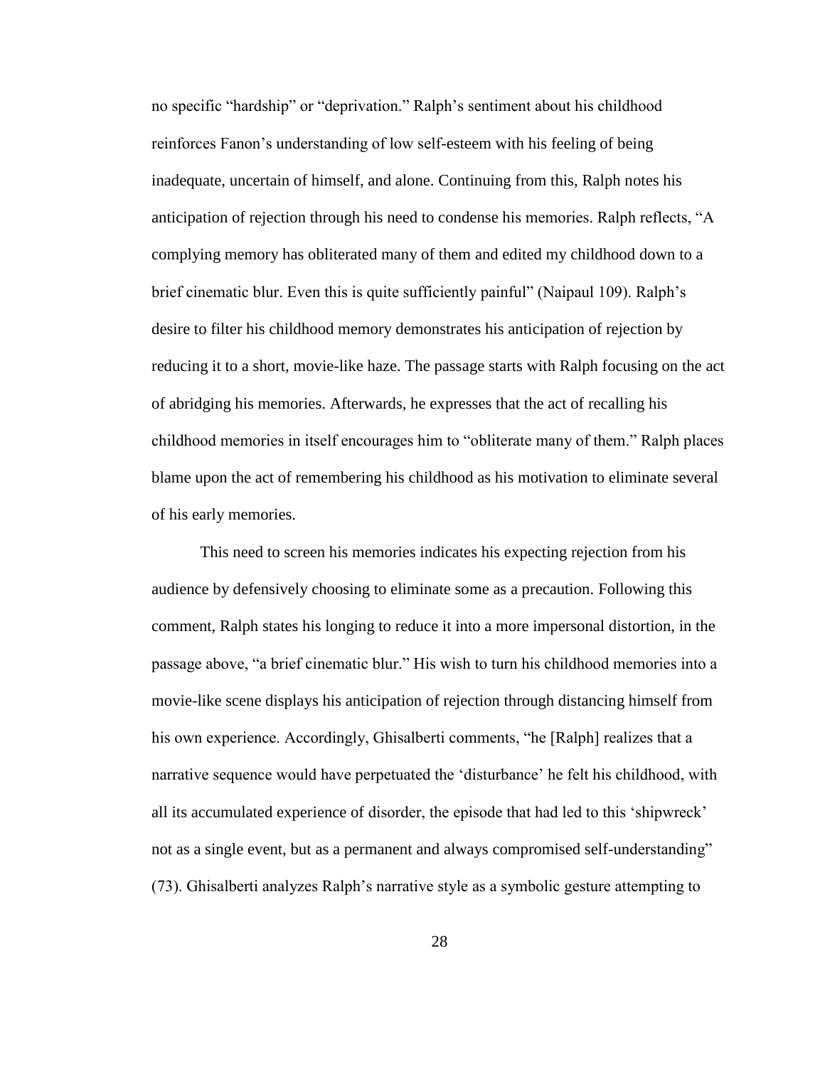no specific "hardship" or "deprivation." Ralph's sentiment about his childhood reinforces Fanon's understanding of low self-esteem with his feeling of being inadequate, uncertain of himself, and alone. Continuing from this, Ralph notes his anticipation of rejection through his need to condense his memories. Ralph reflects, "A complying memory has obliterated many of them and edited my childhood down to a brief cinematic blur. Even this is quite sufficiently painful" (Naipaul 109). Ralph's desire to filter his childhood memory demonstrates his anticipation of rejection by reducing it to a short, movie-like haze. The passage starts with Ralph focusing on the act of abridging his memories. Afterwards, he expresses that the act of recalling his childhood memories in itself encourages him to "obliterate many of them." Ralph places blame upon the act of remembering his childhood as his motivation to eliminate several of his early memories.

This need to screen his memories indicates his expecting rejection from his audience by defensively choosing to eliminate some as a precaution. Following this comment, Ralph states his longing to reduce it into a more impersonal distortion, in the passage above, "a brief cinematic blur." His wish to turn his childhood memories into a movie-like scene displays his anticipation of rejection through distancing himself from his own experience. Accordingly, Ghisalberti comments, "he [Ralph] realizes that a narrative sequence would have perpetuated the 'disturbance' he felt his childhood, with all its accumulated experience of disorder, the episode that had led to this 'shipwreck' not as a single event, but as a permanent and always compromised self-understanding" (73). Ghisalberti analyzes Ralph's narrative style as a symbolic gesture attempting to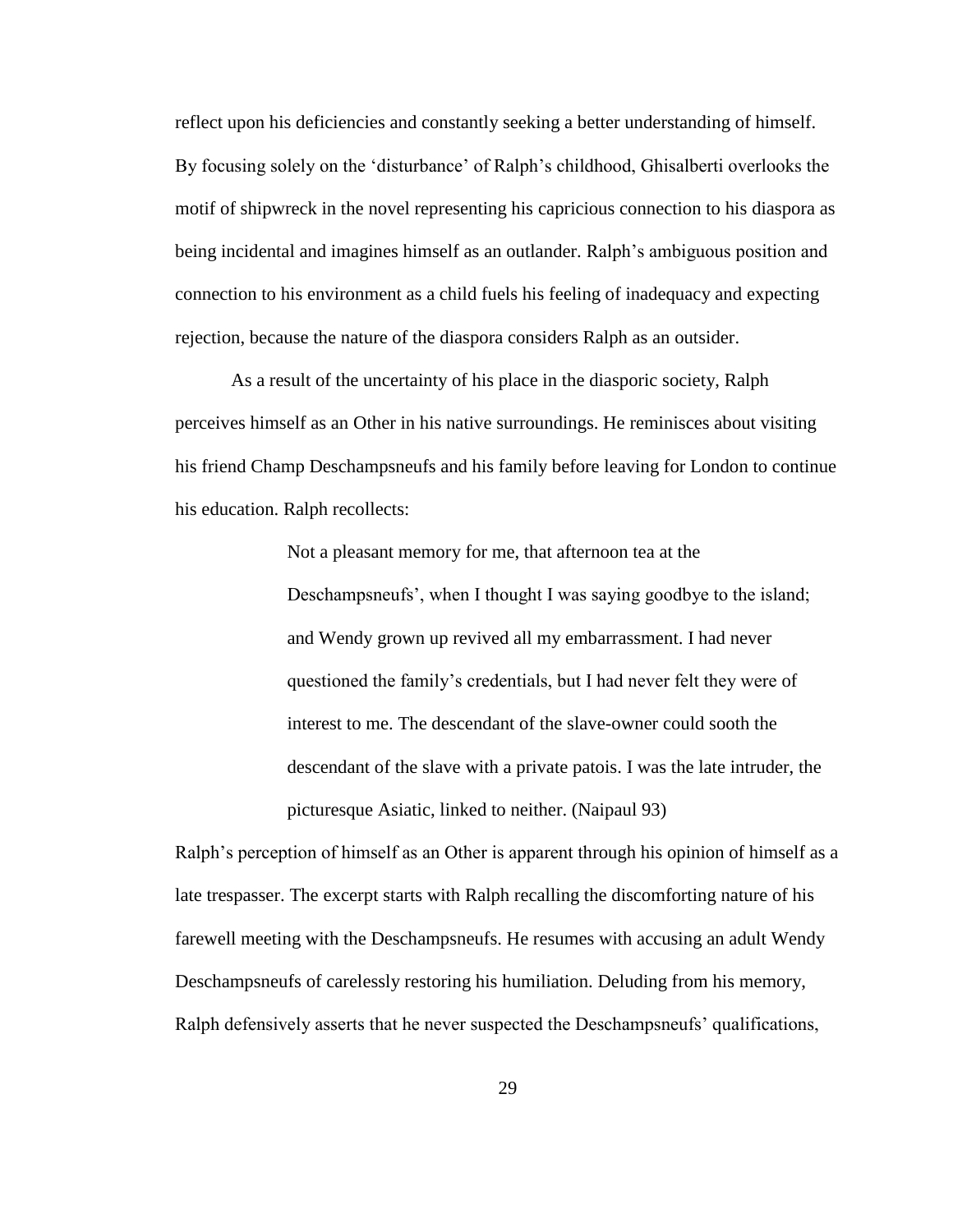reflect upon his deficiencies and constantly seeking a better understanding of himself. By focusing solely on the 'disturbance' of Ralph's childhood, Ghisalberti overlooks the motif of shipwreck in the novel representing his capricious connection to his diaspora as being incidental and imagines himself as an outlander. Ralph's ambiguous position and connection to his environment as a child fuels his feeling of inadequacy and expecting rejection, because the nature of the diaspora considers Ralph as an outsider.

As a result of the uncertainty of his place in the diasporic society, Ralph perceives himself as an Other in his native surroundings. He reminisces about visiting his friend Champ Deschampsneufs and his family before leaving for London to continue his education. Ralph recollects:

> Not a pleasant memory for me, that afternoon tea at the Deschampsneufs', when I thought I was saying goodbye to the island; and Wendy grown up revived all my embarrassment. I had never questioned the family's credentials, but I had never felt they were of interest to me. The descendant of the slave-owner could sooth the descendant of the slave with a private patois. I was the late intruder, the picturesque Asiatic, linked to neither. (Naipaul 93)

Ralph's perception of himself as an Other is apparent through his opinion of himself as a late trespasser. The excerpt starts with Ralph recalling the discomforting nature of his farewell meeting with the Deschampsneufs. He resumes with accusing an adult Wendy Deschampsneufs of carelessly restoring his humiliation. Deluding from his memory, Ralph defensively asserts that he never suspected the Deschampsneufs' qualifications,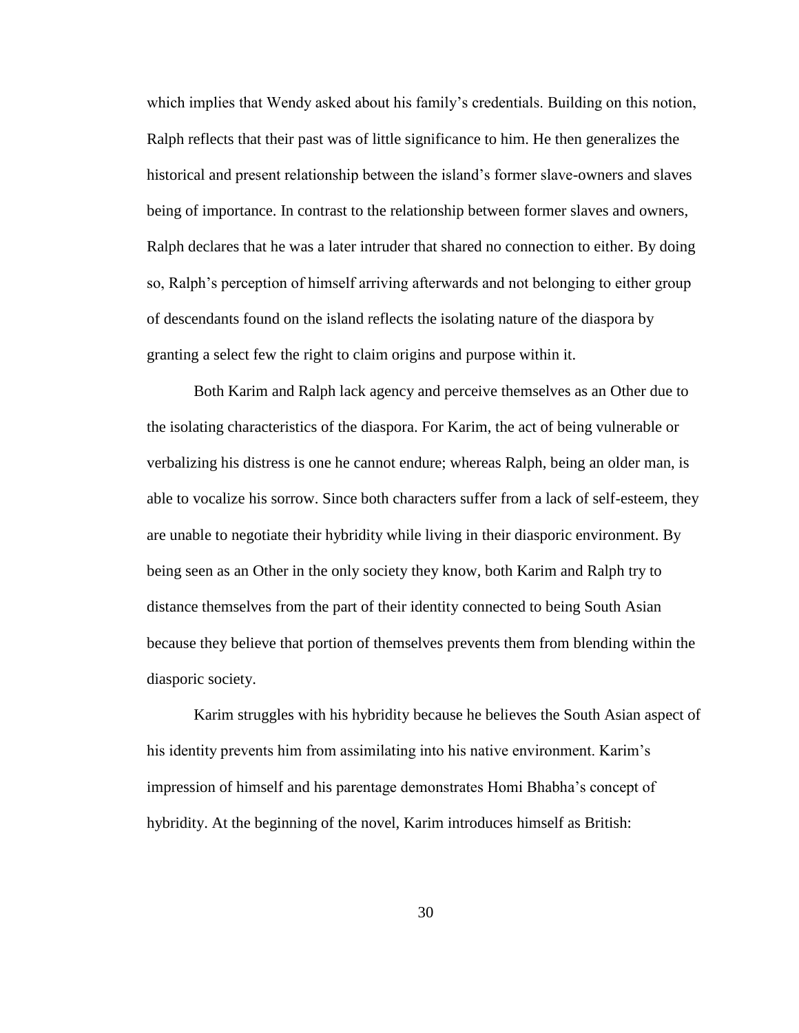which implies that Wendy asked about his family's credentials. Building on this notion, Ralph reflects that their past was of little significance to him. He then generalizes the historical and present relationship between the island's former slave-owners and slaves being of importance. In contrast to the relationship between former slaves and owners, Ralph declares that he was a later intruder that shared no connection to either. By doing so, Ralph's perception of himself arriving afterwards and not belonging to either group of descendants found on the island reflects the isolating nature of the diaspora by granting a select few the right to claim origins and purpose within it.

Both Karim and Ralph lack agency and perceive themselves as an Other due to the isolating characteristics of the diaspora. For Karim, the act of being vulnerable or verbalizing his distress is one he cannot endure; whereas Ralph, being an older man, is able to vocalize his sorrow. Since both characters suffer from a lack of self-esteem, they are unable to negotiate their hybridity while living in their diasporic environment. By being seen as an Other in the only society they know, both Karim and Ralph try to distance themselves from the part of their identity connected to being South Asian because they believe that portion of themselves prevents them from blending within the diasporic society.

Karim struggles with his hybridity because he believes the South Asian aspect of his identity prevents him from assimilating into his native environment. Karim's impression of himself and his parentage demonstrates Homi Bhabha's concept of hybridity. At the beginning of the novel, Karim introduces himself as British: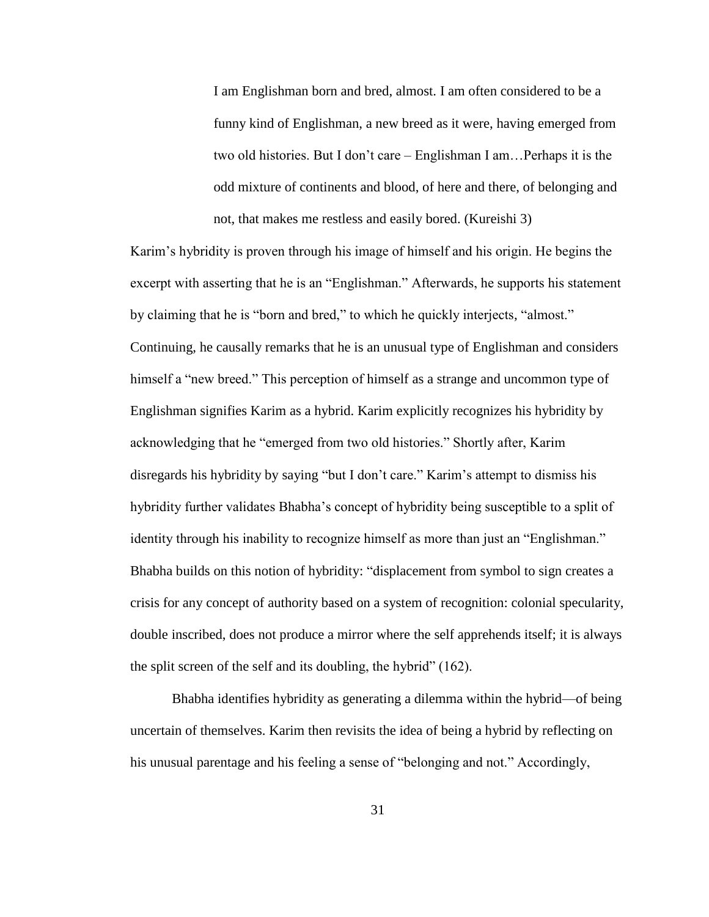> I am Englishman born and bred, almost. I am often considered to be a funny kind of Englishman, a new breed as it were, having emerged from two old histories. But I don't care – Englishman I am…Perhaps it is the odd mixture of continents and blood, of here and there, of belonging and not, that makes me restless and easily bored. (Kureishi 3)

Karim's hybridity is proven through his image of himself and his origin. He begins the excerpt with asserting that he is an "Englishman." Afterwards, he supports his statement by claiming that he is "born and bred," to which he quickly interjects, "almost." Continuing, he causally remarks that he is an unusual type of Englishman and considers himself a "new breed." This perception of himself as a strange and uncommon type of Englishman signifies Karim as a hybrid. Karim explicitly recognizes his hybridity by acknowledging that he "emerged from two old histories." Shortly after, Karim disregards his hybridity by saying "but I don't care." Karim's attempt to dismiss his hybridity further validates Bhabha's concept of hybridity being susceptible to a split of identity through his inability to recognize himself as more than just an "Englishman." Bhabha builds on this notion of hybridity: "displacement from symbol to sign creates a crisis for any concept of authority based on a system of recognition: colonial specularity, double inscribed, does not produce a mirror where the self apprehends itself; it is always the split screen of the self and its doubling, the hybrid" (162).

Bhabha identifies hybridity as generating a dilemma within the hybrid—of being uncertain of themselves. Karim then revisits the idea of being a hybrid by reflecting on his unusual parentage and his feeling a sense of "belonging and not." Accordingly,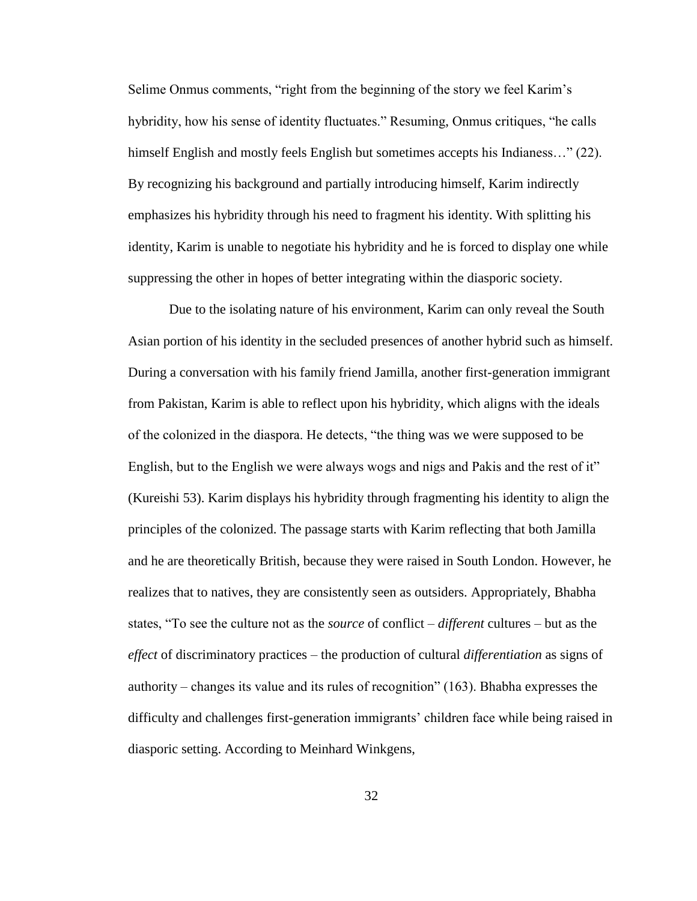Selime Onmus comments, "right from the beginning of the story we feel Karim's hybridity, how his sense of identity fluctuates." Resuming, Onmus critiques, "he calls himself English and mostly feels English but sometimes accepts his Indianess…" (22). By recognizing his background and partially introducing himself, Karim indirectly emphasizes his hybridity through his need to fragment his identity. With splitting his identity, Karim is unable to negotiate his hybridity and he is forced to display one while suppressing the other in hopes of better integrating within the diasporic society.

Due to the isolating nature of his environment, Karim can only reveal the South Asian portion of his identity in the secluded presences of another hybrid such as himself. During a conversation with his family friend Jamilla, another first-generation immigrant from Pakistan, Karim is able to reflect upon his hybridity, which aligns with the ideals of the colonized in the diaspora. He detects, "the thing was we were supposed to be English, but to the English we were always wogs and nigs and Pakis and the rest of it" (Kureishi 53). Karim displays his hybridity through fragmenting his identity to align the principles of the colonized. The passage starts with Karim reflecting that both Jamilla and he are theoretically British, because they were raised in South London. However, he realizes that to natives, they are consistently seen as outsiders. Appropriately, Bhabha states, "To see the culture not as the *source* of conflict – *different* cultures – but as the *effect* of discriminatory practices – the production of cultural *differentiation* as signs of authority – changes its value and its rules of recognition" (163). Bhabha expresses the difficulty and challenges first-generation immigrants' children face while being raised in diasporic setting. According to Meinhard Winkgens,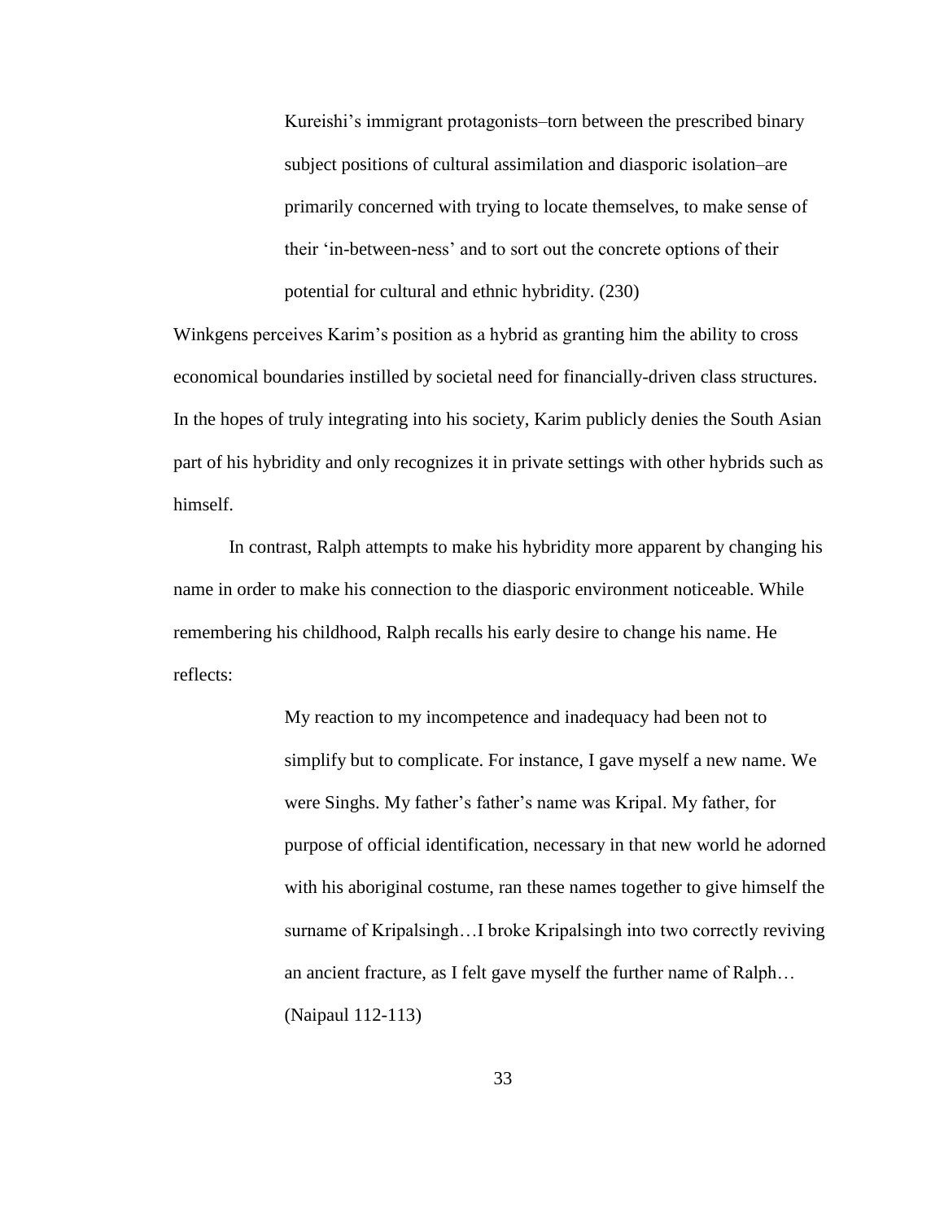> Kureishi's immigrant protagonists–torn between the prescribed binary subject positions of cultural assimilation and diasporic isolation–are primarily concerned with trying to locate themselves, to make sense of their 'in-between-ness' and to sort out the concrete options of their potential for cultural and ethnic hybridity. (230)

Winkgens perceives Karim's position as a hybrid as granting him the ability to cross economical boundaries instilled by societal need for financially-driven class structures. In the hopes of truly integrating into his society, Karim publicly denies the South Asian part of his hybridity and only recognizes it in private settings with other hybrids such as himself.

In contrast, Ralph attempts to make his hybridity more apparent by changing his name in order to make his connection to the diasporic environment noticeable. While remembering his childhood, Ralph recalls his early desire to change his name. He reflects:

> My reaction to my incompetence and inadequacy had been not to simplify but to complicate. For instance, I gave myself a new name. We were Singhs. My father's father's name was Kripal. My father, for purpose of official identification, necessary in that new world he adorned with his aboriginal costume, ran these names together to give himself the surname of Kripalsingh…I broke Kripalsingh into two correctly reviving an ancient fracture, as I felt gave myself the further name of Ralph… (Naipaul 112-113)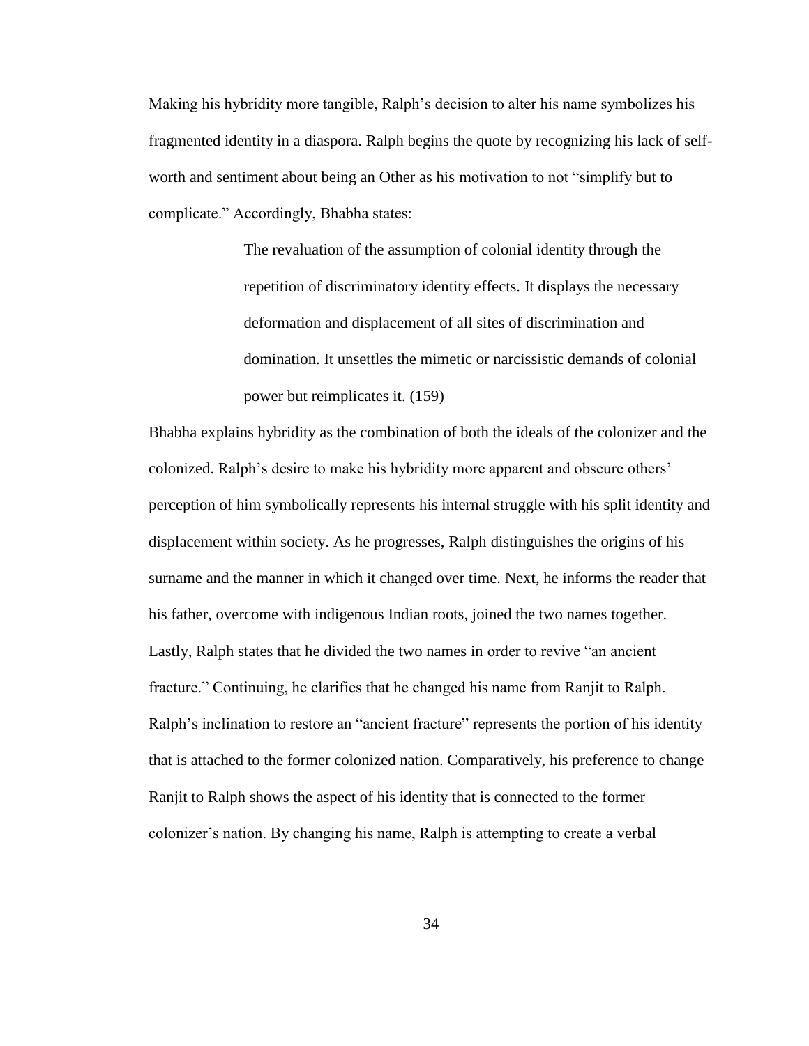Making his hybridity more tangible, Ralph's decision to alter his name symbolizes his fragmented identity in a diaspora. Ralph begins the quote by recognizing his lack of self-worth and sentiment about being an Other as his motivation to not "simplify but to complicate." Accordingly, Bhabha states:

> The revaluation of the assumption of colonial identity through the repetition of discriminatory identity effects. It displays the necessary deformation and displacement of all sites of discrimination and domination. It unsettles the mimetic or narcissistic demands of colonial power but reimplicates it. (159)

Bhabha explains hybridity as the combination of both the ideals of the colonizer and the colonized. Ralph's desire to make his hybridity more apparent and obscure others' perception of him symbolically represents his internal struggle with his split identity and displacement within society. As he progresses, Ralph distinguishes the origins of his surname and the manner in which it changed over time. Next, he informs the reader that his father, overcome with indigenous Indian roots, joined the two names together. Lastly, Ralph states that he divided the two names in order to revive "an ancient fracture." Continuing, he clarifies that he changed his name from Ranjit to Ralph. Ralph's inclination to restore an "ancient fracture" represents the portion of his identity that is attached to the former colonized nation. Comparatively, his preference to change Ranjit to Ralph shows the aspect of his identity that is connected to the former colonizer's nation. By changing his name, Ralph is attempting to create a verbal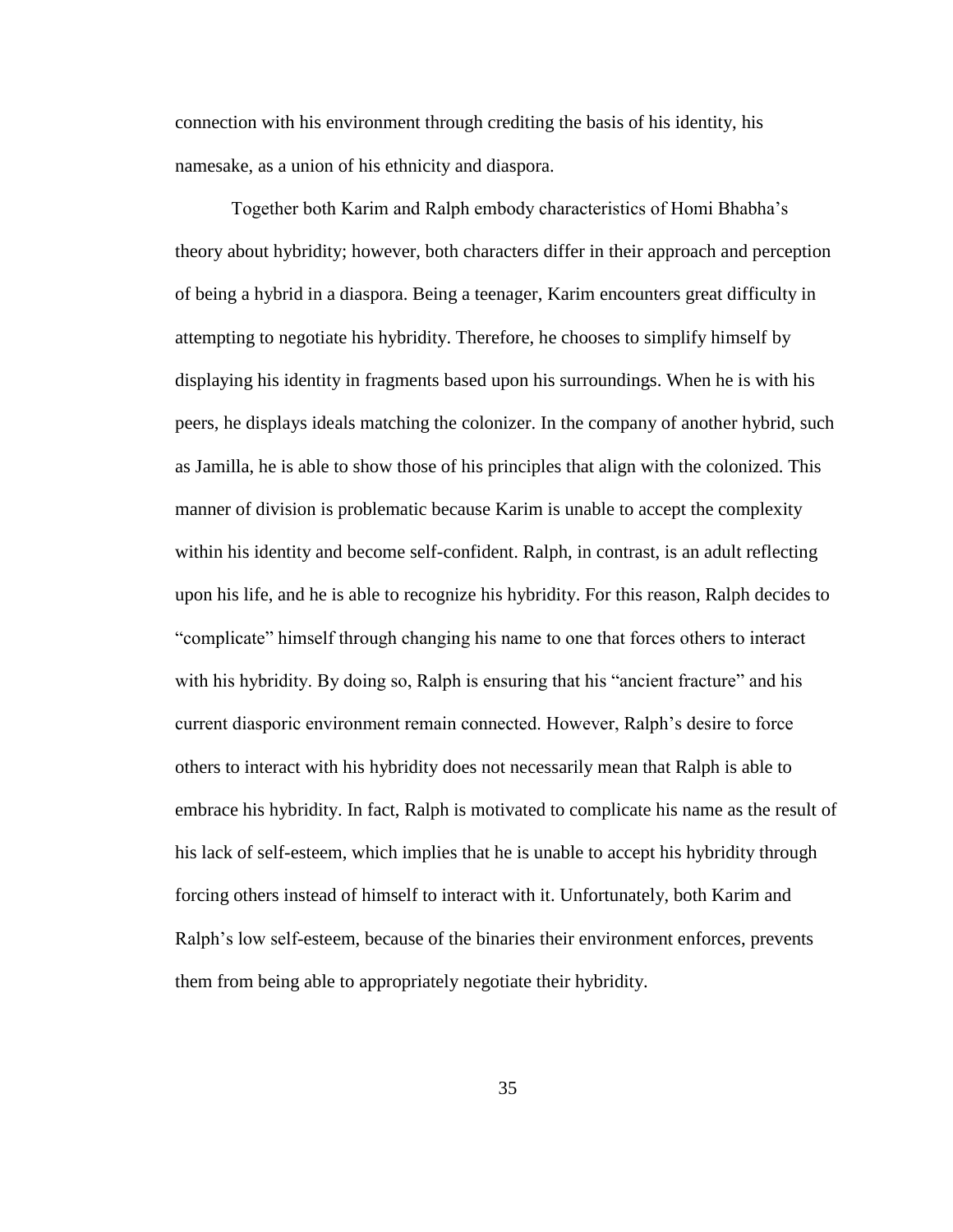connection with his environment through crediting the basis of his identity, his namesake, as a union of his ethnicity and diaspora.

Together both Karim and Ralph embody characteristics of Homi Bhabha's theory about hybridity; however, both characters differ in their approach and perception of being a hybrid in a diaspora. Being a teenager, Karim encounters great difficulty in attempting to negotiate his hybridity. Therefore, he chooses to simplify himself by displaying his identity in fragments based upon his surroundings. When he is with his peers, he displays ideals matching the colonizer. In the company of another hybrid, such as Jamilla, he is able to show those of his principles that align with the colonized. This manner of division is problematic because Karim is unable to accept the complexity within his identity and become self-confident. Ralph, in contrast, is an adult reflecting upon his life, and he is able to recognize his hybridity. For this reason, Ralph decides to "complicate" himself through changing his name to one that forces others to interact with his hybridity. By doing so, Ralph is ensuring that his "ancient fracture" and his current diasporic environment remain connected. However, Ralph's desire to force others to interact with his hybridity does not necessarily mean that Ralph is able to embrace his hybridity. In fact, Ralph is motivated to complicate his name as the result of his lack of self-esteem, which implies that he is unable to accept his hybridity through forcing others instead of himself to interact with it. Unfortunately, both Karim and Ralph's low self-esteem, because of the binaries their environment enforces, prevents them from being able to appropriately negotiate their hybridity.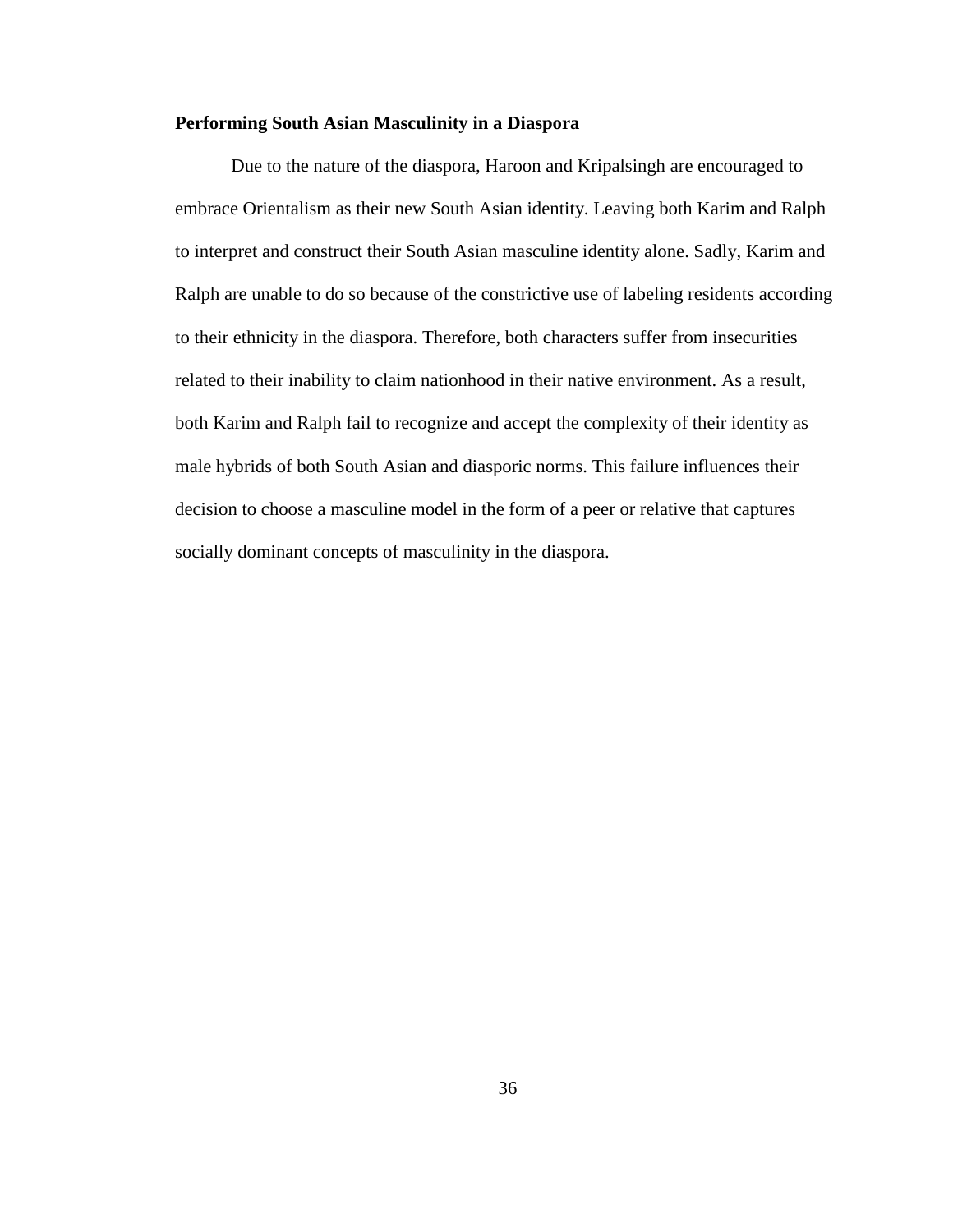**Performing South Asian Masculinity in a Diaspora**

Due to the nature of the diaspora, Haroon and Kripalsingh are encouraged to embrace Orientalism as their new South Asian identity. Leaving both Karim and Ralph to interpret and construct their South Asian masculine identity alone. Sadly, Karim and Ralph are unable to do so because of the constrictive use of labeling residents according to their ethnicity in the diaspora. Therefore, both characters suffer from insecurities related to their inability to claim nationhood in their native environment. As a result, both Karim and Ralph fail to recognize and accept the complexity of their identity as male hybrids of both South Asian and diasporic norms. This failure influences their decision to choose a masculine model in the form of a peer or relative that captures socially dominant concepts of masculinity in the diaspora.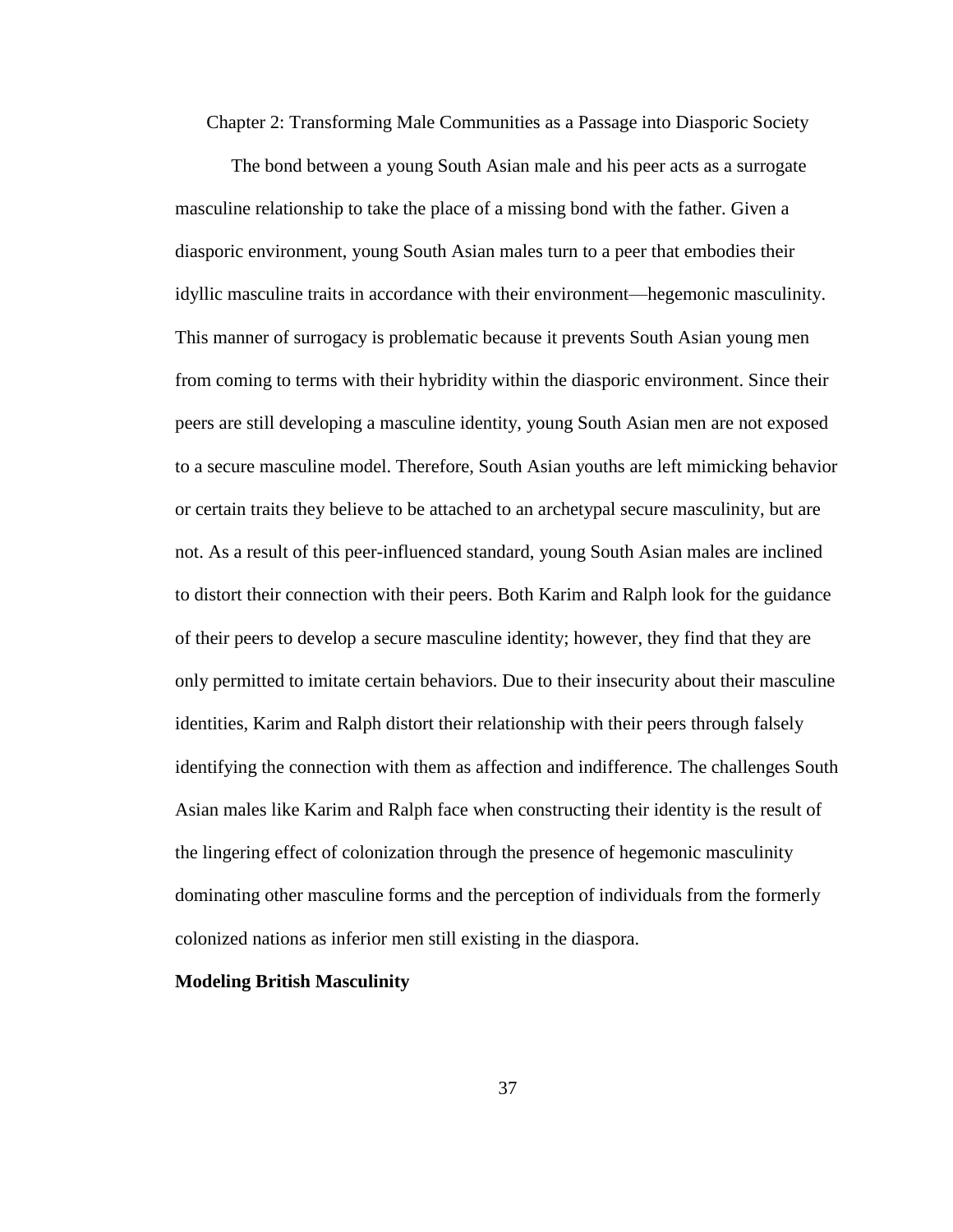## Chapter 2: Transforming Male Communities as a Passage into Diasporic Society

The bond between a young South Asian male and his peer acts as a surrogate masculine relationship to take the place of a missing bond with the father. Given a diasporic environment, young South Asian males turn to a peer that embodies their idyllic masculine traits in accordance with their environment—hegemonic masculinity. This manner of surrogacy is problematic because it prevents South Asian young men from coming to terms with their hybridity within the diasporic environment. Since their peers are still developing a masculine identity, young South Asian men are not exposed to a secure masculine model. Therefore, South Asian youths are left mimicking behavior or certain traits they believe to be attached to an archetypal secure masculinity, but are not. As a result of this peer-influenced standard, young South Asian males are inclined to distort their connection with their peers. Both Karim and Ralph look for the guidance of their peers to develop a secure masculine identity; however, they find that they are only permitted to imitate certain behaviors. Due to their insecurity about their masculine identities, Karim and Ralph distort their relationship with their peers through falsely identifying the connection with them as affection and indifference. The challenges South Asian males like Karim and Ralph face when constructing their identity is the result of the lingering effect of colonization through the presence of hegemonic masculinity dominating other masculine forms and the perception of individuals from the formerly colonized nations as inferior men still existing in the diaspora.

### Modeling British Masculinity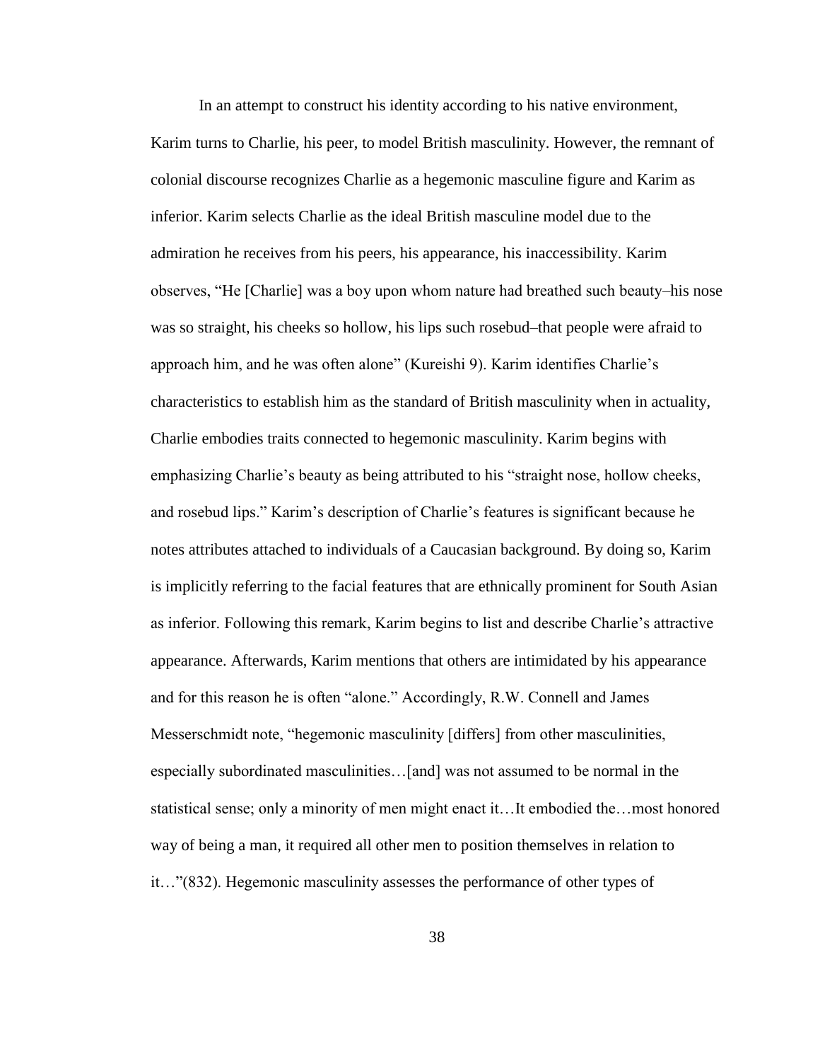In an attempt to construct his identity according to his native environment, Karim turns to Charlie, his peer, to model British masculinity. However, the remnant of colonial discourse recognizes Charlie as a hegemonic masculine figure and Karim as inferior. Karim selects Charlie as the ideal British masculine model due to the admiration he receives from his peers, his appearance, his inaccessibility. Karim observes, "He [Charlie] was a boy upon whom nature had breathed such beauty–his nose was so straight, his cheeks so hollow, his lips such rosebud–that people were afraid to approach him, and he was often alone" (Kureishi 9). Karim identifies Charlie's characteristics to establish him as the standard of British masculinity when in actuality, Charlie embodies traits connected to hegemonic masculinity. Karim begins with emphasizing Charlie's beauty as being attributed to his "straight nose, hollow cheeks, and rosebud lips." Karim's description of Charlie's features is significant because he notes attributes attached to individuals of a Caucasian background. By doing so, Karim is implicitly referring to the facial features that are ethnically prominent for South Asian as inferior. Following this remark, Karim begins to list and describe Charlie's attractive appearance. Afterwards, Karim mentions that others are intimidated by his appearance and for this reason he is often "alone." Accordingly, R.W. Connell and James Messerschmidt note, "hegemonic masculinity [differs] from other masculinities, especially subordinated masculinities…[and] was not assumed to be normal in the statistical sense; only a minority of men might enact it…It embodied the…most honored way of being a man, it required all other men to position themselves in relation to it…"(832). Hegemonic masculinity assesses the performance of other types of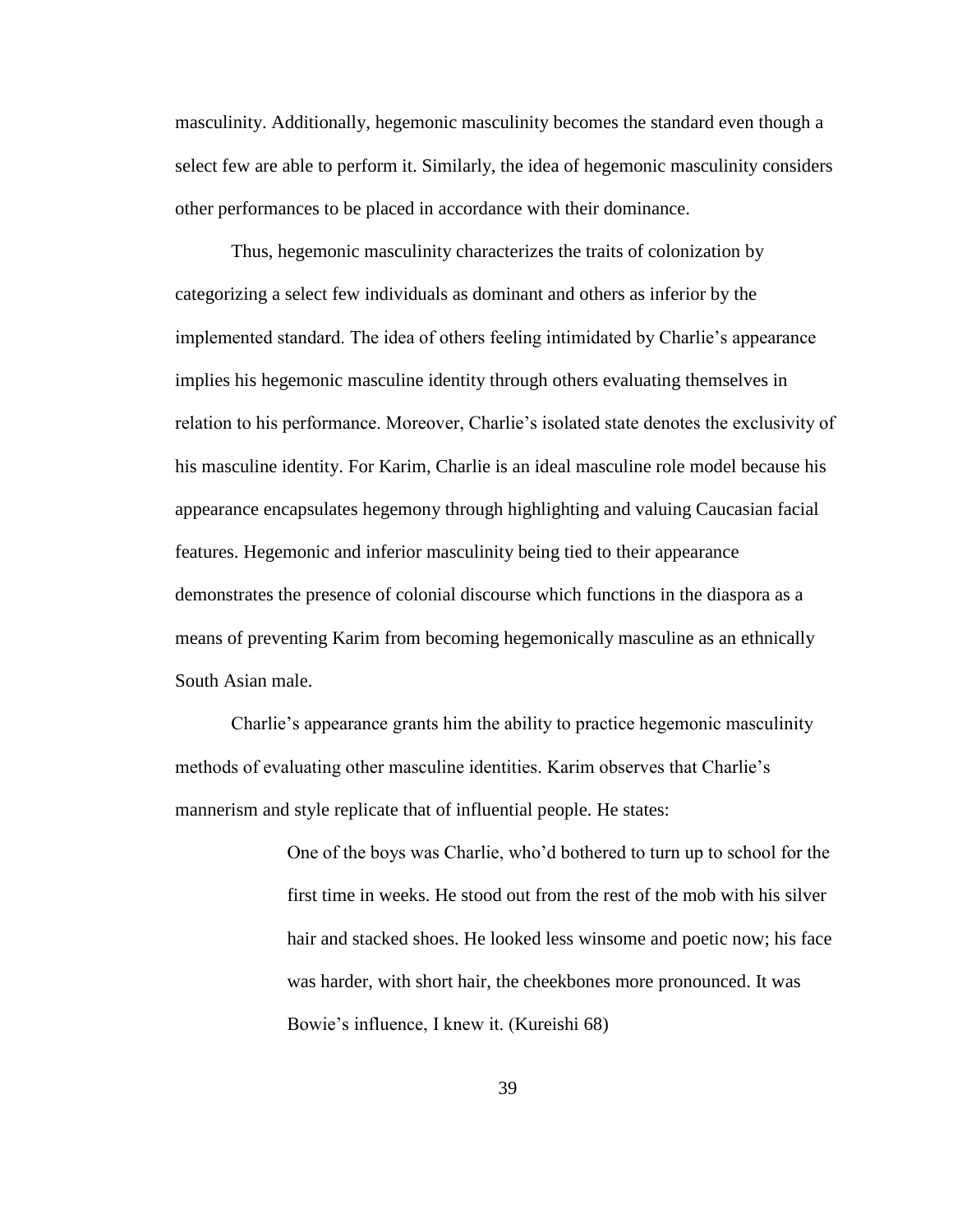masculinity. Additionally, hegemonic masculinity becomes the standard even though a select few are able to perform it. Similarly, the idea of hegemonic masculinity considers other performances to be placed in accordance with their dominance.

Thus, hegemonic masculinity characterizes the traits of colonization by categorizing a select few individuals as dominant and others as inferior by the implemented standard. The idea of others feeling intimidated by Charlie's appearance implies his hegemonic masculine identity through others evaluating themselves in relation to his performance. Moreover, Charlie's isolated state denotes the exclusivity of his masculine identity. For Karim, Charlie is an ideal masculine role model because his appearance encapsulates hegemony through highlighting and valuing Caucasian facial features. Hegemonic and inferior masculinity being tied to their appearance demonstrates the presence of colonial discourse which functions in the diaspora as a means of preventing Karim from becoming hegemonically masculine as an ethnically South Asian male.

Charlie's appearance grants him the ability to practice hegemonic masculinity methods of evaluating other masculine identities. Karim observes that Charlie's mannerism and style replicate that of influential people. He states:

> One of the boys was Charlie, who'd bothered to turn up to school for the first time in weeks. He stood out from the rest of the mob with his silver hair and stacked shoes. He looked less winsome and poetic now; his face was harder, with short hair, the cheekbones more pronounced. It was Bowie's influence, I knew it. (Kureishi 68)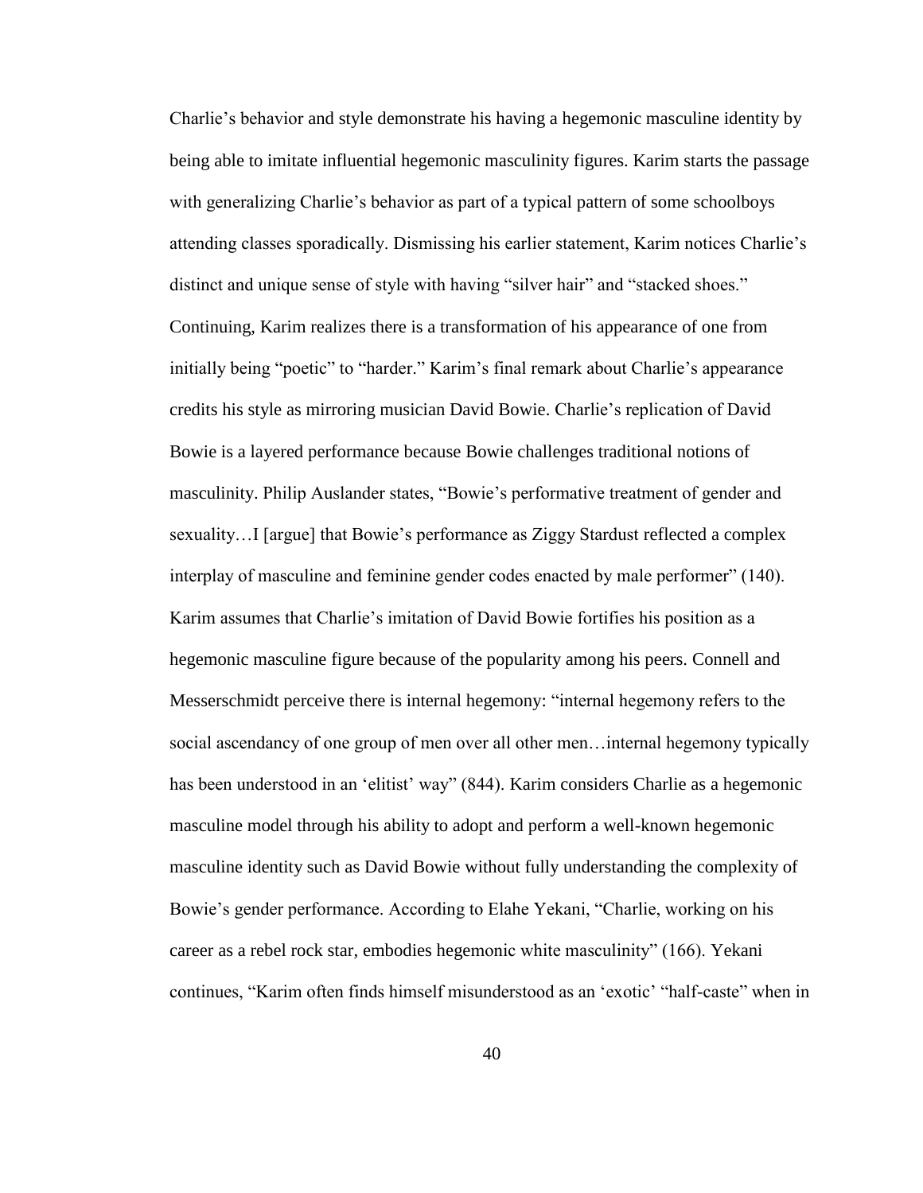Charlie's behavior and style demonstrate his having a hegemonic masculine identity by being able to imitate influential hegemonic masculinity figures. Karim starts the passage with generalizing Charlie's behavior as part of a typical pattern of some schoolboys attending classes sporadically. Dismissing his earlier statement, Karim notices Charlie's distinct and unique sense of style with having "silver hair" and "stacked shoes." Continuing, Karim realizes there is a transformation of his appearance of one from initially being "poetic" to "harder." Karim's final remark about Charlie's appearance credits his style as mirroring musician David Bowie. Charlie's replication of David Bowie is a layered performance because Bowie challenges traditional notions of masculinity. Philip Auslander states, "Bowie's performative treatment of gender and sexuality…I [argue] that Bowie's performance as Ziggy Stardust reflected a complex interplay of masculine and feminine gender codes enacted by male performer" (140). Karim assumes that Charlie's imitation of David Bowie fortifies his position as a hegemonic masculine figure because of the popularity among his peers. Connell and Messerschmidt perceive there is internal hegemony: "internal hegemony refers to the social ascendancy of one group of men over all other men…internal hegemony typically has been understood in an 'elitist' way" (844). Karim considers Charlie as a hegemonic masculine model through his ability to adopt and perform a well-known hegemonic masculine identity such as David Bowie without fully understanding the complexity of Bowie's gender performance. According to Elahe Yekani, "Charlie, working on his career as a rebel rock star, embodies hegemonic white masculinity" (166). Yekani continues, "Karim often finds himself misunderstood as an 'exotic' "half-caste" when in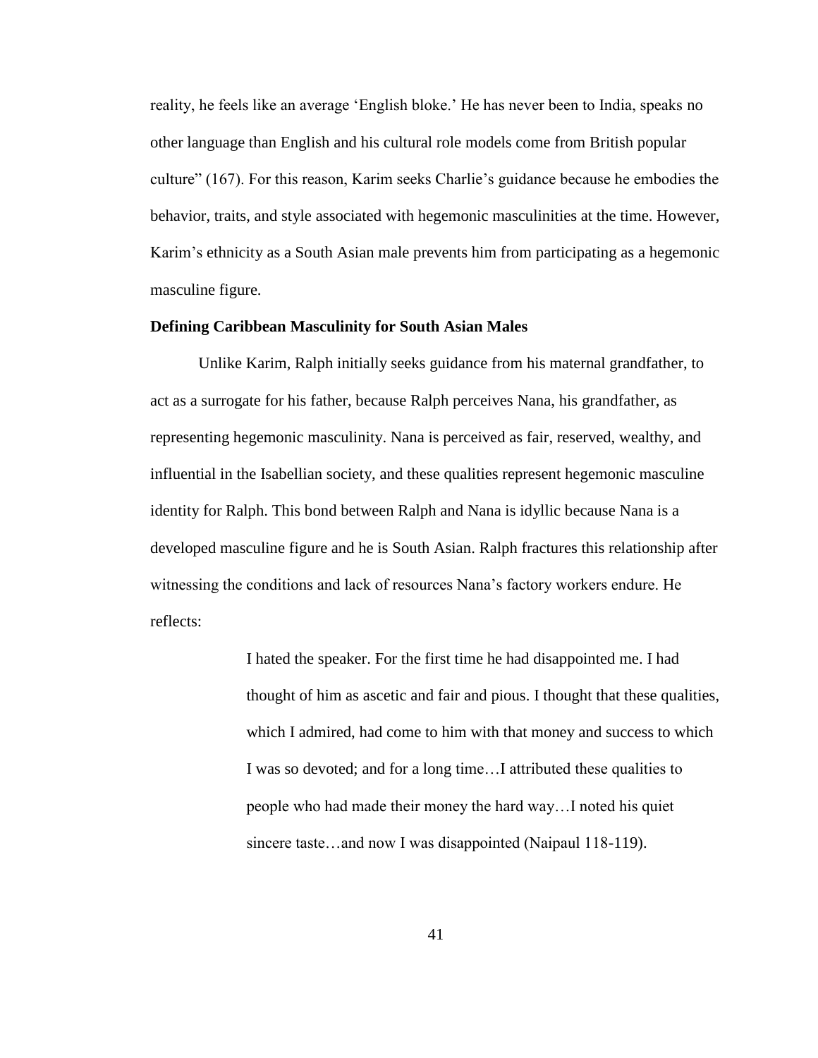reality, he feels like an average 'English bloke.' He has never been to India, speaks no other language than English and his cultural role models come from British popular culture" (167). For this reason, Karim seeks Charlie's guidance because he embodies the behavior, traits, and style associated with hegemonic masculinities at the time. However, Karim's ethnicity as a South Asian male prevents him from participating as a hegemonic masculine figure.

**Defining Caribbean Masculinity for South Asian Males**

Unlike Karim, Ralph initially seeks guidance from his maternal grandfather, to act as a surrogate for his father, because Ralph perceives Nana, his grandfather, as representing hegemonic masculinity. Nana is perceived as fair, reserved, wealthy, and influential in the Isabellian society, and these qualities represent hegemonic masculine identity for Ralph. This bond between Ralph and Nana is idyllic because Nana is a developed masculine figure and he is South Asian. Ralph fractures this relationship after witnessing the conditions and lack of resources Nana's factory workers endure. He reflects:

> I hated the speaker. For the first time he had disappointed me. I had thought of him as ascetic and fair and pious. I thought that these qualities, which I admired, had come to him with that money and success to which I was so devoted; and for a long time…I attributed these qualities to people who had made their money the hard way…I noted his quiet sincere taste…and now I was disappointed (Naipaul 118-119).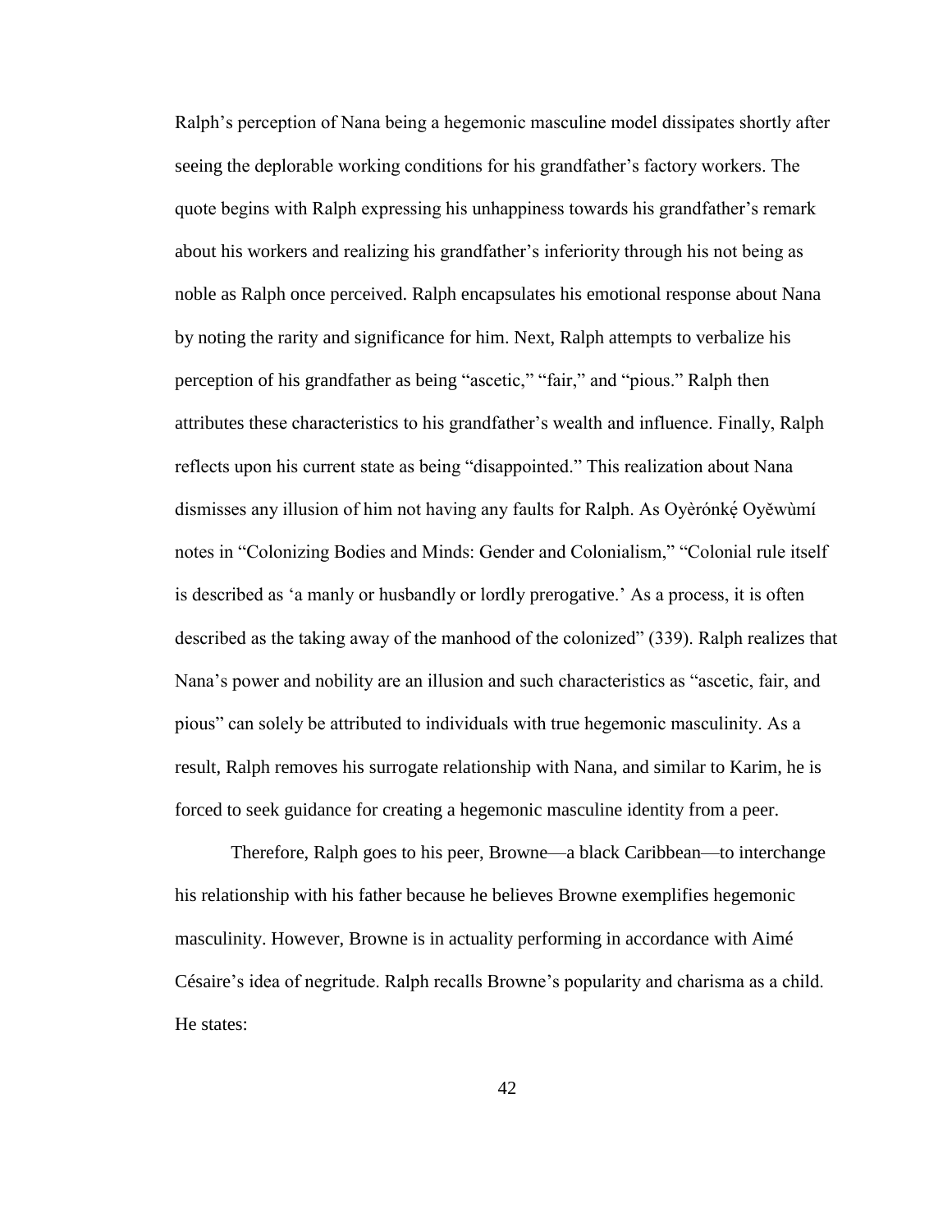Ralph's perception of Nana being a hegemonic masculine model dissipates shortly after seeing the deplorable working conditions for his grandfather's factory workers. The quote begins with Ralph expressing his unhappiness towards his grandfather's remark about his workers and realizing his grandfather's inferiority through his not being as noble as Ralph once perceived. Ralph encapsulates his emotional response about Nana by noting the rarity and significance for him. Next, Ralph attempts to verbalize his perception of his grandfather as being "ascetic," "fair," and "pious." Ralph then attributes these characteristics to his grandfather's wealth and influence. Finally, Ralph reflects upon his current state as being "disappointed." This realization about Nana dismisses any illusion of him not having any faults for Ralph. As Oyèrónkẹ́ Oyěwùmí notes in "Colonizing Bodies and Minds: Gender and Colonialism," "Colonial rule itself is described as 'a manly or husbandly or lordly prerogative.' As a process, it is often described as the taking away of the manhood of the colonized" (339). Ralph realizes that Nana's power and nobility are an illusion and such characteristics as "ascetic, fair, and pious" can solely be attributed to individuals with true hegemonic masculinity. As a result, Ralph removes his surrogate relationship with Nana, and similar to Karim, he is forced to seek guidance for creating a hegemonic masculine identity from a peer.

Therefore, Ralph goes to his peer, Browne—a black Caribbean—to interchange his relationship with his father because he believes Browne exemplifies hegemonic masculinity. However, Browne is in actuality performing in accordance with Aimé Césaire's idea of negritude. Ralph recalls Browne's popularity and charisma as a child. He states: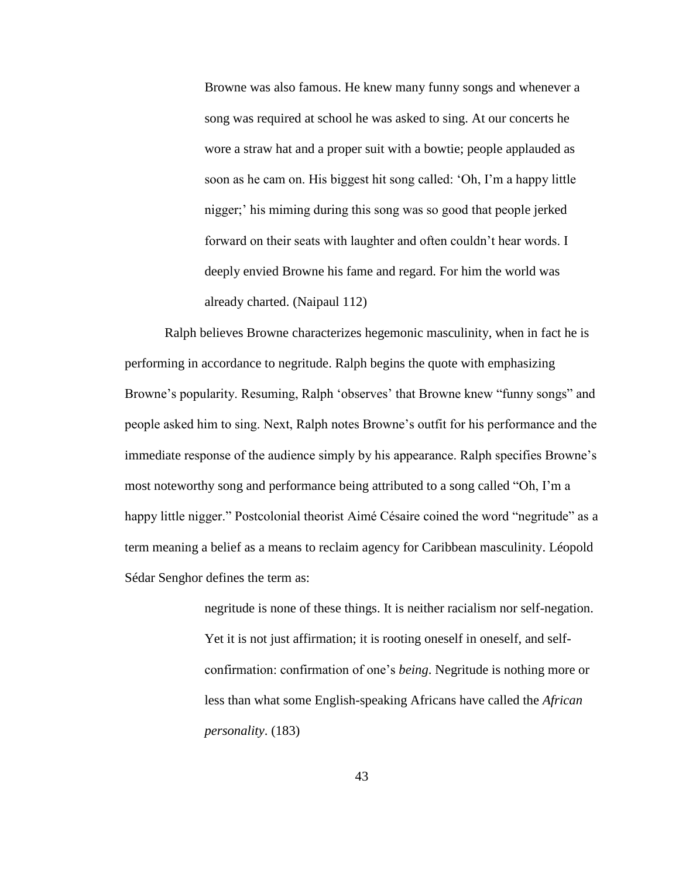> Browne was also famous. He knew many funny songs and whenever a song was required at school he was asked to sing. At our concerts he wore a straw hat and a proper suit with a bowtie; people applauded as soon as he cam on. His biggest hit song called: 'Oh, I'm a happy little nigger;' his miming during this song was so good that people jerked forward on their seats with laughter and often couldn't hear words. I deeply envied Browne his fame and regard. For him the world was already charted. (Naipaul 112)

Ralph believes Browne characterizes hegemonic masculinity, when in fact he is performing in accordance to negritude. Ralph begins the quote with emphasizing Browne's popularity. Resuming, Ralph 'observes' that Browne knew "funny songs" and people asked him to sing. Next, Ralph notes Browne's outfit for his performance and the immediate response of the audience simply by his appearance. Ralph specifies Browne's most noteworthy song and performance being attributed to a song called "Oh, I'm a happy little nigger." Postcolonial theorist Aimé Césaire coined the word "negritude" as a term meaning a belief as a means to reclaim agency for Caribbean masculinity. Léopold Sédar Senghor defines the term as:

> negritude is none of these things. It is neither racialism nor self-negation. Yet it is not just affirmation; it is rooting oneself in oneself, and self-confirmation: confirmation of one's *being*. Negritude is nothing more or less than what some English-speaking Africans have called the *African personality*. (183)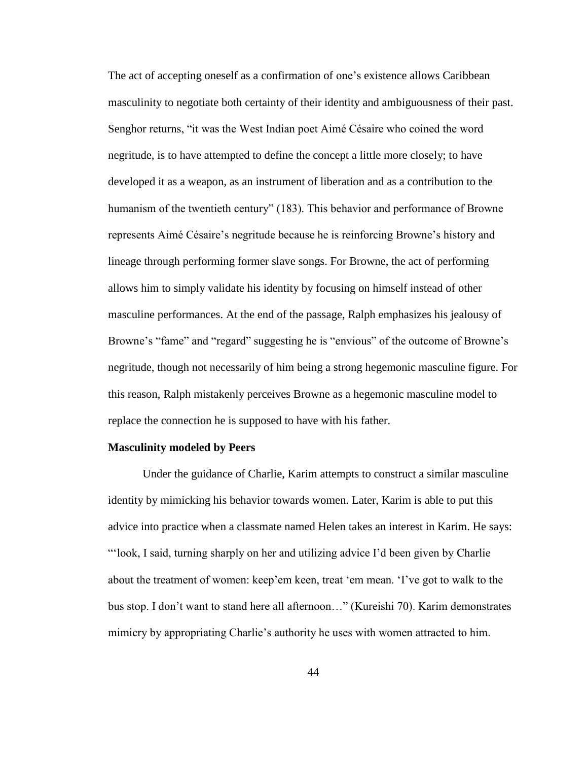The act of accepting oneself as a confirmation of one's existence allows Caribbean masculinity to negotiate both certainty of their identity and ambiguousness of their past. Senghor returns, "it was the West Indian poet Aimé Césaire who coined the word negritude, is to have attempted to define the concept a little more closely; to have developed it as a weapon, as an instrument of liberation and as a contribution to the humanism of the twentieth century" (183). This behavior and performance of Browne represents Aimé Césaire's negritude because he is reinforcing Browne's history and lineage through performing former slave songs. For Browne, the act of performing allows him to simply validate his identity by focusing on himself instead of other masculine performances. At the end of the passage, Ralph emphasizes his jealousy of Browne's "fame" and "regard" suggesting he is "envious" of the outcome of Browne's negritude, though not necessarily of him being a strong hegemonic masculine figure. For this reason, Ralph mistakenly perceives Browne as a hegemonic masculine model to replace the connection he is supposed to have with his father.

**Masculinity modeled by Peers**

Under the guidance of Charlie, Karim attempts to construct a similar masculine identity by mimicking his behavior towards women. Later, Karim is able to put this advice into practice when a classmate named Helen takes an interest in Karim. He says: "'look, I said, turning sharply on her and utilizing advice I'd been given by Charlie about the treatment of women: keep'em keen, treat 'em mean. 'I've got to walk to the bus stop. I don't want to stand here all afternoon…" (Kureishi 70). Karim demonstrates mimicry by appropriating Charlie's authority he uses with women attracted to him.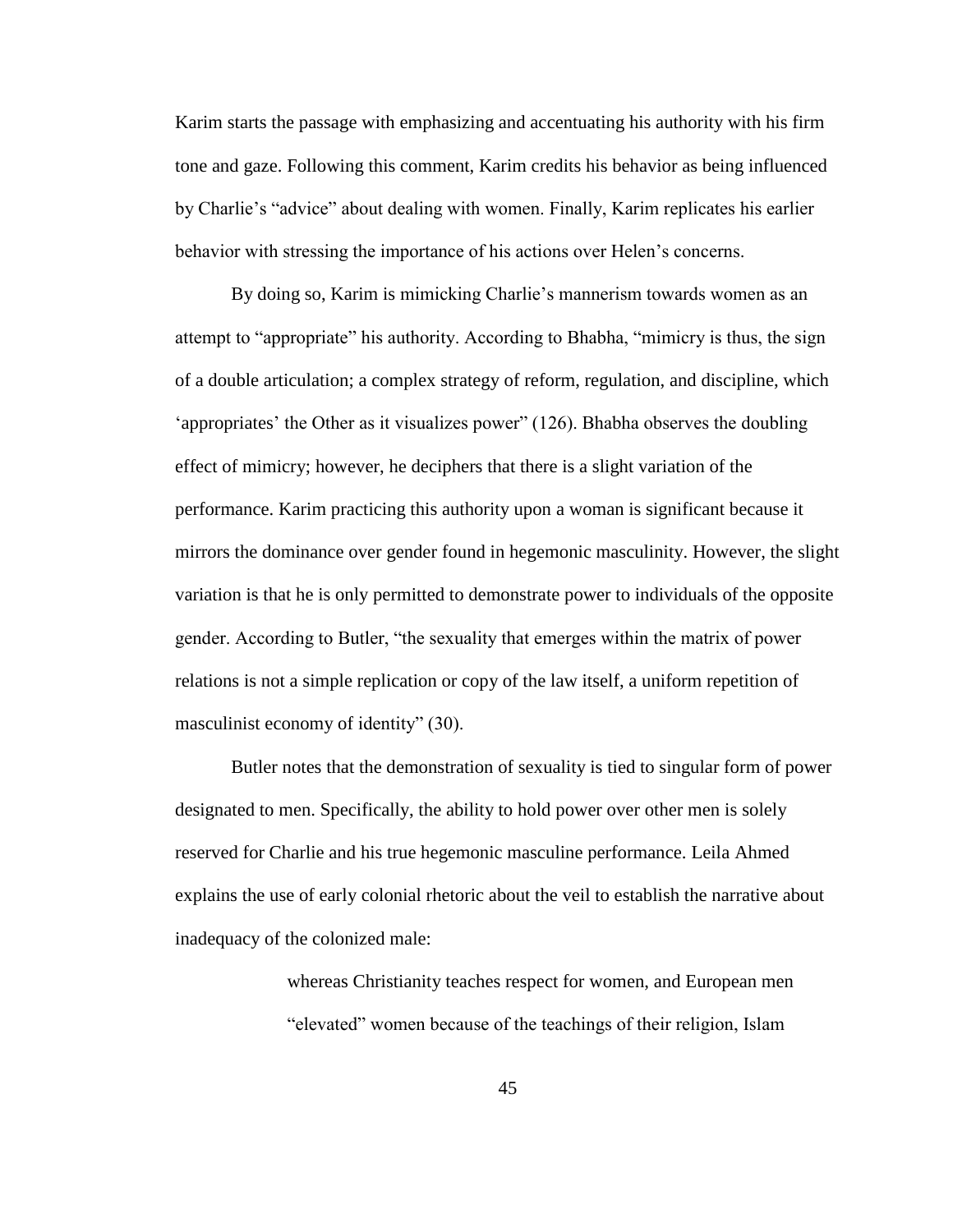Karim starts the passage with emphasizing and accentuating his authority with his firm tone and gaze. Following this comment, Karim credits his behavior as being influenced by Charlie's "advice" about dealing with women. Finally, Karim replicates his earlier behavior with stressing the importance of his actions over Helen's concerns.

By doing so, Karim is mimicking Charlie's mannerism towards women as an attempt to "appropriate" his authority. According to Bhabha, "mimicry is thus, the sign of a double articulation; a complex strategy of reform, regulation, and discipline, which 'appropriates' the Other as it visualizes power" (126). Bhabha observes the doubling effect of mimicry; however, he deciphers that there is a slight variation of the performance. Karim practicing this authority upon a woman is significant because it mirrors the dominance over gender found in hegemonic masculinity. However, the slight variation is that he is only permitted to demonstrate power to individuals of the opposite gender. According to Butler, "the sexuality that emerges within the matrix of power relations is not a simple replication or copy of the law itself, a uniform repetition of masculinist economy of identity" (30).

Butler notes that the demonstration of sexuality is tied to singular form of power designated to men. Specifically, the ability to hold power over other men is solely reserved for Charlie and his true hegemonic masculine performance. Leila Ahmed explains the use of early colonial rhetoric about the veil to establish the narrative about inadequacy of the colonized male:

> whereas Christianity teaches respect for women, and European men "elevated" women because of the teachings of their religion, Islam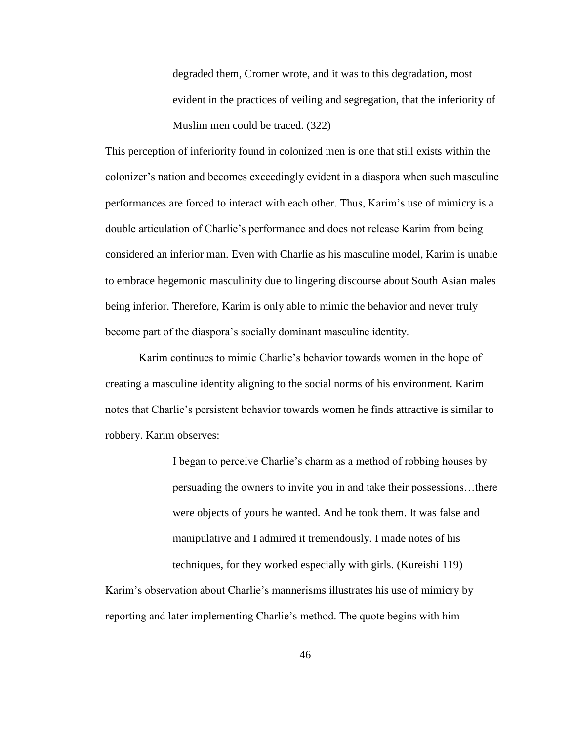> degraded them, Cromer wrote, and it was to this degradation, most evident in the practices of veiling and segregation, that the inferiority of Muslim men could be traced. (322)

This perception of inferiority found in colonized men is one that still exists within the colonizer's nation and becomes exceedingly evident in a diaspora when such masculine performances are forced to interact with each other. Thus, Karim's use of mimicry is a double articulation of Charlie's performance and does not release Karim from being considered an inferior man. Even with Charlie as his masculine model, Karim is unable to embrace hegemonic masculinity due to lingering discourse about South Asian males being inferior. Therefore, Karim is only able to mimic the behavior and never truly become part of the diaspora's socially dominant masculine identity.

Karim continues to mimic Charlie's behavior towards women in the hope of creating a masculine identity aligning to the social norms of his environment. Karim notes that Charlie's persistent behavior towards women he finds attractive is similar to robbery. Karim observes:

> I began to perceive Charlie's charm as a method of robbing houses by persuading the owners to invite you in and take their possessions…there were objects of yours he wanted. And he took them. It was false and manipulative and I admired it tremendously. I made notes of his techniques, for they worked especially with girls. (Kureishi 119)

Karim's observation about Charlie's mannerisms illustrates his use of mimicry by reporting and later implementing Charlie's method. The quote begins with him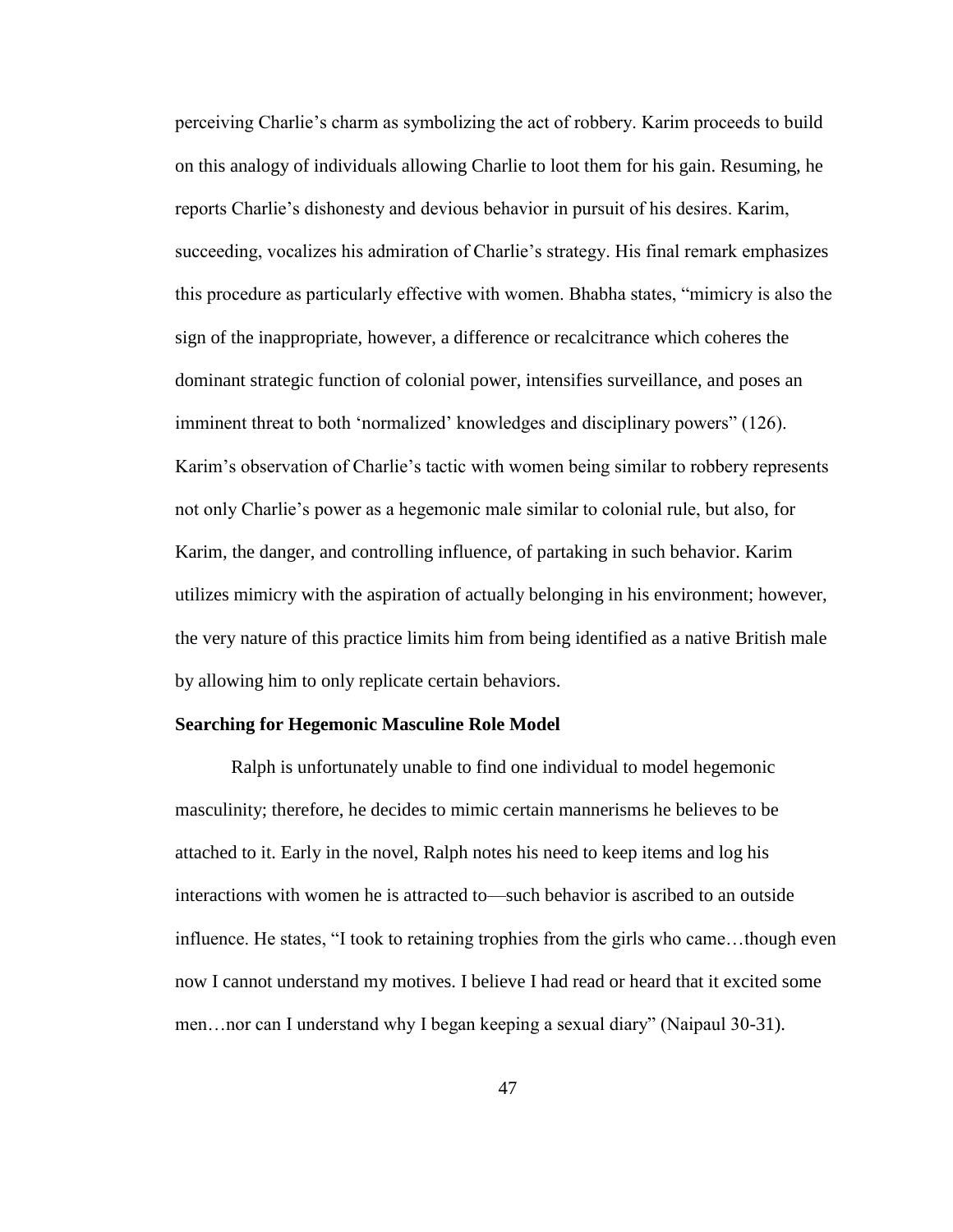perceiving Charlie's charm as symbolizing the act of robbery. Karim proceeds to build on this analogy of individuals allowing Charlie to loot them for his gain. Resuming, he reports Charlie's dishonesty and devious behavior in pursuit of his desires. Karim, succeeding, vocalizes his admiration of Charlie's strategy. His final remark emphasizes this procedure as particularly effective with women. Bhabha states, "mimicry is also the sign of the inappropriate, however, a difference or recalcitrance which coheres the dominant strategic function of colonial power, intensifies surveillance, and poses an imminent threat to both 'normalized' knowledges and disciplinary powers" (126). Karim's observation of Charlie's tactic with women being similar to robbery represents not only Charlie's power as a hegemonic male similar to colonial rule, but also, for Karim, the danger, and controlling influence, of partaking in such behavior. Karim utilizes mimicry with the aspiration of actually belonging in his environment; however, the very nature of this practice limits him from being identified as a native British male by allowing him to only replicate certain behaviors.

**Searching for Hegemonic Masculine Role Model**

Ralph is unfortunately unable to find one individual to model hegemonic masculinity; therefore, he decides to mimic certain mannerisms he believes to be attached to it. Early in the novel, Ralph notes his need to keep items and log his interactions with women he is attracted to—such behavior is ascribed to an outside influence. He states, "I took to retaining trophies from the girls who came…though even now I cannot understand my motives. I believe I had read or heard that it excited some men…nor can I understand why I began keeping a sexual diary" (Naipaul 30-31).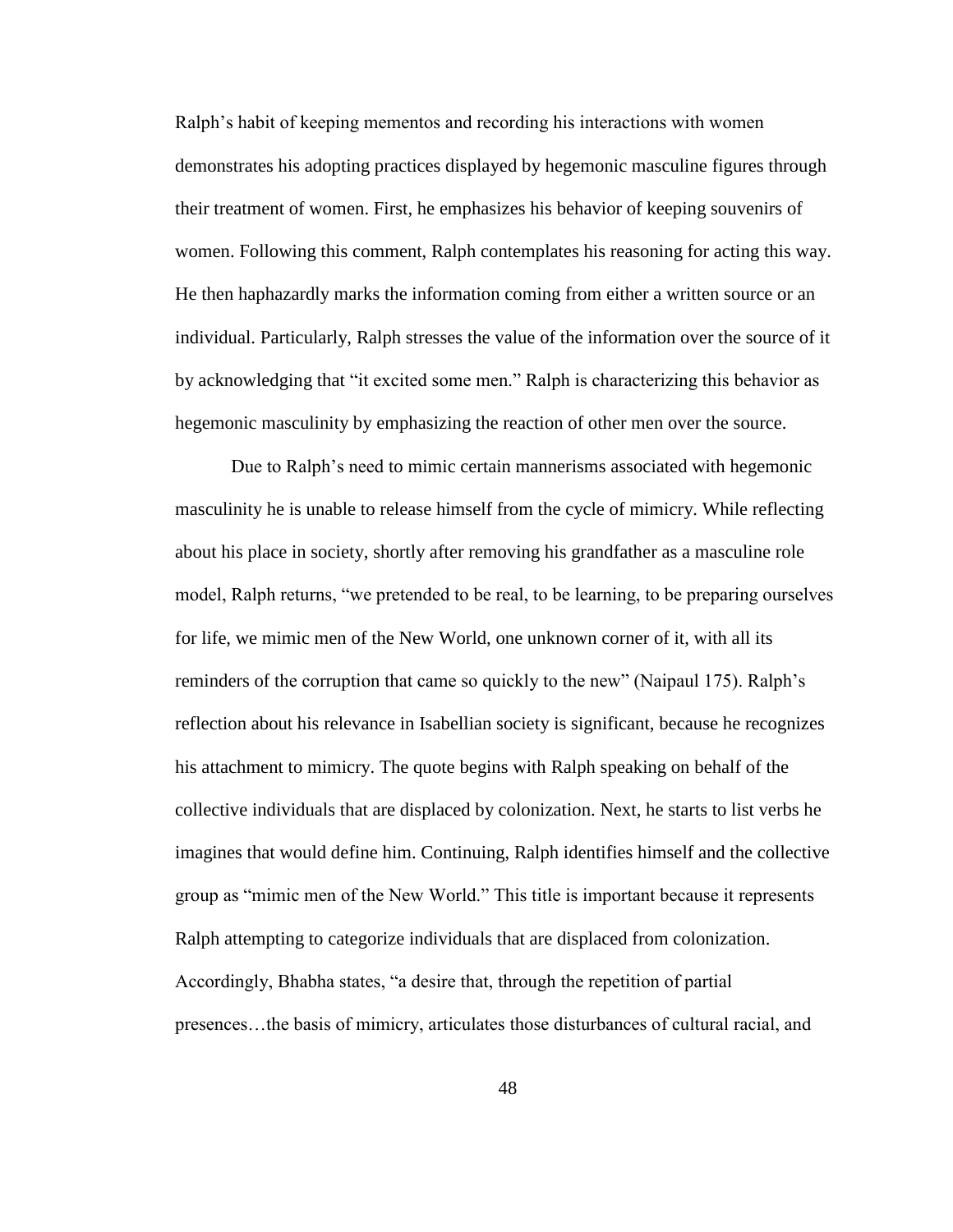Ralph's habit of keeping mementos and recording his interactions with women demonstrates his adopting practices displayed by hegemonic masculine figures through their treatment of women. First, he emphasizes his behavior of keeping souvenirs of women. Following this comment, Ralph contemplates his reasoning for acting this way. He then haphazardly marks the information coming from either a written source or an individual. Particularly, Ralph stresses the value of the information over the source of it by acknowledging that "it excited some men." Ralph is characterizing this behavior as hegemonic masculinity by emphasizing the reaction of other men over the source.

Due to Ralph's need to mimic certain mannerisms associated with hegemonic masculinity he is unable to release himself from the cycle of mimicry. While reflecting about his place in society, shortly after removing his grandfather as a masculine role model, Ralph returns, "we pretended to be real, to be learning, to be preparing ourselves for life, we mimic men of the New World, one unknown corner of it, with all its reminders of the corruption that came so quickly to the new" (Naipaul 175). Ralph's reflection about his relevance in Isabellian society is significant, because he recognizes his attachment to mimicry. The quote begins with Ralph speaking on behalf of the collective individuals that are displaced by colonization. Next, he starts to list verbs he imagines that would define him. Continuing, Ralph identifies himself and the collective group as "mimic men of the New World." This title is important because it represents Ralph attempting to categorize individuals that are displaced from colonization. Accordingly, Bhabha states, "a desire that, through the repetition of partial presences…the basis of mimicry, articulates those disturbances of cultural racial, and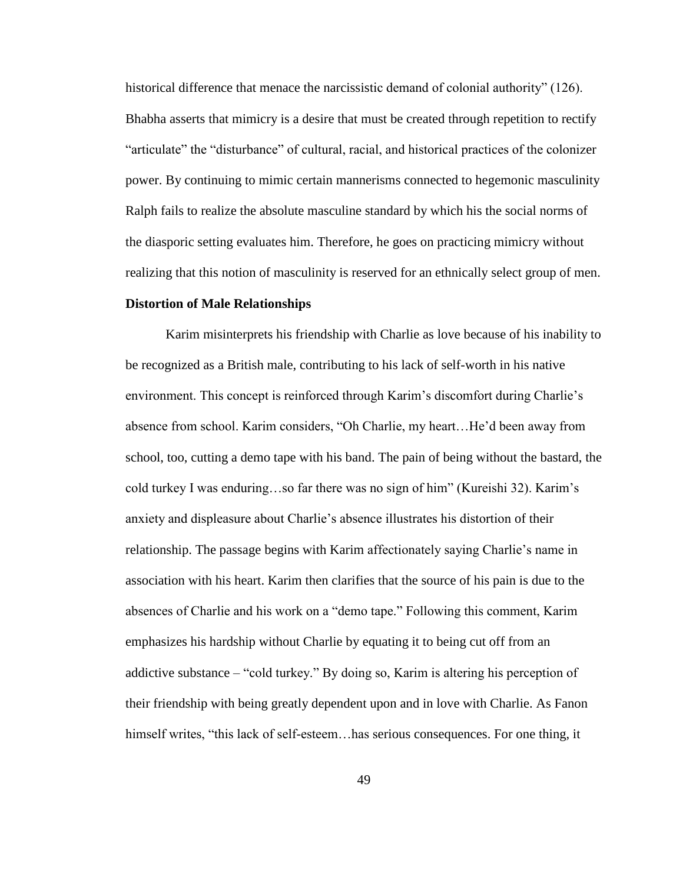historical difference that menace the narcissistic demand of colonial authority" (126). Bhabha asserts that mimicry is a desire that must be created through repetition to rectify "articulate" the "disturbance" of cultural, racial, and historical practices of the colonizer power. By continuing to mimic certain mannerisms connected to hegemonic masculinity Ralph fails to realize the absolute masculine standard by which his the social norms of the diasporic setting evaluates him. Therefore, he goes on practicing mimicry without realizing that this notion of masculinity is reserved for an ethnically select group of men.

**Distortion of Male Relationships**

Karim misinterprets his friendship with Charlie as love because of his inability to be recognized as a British male, contributing to his lack of self-worth in his native environment. This concept is reinforced through Karim's discomfort during Charlie's absence from school. Karim considers, "Oh Charlie, my heart…He'd been away from school, too, cutting a demo tape with his band. The pain of being without the bastard, the cold turkey I was enduring…so far there was no sign of him" (Kureishi 32). Karim's anxiety and displeasure about Charlie's absence illustrates his distortion of their relationship. The passage begins with Karim affectionately saying Charlie's name in association with his heart. Karim then clarifies that the source of his pain is due to the absences of Charlie and his work on a "demo tape." Following this comment, Karim emphasizes his hardship without Charlie by equating it to being cut off from an addictive substance – "cold turkey." By doing so, Karim is altering his perception of their friendship with being greatly dependent upon and in love with Charlie. As Fanon himself writes, "this lack of self-esteem…has serious consequences. For one thing, it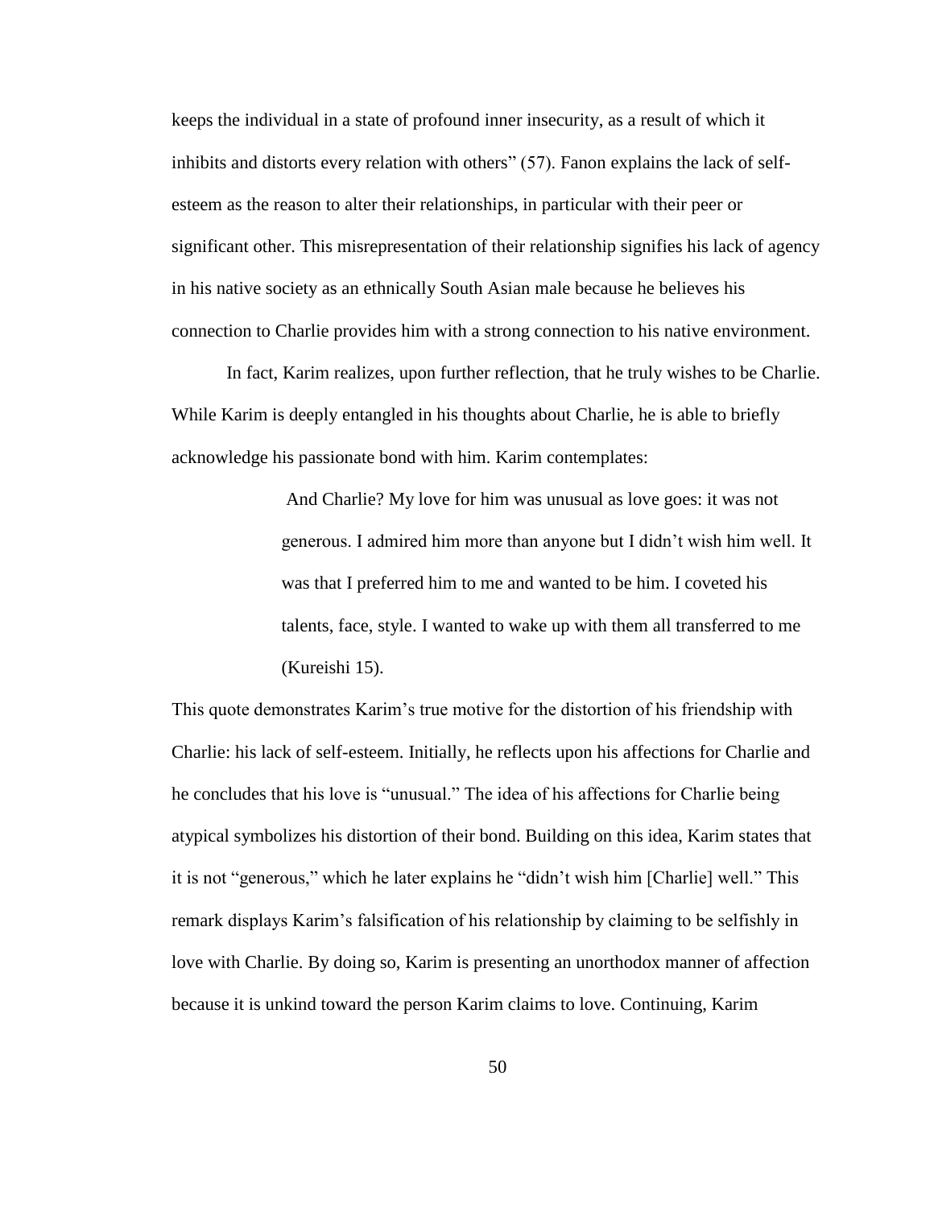keeps the individual in a state of profound inner insecurity, as a result of which it inhibits and distorts every relation with others" (57). Fanon explains the lack of self-esteem as the reason to alter their relationships, in particular with their peer or significant other. This misrepresentation of their relationship signifies his lack of agency in his native society as an ethnically South Asian male because he believes his connection to Charlie provides him with a strong connection to his native environment.

In fact, Karim realizes, upon further reflection, that he truly wishes to be Charlie. While Karim is deeply entangled in his thoughts about Charlie, he is able to briefly acknowledge his passionate bond with him. Karim contemplates:

> And Charlie? My love for him was unusual as love goes: it was not generous. I admired him more than anyone but I didn't wish him well. It was that I preferred him to me and wanted to be him. I coveted his talents, face, style. I wanted to wake up with them all transferred to me (Kureishi 15).

This quote demonstrates Karim's true motive for the distortion of his friendship with Charlie: his lack of self-esteem. Initially, he reflects upon his affections for Charlie and he concludes that his love is "unusual." The idea of his affections for Charlie being atypical symbolizes his distortion of their bond. Building on this idea, Karim states that it is not "generous," which he later explains he "didn't wish him [Charlie] well." This remark displays Karim's falsification of his relationship by claiming to be selfishly in love with Charlie. By doing so, Karim is presenting an unorthodox manner of affection because it is unkind toward the person Karim claims to love. Continuing, Karim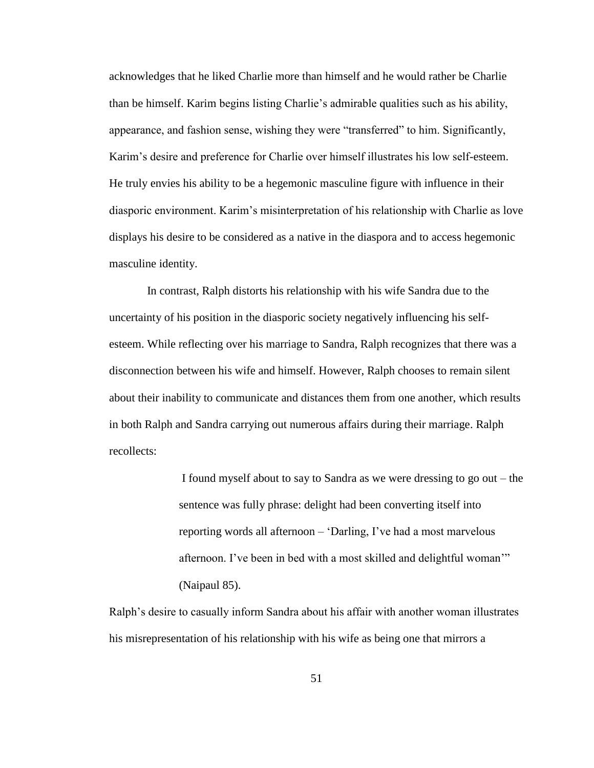acknowledges that he liked Charlie more than himself and he would rather be Charlie than be himself. Karim begins listing Charlie's admirable qualities such as his ability, appearance, and fashion sense, wishing they were "transferred" to him. Significantly, Karim's desire and preference for Charlie over himself illustrates his low self-esteem. He truly envies his ability to be a hegemonic masculine figure with influence in their diasporic environment. Karim's misinterpretation of his relationship with Charlie as love displays his desire to be considered as a native in the diaspora and to access hegemonic masculine identity.

In contrast, Ralph distorts his relationship with his wife Sandra due to the uncertainty of his position in the diasporic society negatively influencing his self-esteem. While reflecting over his marriage to Sandra, Ralph recognizes that there was a disconnection between his wife and himself. However, Ralph chooses to remain silent about their inability to communicate and distances them from one another, which results in both Ralph and Sandra carrying out numerous affairs during their marriage. Ralph recollects:

> I found myself about to say to Sandra as we were dressing to go out – the sentence was fully phrase: delight had been converting itself into reporting words all afternoon – 'Darling, I've had a most marvelous afternoon. I've been in bed with a most skilled and delightful woman'" (Naipaul 85).

Ralph's desire to casually inform Sandra about his affair with another woman illustrates his misrepresentation of his relationship with his wife as being one that mirrors a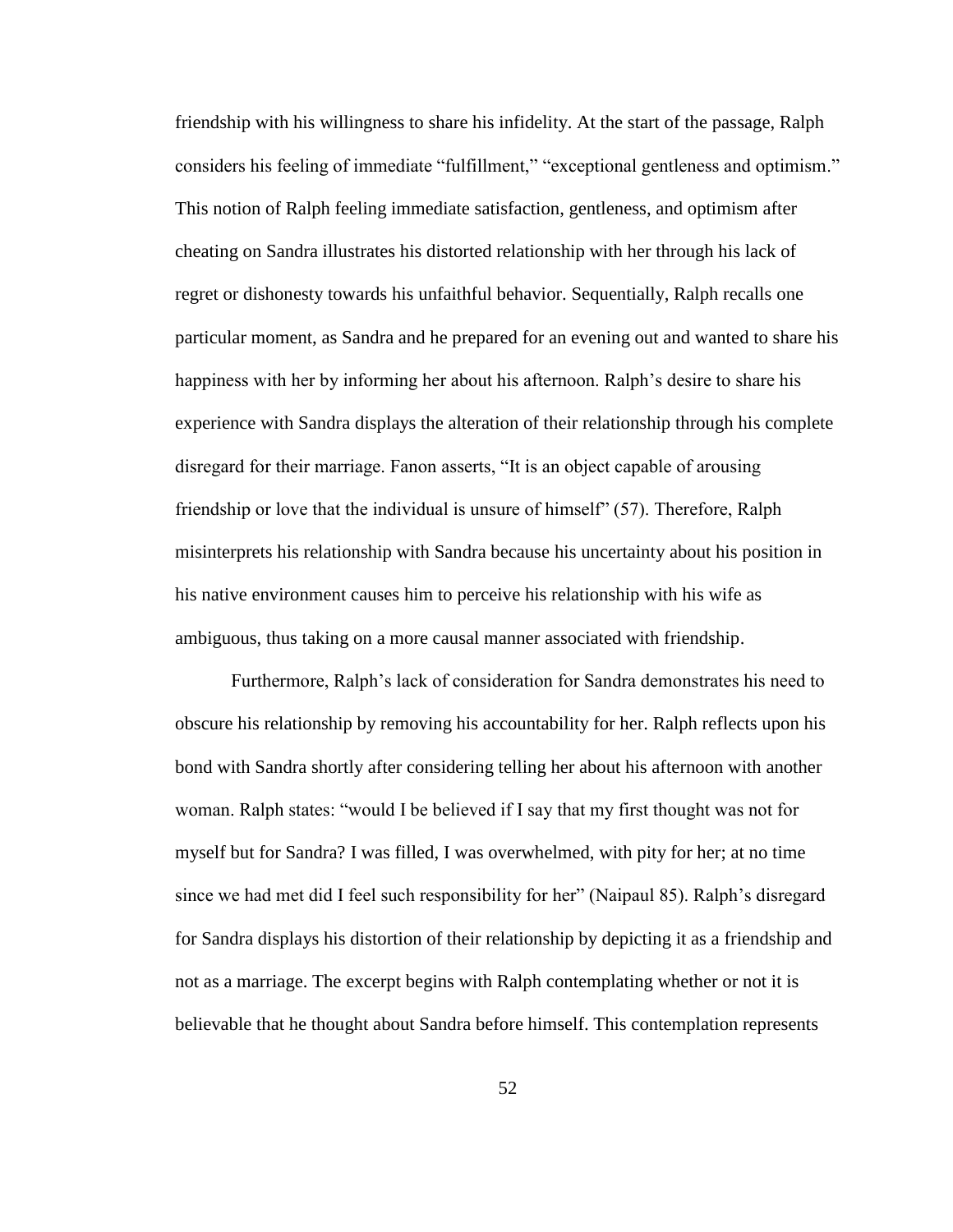friendship with his willingness to share his infidelity. At the start of the passage, Ralph considers his feeling of immediate "fulfillment," "exceptional gentleness and optimism." This notion of Ralph feeling immediate satisfaction, gentleness, and optimism after cheating on Sandra illustrates his distorted relationship with her through his lack of regret or dishonesty towards his unfaithful behavior. Sequentially, Ralph recalls one particular moment, as Sandra and he prepared for an evening out and wanted to share his happiness with her by informing her about his afternoon. Ralph's desire to share his experience with Sandra displays the alteration of their relationship through his complete disregard for their marriage. Fanon asserts, "It is an object capable of arousing friendship or love that the individual is unsure of himself" (57). Therefore, Ralph misinterprets his relationship with Sandra because his uncertainty about his position in his native environment causes him to perceive his relationship with his wife as ambiguous, thus taking on a more causal manner associated with friendship.

Furthermore, Ralph's lack of consideration for Sandra demonstrates his need to obscure his relationship by removing his accountability for her. Ralph reflects upon his bond with Sandra shortly after considering telling her about his afternoon with another woman. Ralph states: "would I be believed if I say that my first thought was not for myself but for Sandra? I was filled, I was overwhelmed, with pity for her; at no time since we had met did I feel such responsibility for her" (Naipaul 85). Ralph's disregard for Sandra displays his distortion of their relationship by depicting it as a friendship and not as a marriage. The excerpt begins with Ralph contemplating whether or not it is believable that he thought about Sandra before himself. This contemplation represents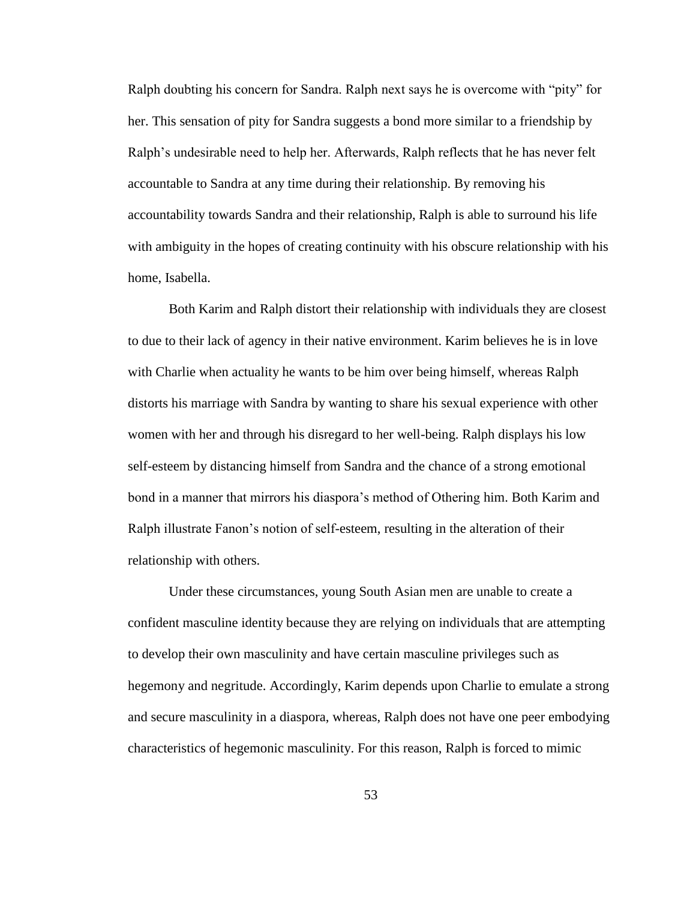Ralph doubting his concern for Sandra. Ralph next says he is overcome with "pity" for her. This sensation of pity for Sandra suggests a bond more similar to a friendship by Ralph's undesirable need to help her. Afterwards, Ralph reflects that he has never felt accountable to Sandra at any time during their relationship. By removing his accountability towards Sandra and their relationship, Ralph is able to surround his life with ambiguity in the hopes of creating continuity with his obscure relationship with his home, Isabella.

Both Karim and Ralph distort their relationship with individuals they are closest to due to their lack of agency in their native environment. Karim believes he is in love with Charlie when actuality he wants to be him over being himself, whereas Ralph distorts his marriage with Sandra by wanting to share his sexual experience with other women with her and through his disregard to her well-being. Ralph displays his low self-esteem by distancing himself from Sandra and the chance of a strong emotional bond in a manner that mirrors his diaspora's method of Othering him. Both Karim and Ralph illustrate Fanon's notion of self-esteem, resulting in the alteration of their relationship with others.

Under these circumstances, young South Asian men are unable to create a confident masculine identity because they are relying on individuals that are attempting to develop their own masculinity and have certain masculine privileges such as hegemony and negritude. Accordingly, Karim depends upon Charlie to emulate a strong and secure masculinity in a diaspora, whereas, Ralph does not have one peer embodying characteristics of hegemonic masculinity. For this reason, Ralph is forced to mimic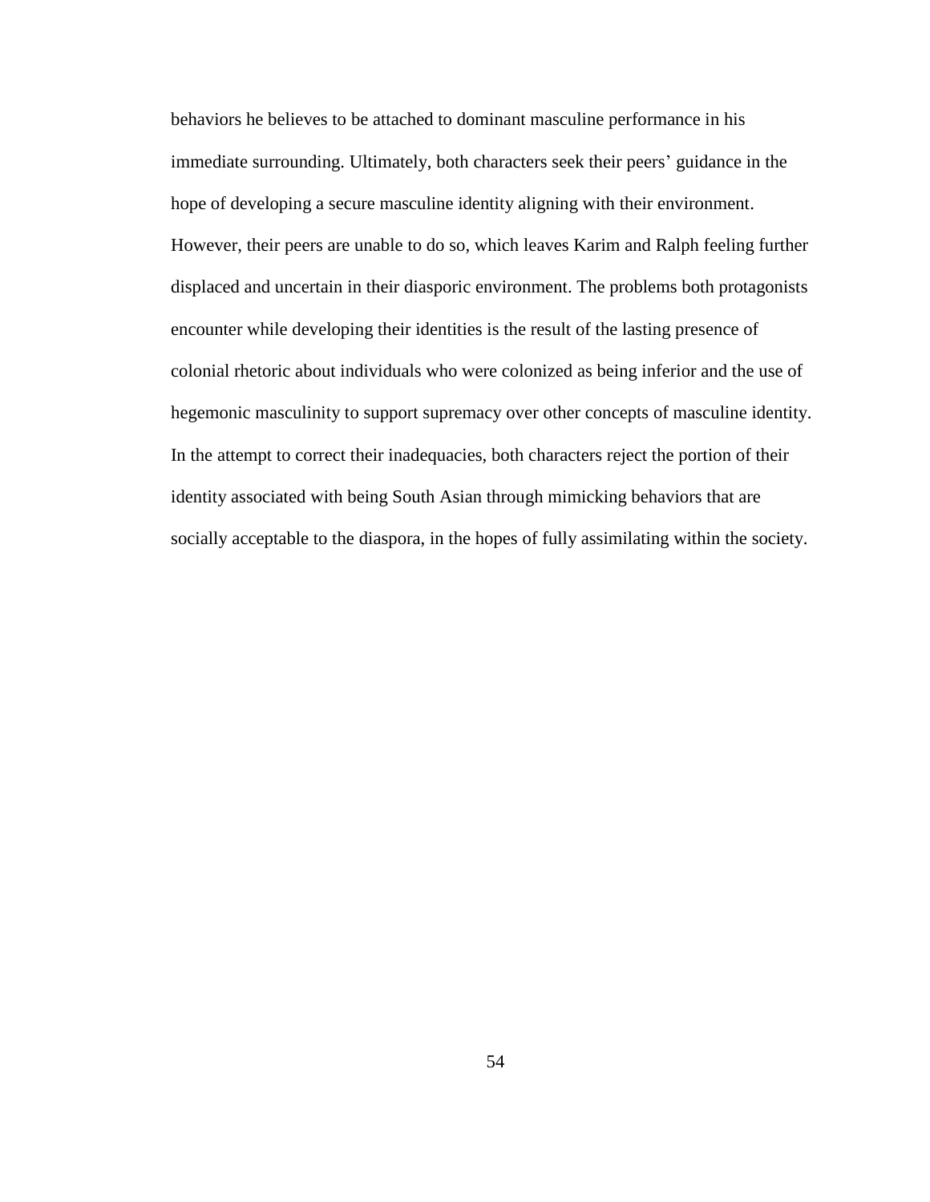behaviors he believes to be attached to dominant masculine performance in his immediate surrounding. Ultimately, both characters seek their peers' guidance in the hope of developing a secure masculine identity aligning with their environment. However, their peers are unable to do so, which leaves Karim and Ralph feeling further displaced and uncertain in their diasporic environment. The problems both protagonists encounter while developing their identities is the result of the lasting presence of colonial rhetoric about individuals who were colonized as being inferior and the use of hegemonic masculinity to support supremacy over other concepts of masculine identity. In the attempt to correct their inadequacies, both characters reject the portion of their identity associated with being South Asian through mimicking behaviors that are socially acceptable to the diaspora, in the hopes of fully assimilating within the society.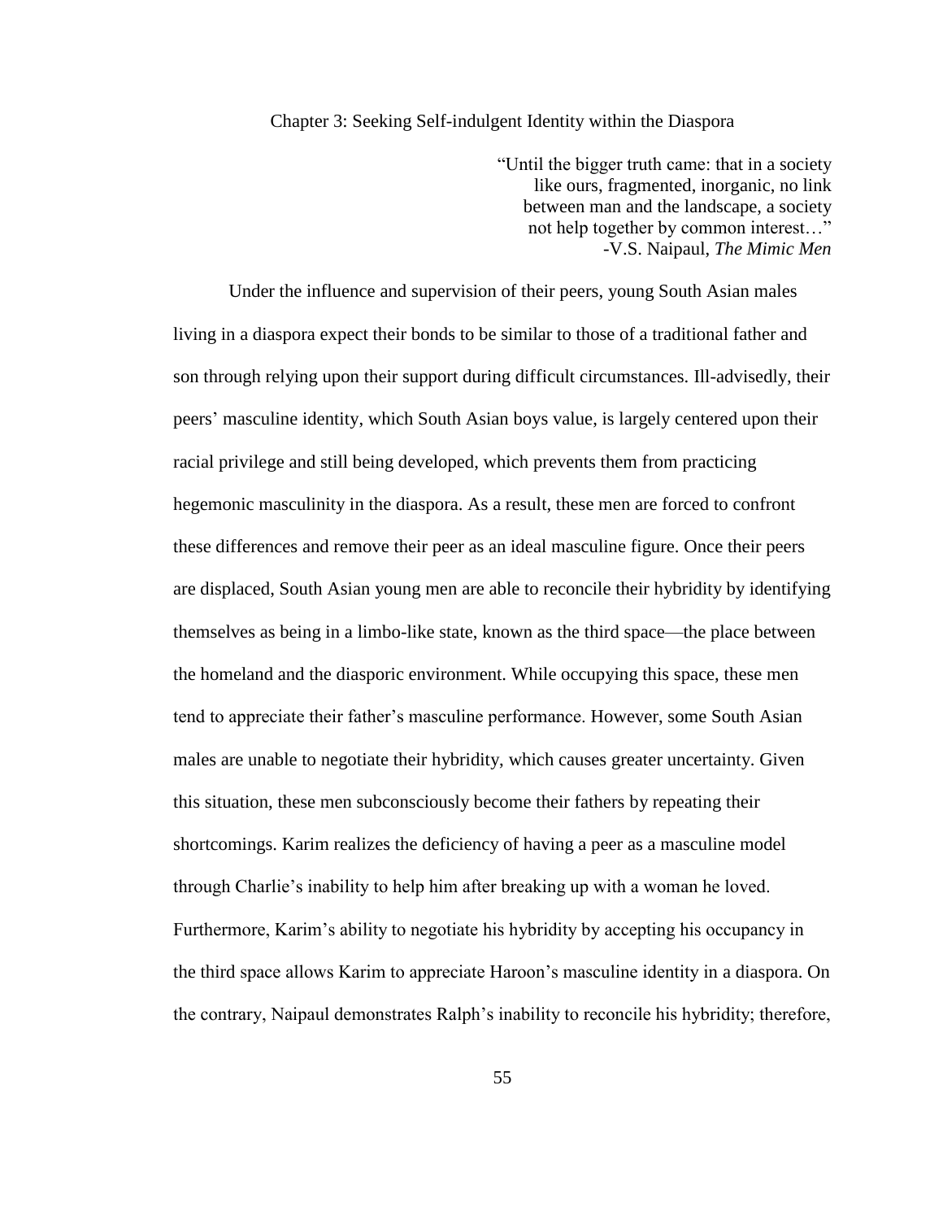# Chapter 3: Seeking Self-indulgent Identity within the Diaspora

> "Until the bigger truth came: that in a society like ours, fragmented, inorganic, no link between man and the landscape, a society not help together by common interest…"
> -V.S. Naipaul, *The Mimic Men*

Under the influence and supervision of their peers, young South Asian males living in a diaspora expect their bonds to be similar to those of a traditional father and son through relying upon their support during difficult circumstances. Ill-advisedly, their peers' masculine identity, which South Asian boys value, is largely centered upon their racial privilege and still being developed, which prevents them from practicing hegemonic masculinity in the diaspora. As a result, these men are forced to confront these differences and remove their peer as an ideal masculine figure. Once their peers are displaced, South Asian young men are able to reconcile their hybridity by identifying themselves as being in a limbo-like state, known as the third space—the place between the homeland and the diasporic environment. While occupying this space, these men tend to appreciate their father's masculine performance. However, some South Asian males are unable to negotiate their hybridity, which causes greater uncertainty. Given this situation, these men subconsciously become their fathers by repeating their shortcomings. Karim realizes the deficiency of having a peer as a masculine model through Charlie's inability to help him after breaking up with a woman he loved. Furthermore, Karim's ability to negotiate his hybridity by accepting his occupancy in the third space allows Karim to appreciate Haroon's masculine identity in a diaspora. On the contrary, Naipaul demonstrates Ralph's inability to reconcile his hybridity; therefore,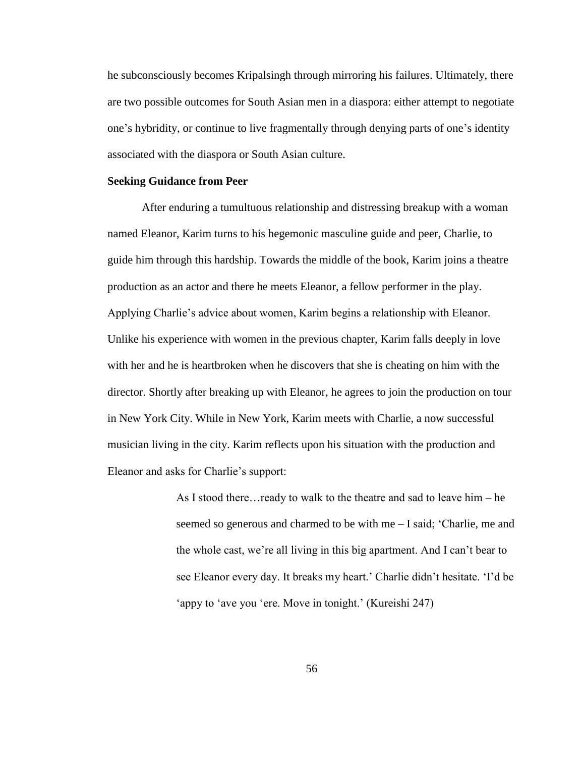he subconsciously becomes Kripalsingh through mirroring his failures. Ultimately, there are two possible outcomes for South Asian men in a diaspora: either attempt to negotiate one's hybridity, or continue to live fragmentally through denying parts of one's identity associated with the diaspora or South Asian culture.

**Seeking Guidance from Peer**

After enduring a tumultuous relationship and distressing breakup with a woman named Eleanor, Karim turns to his hegemonic masculine guide and peer, Charlie, to guide him through this hardship. Towards the middle of the book, Karim joins a theatre production as an actor and there he meets Eleanor, a fellow performer in the play. Applying Charlie's advice about women, Karim begins a relationship with Eleanor. Unlike his experience with women in the previous chapter, Karim falls deeply in love with her and he is heartbroken when he discovers that she is cheating on him with the director. Shortly after breaking up with Eleanor, he agrees to join the production on tour in New York City. While in New York, Karim meets with Charlie, a now successful musician living in the city. Karim reflects upon his situation with the production and Eleanor and asks for Charlie's support:

> As I stood there…ready to walk to the theatre and sad to leave him – he seemed so generous and charmed to be with me – I said; 'Charlie, me and the whole cast, we're all living in this big apartment. And I can't bear to see Eleanor every day. It breaks my heart.' Charlie didn't hesitate. 'I'd be 'appy to 'ave you 'ere. Move in tonight.' (Kureishi 247)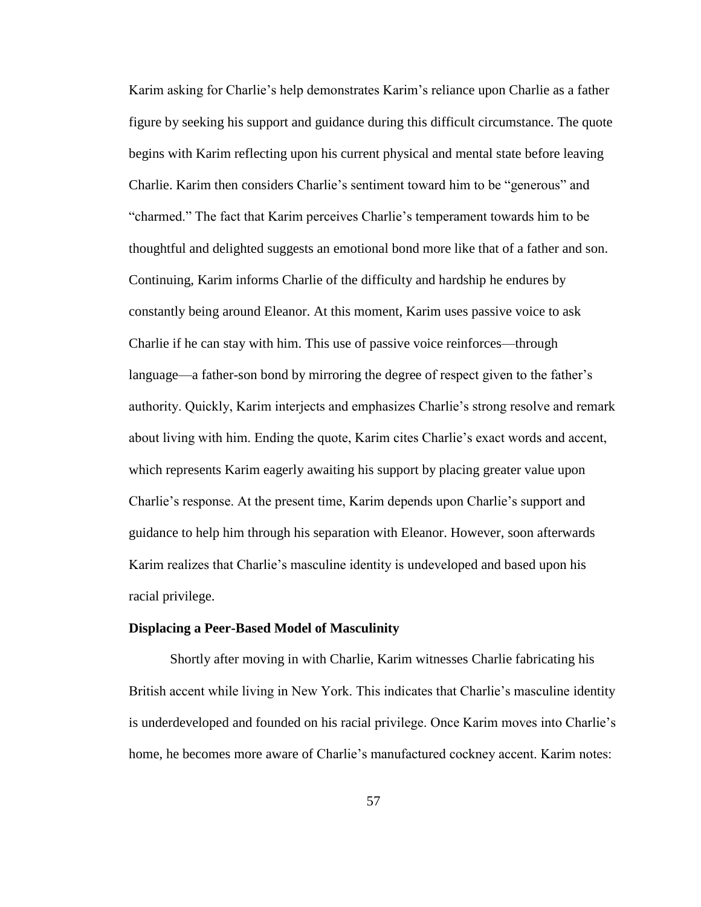Karim asking for Charlie's help demonstrates Karim's reliance upon Charlie as a father figure by seeking his support and guidance during this difficult circumstance. The quote begins with Karim reflecting upon his current physical and mental state before leaving Charlie. Karim then considers Charlie's sentiment toward him to be "generous" and "charmed." The fact that Karim perceives Charlie's temperament towards him to be thoughtful and delighted suggests an emotional bond more like that of a father and son. Continuing, Karim informs Charlie of the difficulty and hardship he endures by constantly being around Eleanor. At this moment, Karim uses passive voice to ask Charlie if he can stay with him. This use of passive voice reinforces—through language—a father-son bond by mirroring the degree of respect given to the father's authority. Quickly, Karim interjects and emphasizes Charlie's strong resolve and remark about living with him. Ending the quote, Karim cites Charlie's exact words and accent, which represents Karim eagerly awaiting his support by placing greater value upon Charlie's response. At the present time, Karim depends upon Charlie's support and guidance to help him through his separation with Eleanor. However, soon afterwards Karim realizes that Charlie's masculine identity is undeveloped and based upon his racial privilege.

**Displacing a Peer-Based Model of Masculinity**

Shortly after moving in with Charlie, Karim witnesses Charlie fabricating his British accent while living in New York. This indicates that Charlie's masculine identity is underdeveloped and founded on his racial privilege. Once Karim moves into Charlie's home, he becomes more aware of Charlie's manufactured cockney accent. Karim notes: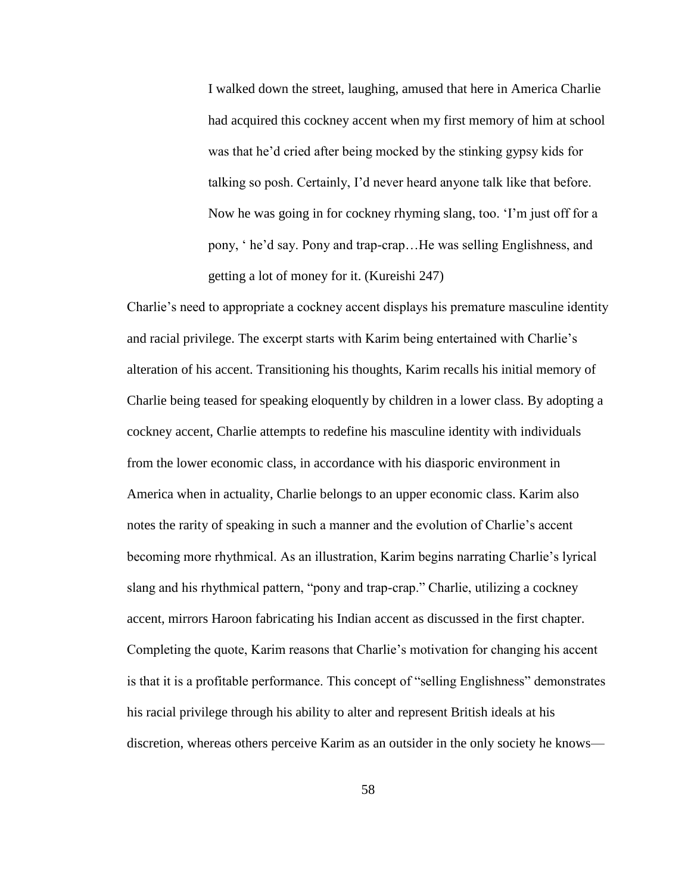> I walked down the street, laughing, amused that here in America Charlie had acquired this cockney accent when my first memory of him at school was that he'd cried after being mocked by the stinking gypsy kids for talking so posh. Certainly, I'd never heard anyone talk like that before. Now he was going in for cockney rhyming slang, too. 'I'm just off for a pony, ' he'd say. Pony and trap-crap…He was selling Englishness, and getting a lot of money for it. (Kureishi 247)

Charlie's need to appropriate a cockney accent displays his premature masculine identity and racial privilege. The excerpt starts with Karim being entertained with Charlie's alteration of his accent. Transitioning his thoughts, Karim recalls his initial memory of Charlie being teased for speaking eloquently by children in a lower class. By adopting a cockney accent, Charlie attempts to redefine his masculine identity with individuals from the lower economic class, in accordance with his diasporic environment in America when in actuality, Charlie belongs to an upper economic class. Karim also notes the rarity of speaking in such a manner and the evolution of Charlie's accent becoming more rhythmical. As an illustration, Karim begins narrating Charlie's lyrical slang and his rhythmical pattern, "pony and trap-crap." Charlie, utilizing a cockney accent, mirrors Haroon fabricating his Indian accent as discussed in the first chapter. Completing the quote, Karim reasons that Charlie's motivation for changing his accent is that it is a profitable performance. This concept of "selling Englishness" demonstrates his racial privilege through his ability to alter and represent British ideals at his discretion, whereas others perceive Karim as an outsider in the only society he knows—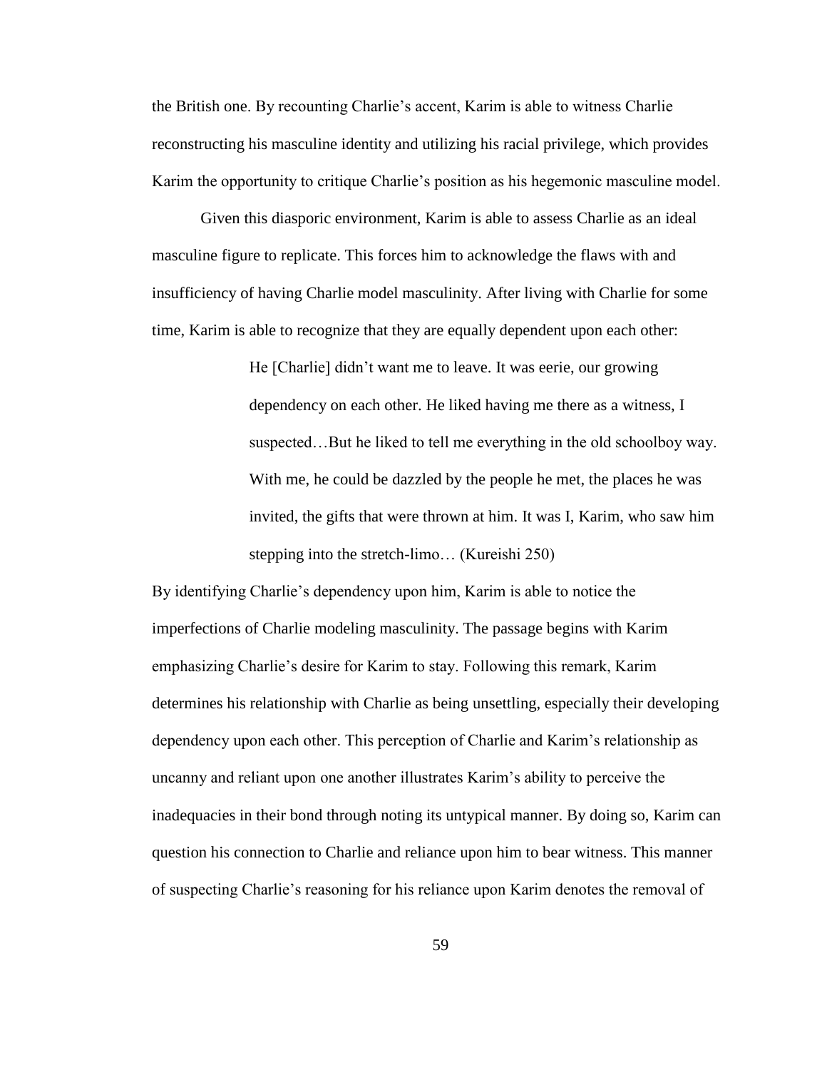the British one. By recounting Charlie's accent, Karim is able to witness Charlie reconstructing his masculine identity and utilizing his racial privilege, which provides Karim the opportunity to critique Charlie's position as his hegemonic masculine model.

Given this diasporic environment, Karim is able to assess Charlie as an ideal masculine figure to replicate. This forces him to acknowledge the flaws with and insufficiency of having Charlie model masculinity. After living with Charlie for some time, Karim is able to recognize that they are equally dependent upon each other:

> He [Charlie] didn't want me to leave. It was eerie, our growing dependency on each other. He liked having me there as a witness, I suspected…But he liked to tell me everything in the old schoolboy way. With me, he could be dazzled by the people he met, the places he was invited, the gifts that were thrown at him. It was I, Karim, who saw him stepping into the stretch-limo… (Kureishi 250)

By identifying Charlie's dependency upon him, Karim is able to notice the imperfections of Charlie modeling masculinity. The passage begins with Karim emphasizing Charlie's desire for Karim to stay. Following this remark, Karim determines his relationship with Charlie as being unsettling, especially their developing dependency upon each other. This perception of Charlie and Karim's relationship as uncanny and reliant upon one another illustrates Karim's ability to perceive the inadequacies in their bond through noting its untypical manner. By doing so, Karim can question his connection to Charlie and reliance upon him to bear witness. This manner of suspecting Charlie's reasoning for his reliance upon Karim denotes the removal of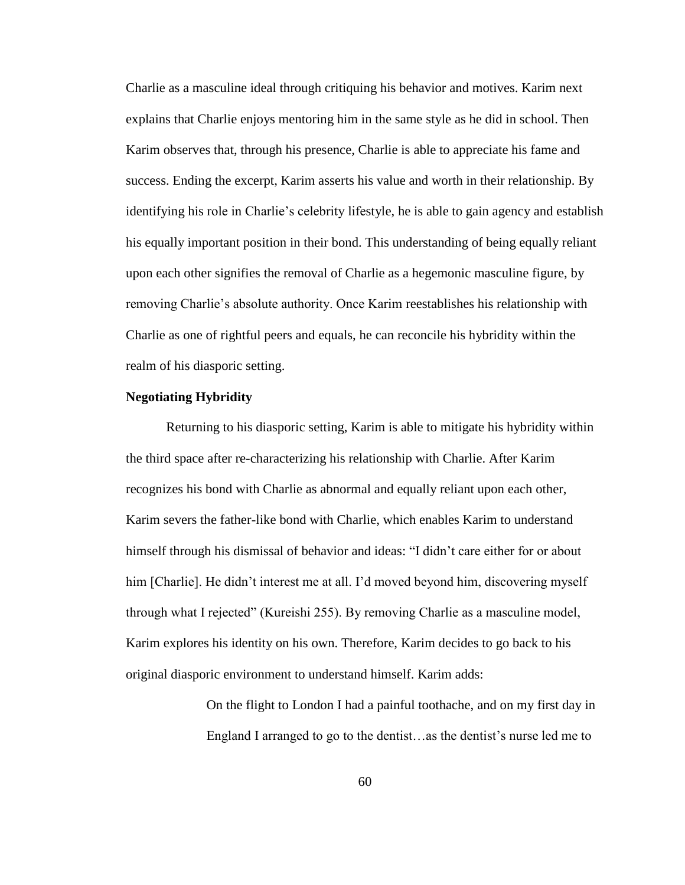Charlie as a masculine ideal through critiquing his behavior and motives. Karim next explains that Charlie enjoys mentoring him in the same style as he did in school. Then Karim observes that, through his presence, Charlie is able to appreciate his fame and success. Ending the excerpt, Karim asserts his value and worth in their relationship. By identifying his role in Charlie's celebrity lifestyle, he is able to gain agency and establish his equally important position in their bond. This understanding of being equally reliant upon each other signifies the removal of Charlie as a hegemonic masculine figure, by removing Charlie's absolute authority. Once Karim reestablishes his relationship with Charlie as one of rightful peers and equals, he can reconcile his hybridity within the realm of his diasporic setting.

**Negotiating Hybridity**

Returning to his diasporic setting, Karim is able to mitigate his hybridity within the third space after re-characterizing his relationship with Charlie. After Karim recognizes his bond with Charlie as abnormal and equally reliant upon each other, Karim severs the father-like bond with Charlie, which enables Karim to understand himself through his dismissal of behavior and ideas: "I didn't care either for or about him [Charlie]. He didn't interest me at all. I'd moved beyond him, discovering myself through what I rejected" (Kureishi 255). By removing Charlie as a masculine model, Karim explores his identity on his own. Therefore, Karim decides to go back to his original diasporic environment to understand himself. Karim adds:

> On the flight to London I had a painful toothache, and on my first day in England I arranged to go to the dentist…as the dentist's nurse led me to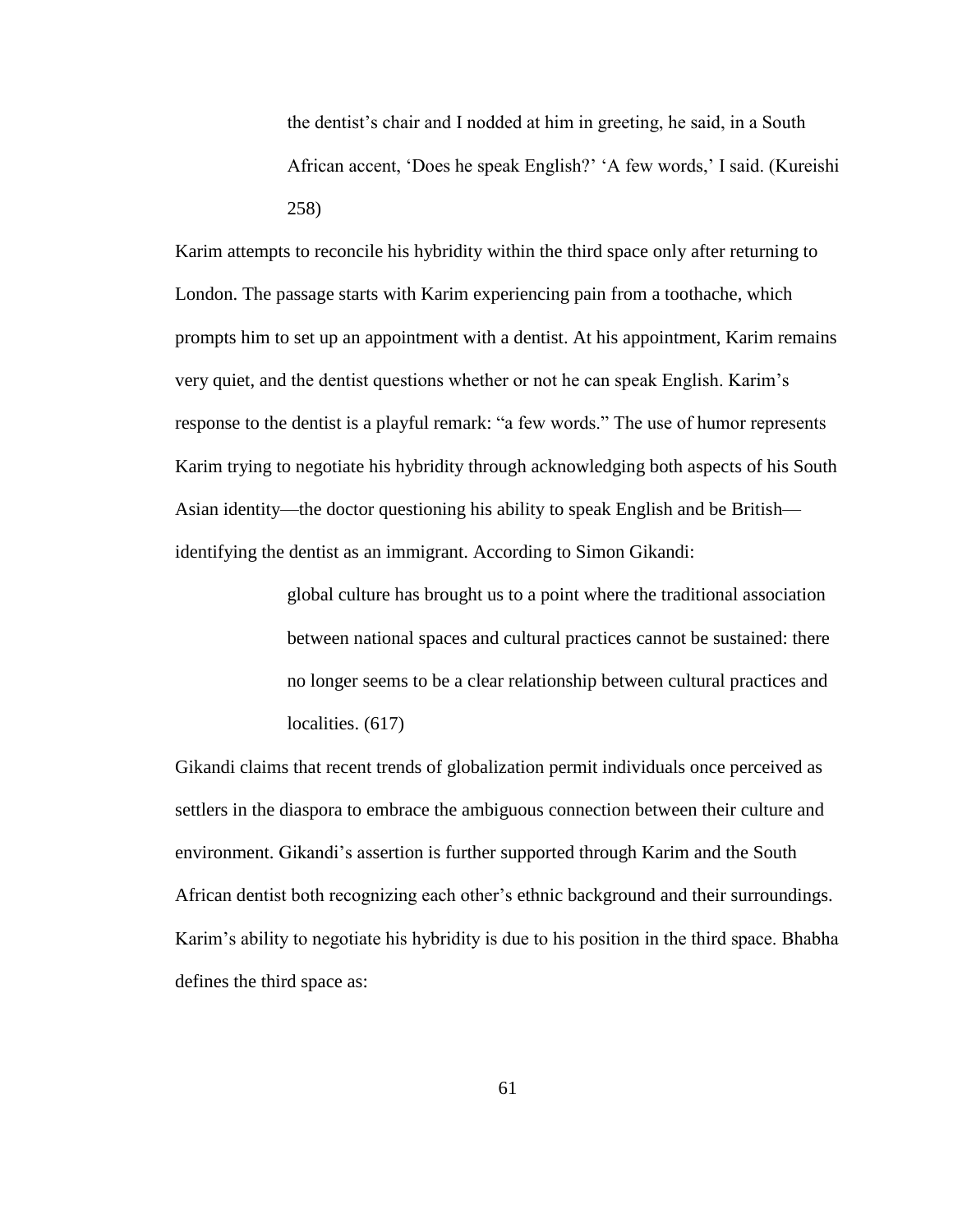> the dentist's chair and I nodded at him in greeting, he said, in a South African accent, 'Does he speak English?' 'A few words,' I said. (Kureishi 258)

Karim attempts to reconcile his hybridity within the third space only after returning to London. The passage starts with Karim experiencing pain from a toothache, which prompts him to set up an appointment with a dentist. At his appointment, Karim remains very quiet, and the dentist questions whether or not he can speak English. Karim's response to the dentist is a playful remark: "a few words." The use of humor represents Karim trying to negotiate his hybridity through acknowledging both aspects of his South Asian identity—the doctor questioning his ability to speak English and be British—identifying the dentist as an immigrant. According to Simon Gikandi:

> global culture has brought us to a point where the traditional association between national spaces and cultural practices cannot be sustained: there no longer seems to be a clear relationship between cultural practices and localities. (617)

Gikandi claims that recent trends of globalization permit individuals once perceived as settlers in the diaspora to embrace the ambiguous connection between their culture and environment. Gikandi's assertion is further supported through Karim and the South African dentist both recognizing each other's ethnic background and their surroundings. Karim's ability to negotiate his hybridity is due to his position in the third space. Bhabha defines the third space as: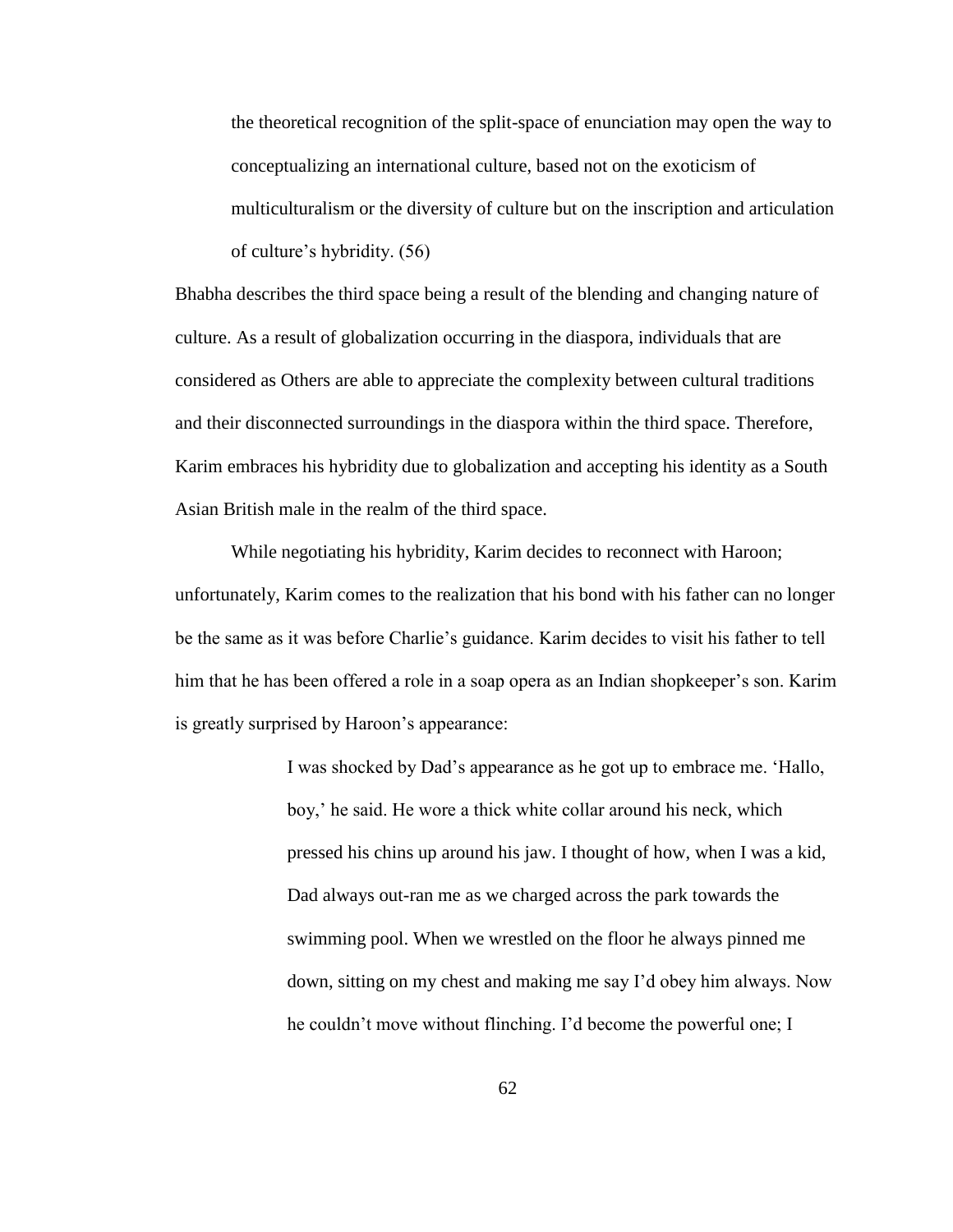> the theoretical recognition of the split-space of enunciation may open the way to conceptualizing an international culture, based not on the exoticism of multiculturalism or the diversity of culture but on the inscription and articulation of culture's hybridity. (56)

Bhabha describes the third space being a result of the blending and changing nature of culture. As a result of globalization occurring in the diaspora, individuals that are considered as Others are able to appreciate the complexity between cultural traditions and their disconnected surroundings in the diaspora within the third space. Therefore, Karim embraces his hybridity due to globalization and accepting his identity as a South Asian British male in the realm of the third space.

While negotiating his hybridity, Karim decides to reconnect with Haroon; unfortunately, Karim comes to the realization that his bond with his father can no longer be the same as it was before Charlie's guidance. Karim decides to visit his father to tell him that he has been offered a role in a soap opera as an Indian shopkeeper's son. Karim is greatly surprised by Haroon's appearance:

> I was shocked by Dad's appearance as he got up to embrace me. 'Hallo, boy,' he said. He wore a thick white collar around his neck, which pressed his chins up around his jaw. I thought of how, when I was a kid, Dad always out-ran me as we charged across the park towards the swimming pool. When we wrestled on the floor he always pinned me down, sitting on my chest and making me say I'd obey him always. Now he couldn't move without flinching. I'd become the powerful one; I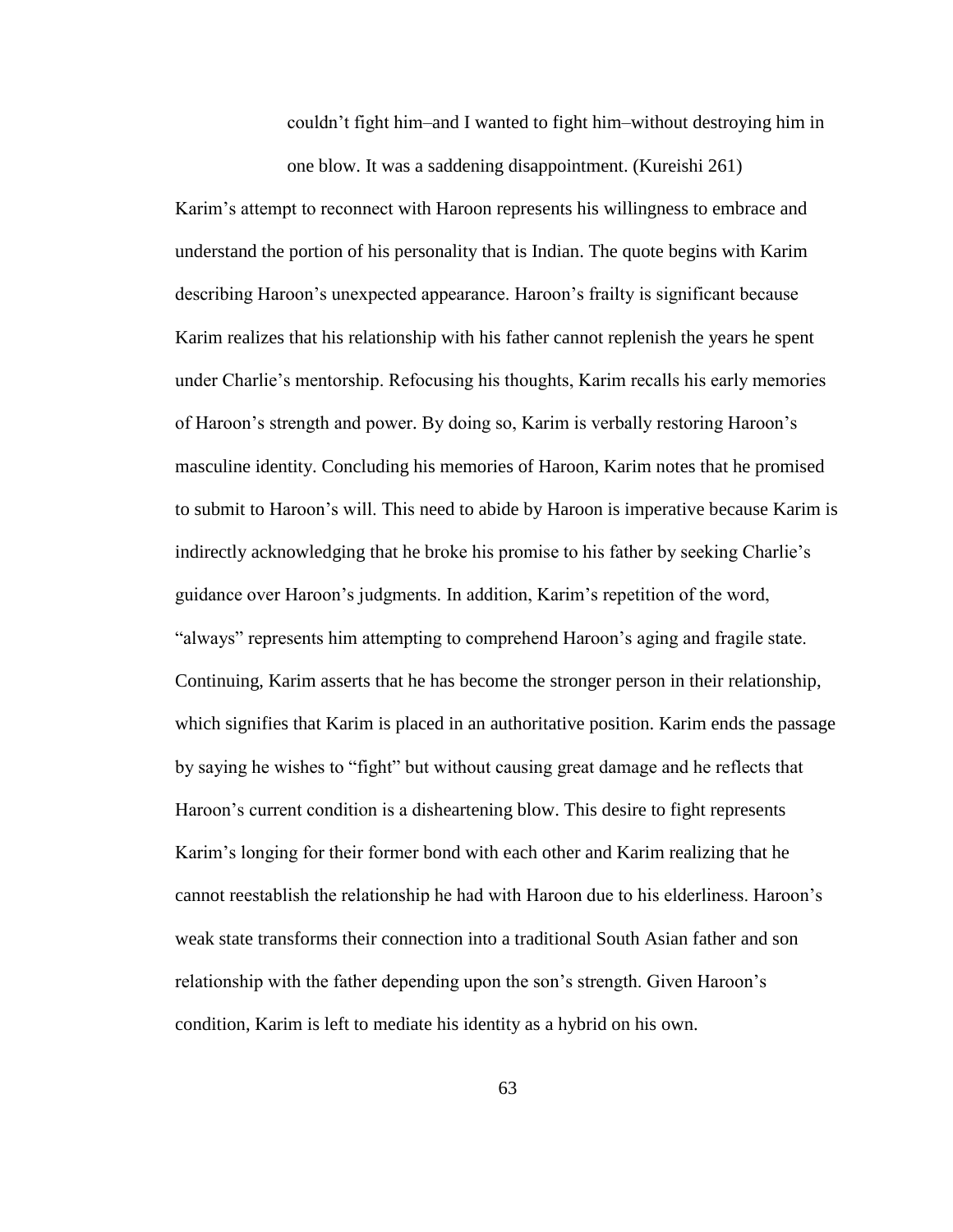> couldn't fight him–and I wanted to fight him–without destroying him in one blow. It was a saddening disappointment. (Kureishi 261)

Karim's attempt to reconnect with Haroon represents his willingness to embrace and understand the portion of his personality that is Indian. The quote begins with Karim describing Haroon's unexpected appearance. Haroon's frailty is significant because Karim realizes that his relationship with his father cannot replenish the years he spent under Charlie's mentorship. Refocusing his thoughts, Karim recalls his early memories of Haroon's strength and power. By doing so, Karim is verbally restoring Haroon's masculine identity. Concluding his memories of Haroon, Karim notes that he promised to submit to Haroon's will. This need to abide by Haroon is imperative because Karim is indirectly acknowledging that he broke his promise to his father by seeking Charlie's guidance over Haroon's judgments. In addition, Karim's repetition of the word, "always" represents him attempting to comprehend Haroon's aging and fragile state. Continuing, Karim asserts that he has become the stronger person in their relationship, which signifies that Karim is placed in an authoritative position. Karim ends the passage by saying he wishes to "fight" but without causing great damage and he reflects that Haroon's current condition is a disheartening blow. This desire to fight represents Karim's longing for their former bond with each other and Karim realizing that he cannot reestablish the relationship he had with Haroon due to his elderliness. Haroon's weak state transforms their connection into a traditional South Asian father and son relationship with the father depending upon the son's strength. Given Haroon's condition, Karim is left to mediate his identity as a hybrid on his own.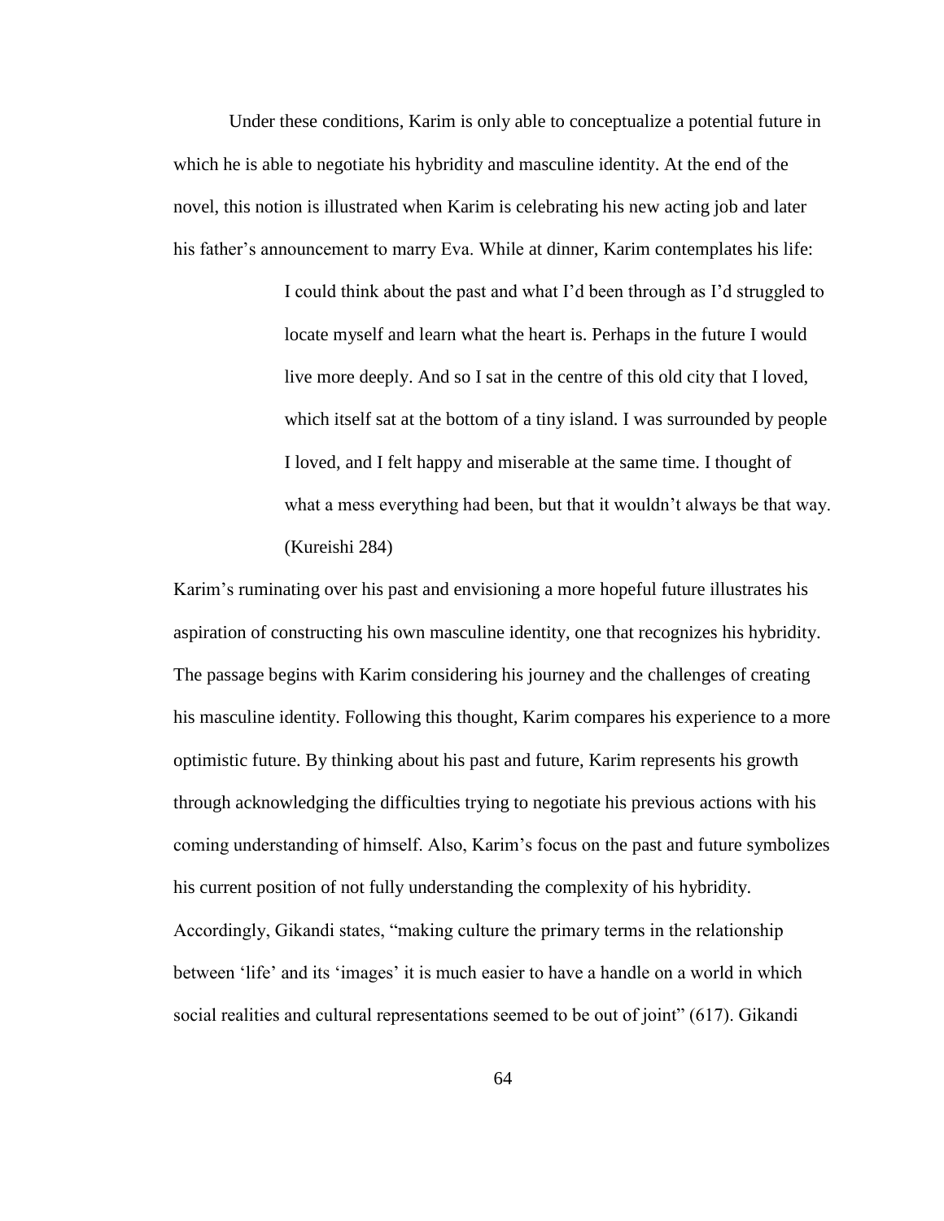Under these conditions, Karim is only able to conceptualize a potential future in which he is able to negotiate his hybridity and masculine identity. At the end of the novel, this notion is illustrated when Karim is celebrating his new acting job and later his father's announcement to marry Eva. While at dinner, Karim contemplates his life:

> I could think about the past and what I'd been through as I'd struggled to locate myself and learn what the heart is. Perhaps in the future I would live more deeply. And so I sat in the centre of this old city that I loved, which itself sat at the bottom of a tiny island. I was surrounded by people I loved, and I felt happy and miserable at the same time. I thought of what a mess everything had been, but that it wouldn't always be that way. (Kureishi 284)

Karim's ruminating over his past and envisioning a more hopeful future illustrates his aspiration of constructing his own masculine identity, one that recognizes his hybridity. The passage begins with Karim considering his journey and the challenges of creating his masculine identity. Following this thought, Karim compares his experience to a more optimistic future. By thinking about his past and future, Karim represents his growth through acknowledging the difficulties trying to negotiate his previous actions with his coming understanding of himself. Also, Karim's focus on the past and future symbolizes his current position of not fully understanding the complexity of his hybridity. Accordingly, Gikandi states, "making culture the primary terms in the relationship between 'life' and its 'images' it is much easier to have a handle on a world in which social realities and cultural representations seemed to be out of joint" (617). Gikandi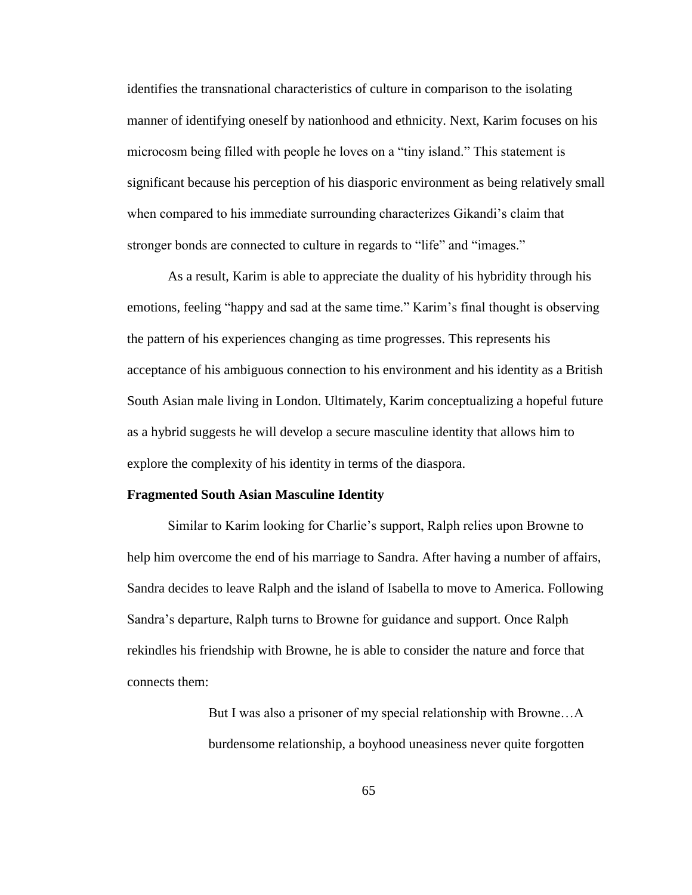identifies the transnational characteristics of culture in comparison to the isolating manner of identifying oneself by nationhood and ethnicity. Next, Karim focuses on his microcosm being filled with people he loves on a "tiny island." This statement is significant because his perception of his diasporic environment as being relatively small when compared to his immediate surrounding characterizes Gikandi's claim that stronger bonds are connected to culture in regards to "life" and "images."

As a result, Karim is able to appreciate the duality of his hybridity through his emotions, feeling "happy and sad at the same time." Karim's final thought is observing the pattern of his experiences changing as time progresses. This represents his acceptance of his ambiguous connection to his environment and his identity as a British South Asian male living in London. Ultimately, Karim conceptualizing a hopeful future as a hybrid suggests he will develop a secure masculine identity that allows him to explore the complexity of his identity in terms of the diaspora.

**Fragmented South Asian Masculine Identity**

Similar to Karim looking for Charlie's support, Ralph relies upon Browne to help him overcome the end of his marriage to Sandra. After having a number of affairs, Sandra decides to leave Ralph and the island of Isabella to move to America. Following Sandra's departure, Ralph turns to Browne for guidance and support. Once Ralph rekindles his friendship with Browne, he is able to consider the nature and force that connects them:

> But I was also a prisoner of my special relationship with Browne…A burdensome relationship, a boyhood uneasiness never quite forgotten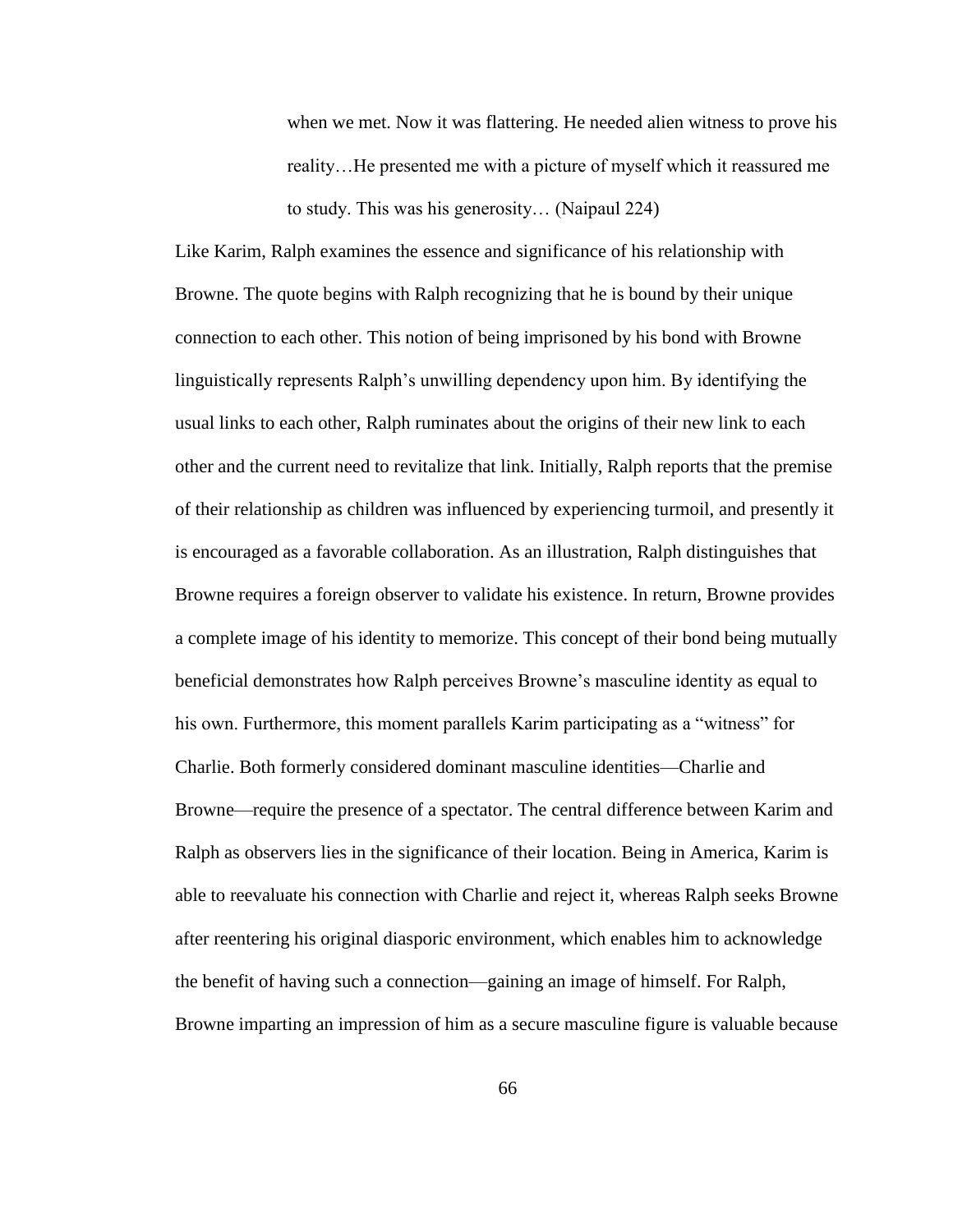> when we met. Now it was flattering. He needed alien witness to prove his reality…He presented me with a picture of myself which it reassured me to study. This was his generosity… (Naipaul 224)

Like Karim, Ralph examines the essence and significance of his relationship with Browne. The quote begins with Ralph recognizing that he is bound by their unique connection to each other. This notion of being imprisoned by his bond with Browne linguistically represents Ralph's unwilling dependency upon him. By identifying the usual links to each other, Ralph ruminates about the origins of their new link to each other and the current need to revitalize that link. Initially, Ralph reports that the premise of their relationship as children was influenced by experiencing turmoil, and presently it is encouraged as a favorable collaboration. As an illustration, Ralph distinguishes that Browne requires a foreign observer to validate his existence. In return, Browne provides a complete image of his identity to memorize. This concept of their bond being mutually beneficial demonstrates how Ralph perceives Browne's masculine identity as equal to his own. Furthermore, this moment parallels Karim participating as a "witness" for Charlie. Both formerly considered dominant masculine identities—Charlie and Browne—require the presence of a spectator. The central difference between Karim and Ralph as observers lies in the significance of their location. Being in America, Karim is able to reevaluate his connection with Charlie and reject it, whereas Ralph seeks Browne after reentering his original diasporic environment, which enables him to acknowledge the benefit of having such a connection—gaining an image of himself. For Ralph, Browne imparting an impression of him as a secure masculine figure is valuable because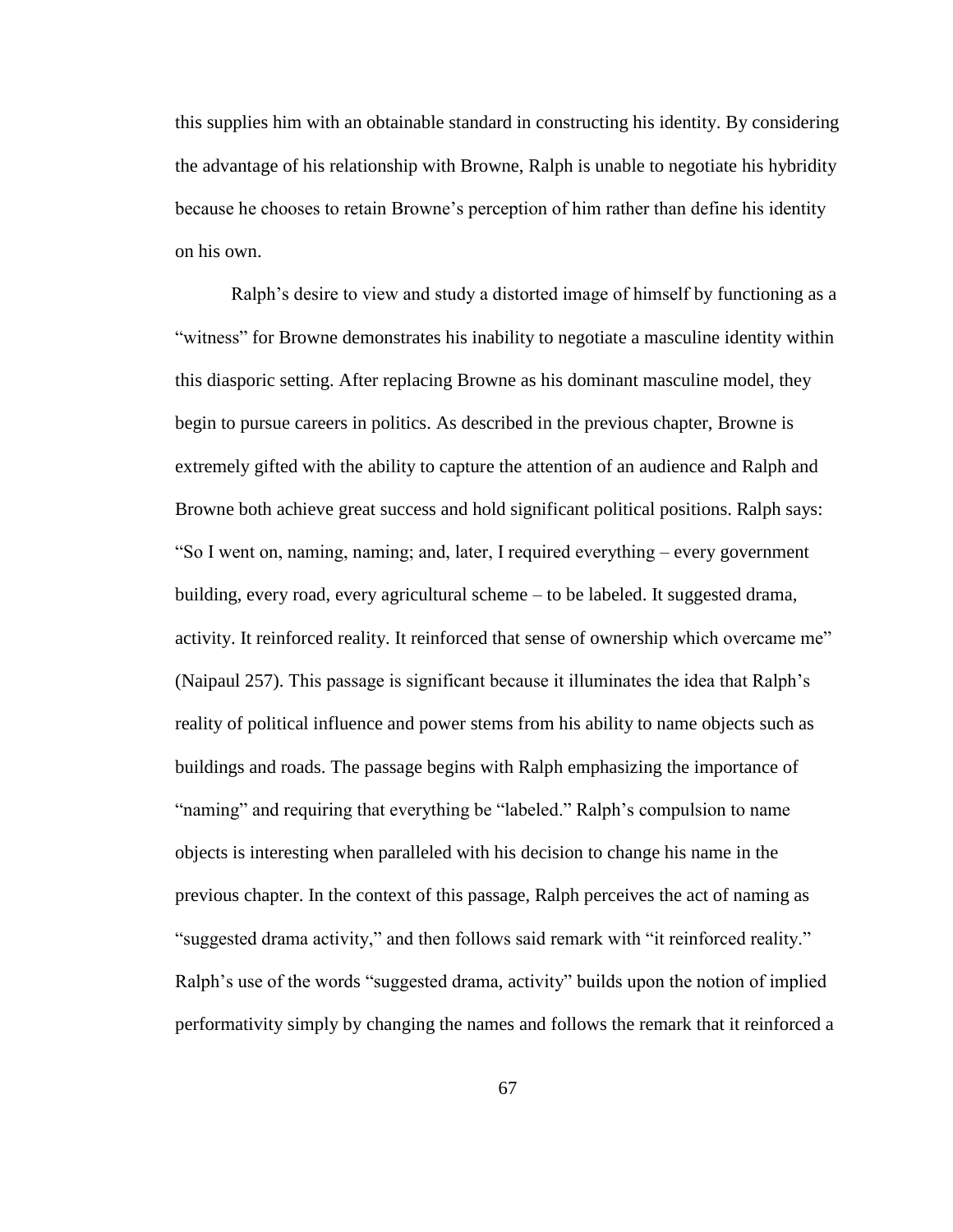this supplies him with an obtainable standard in constructing his identity. By considering the advantage of his relationship with Browne, Ralph is unable to negotiate his hybridity because he chooses to retain Browne's perception of him rather than define his identity on his own.

Ralph's desire to view and study a distorted image of himself by functioning as a "witness" for Browne demonstrates his inability to negotiate a masculine identity within this diasporic setting. After replacing Browne as his dominant masculine model, they begin to pursue careers in politics. As described in the previous chapter, Browne is extremely gifted with the ability to capture the attention of an audience and Ralph and Browne both achieve great success and hold significant political positions. Ralph says: "So I went on, naming, naming; and, later, I required everything – every government building, every road, every agricultural scheme – to be labeled. It suggested drama, activity. It reinforced reality. It reinforced that sense of ownership which overcame me" (Naipaul 257). This passage is significant because it illuminates the idea that Ralph's reality of political influence and power stems from his ability to name objects such as buildings and roads. The passage begins with Ralph emphasizing the importance of "naming" and requiring that everything be "labeled." Ralph's compulsion to name objects is interesting when paralleled with his decision to change his name in the previous chapter. In the context of this passage, Ralph perceives the act of naming as "suggested drama activity," and then follows said remark with "it reinforced reality." Ralph's use of the words "suggested drama, activity" builds upon the notion of implied performativity simply by changing the names and follows the remark that it reinforced a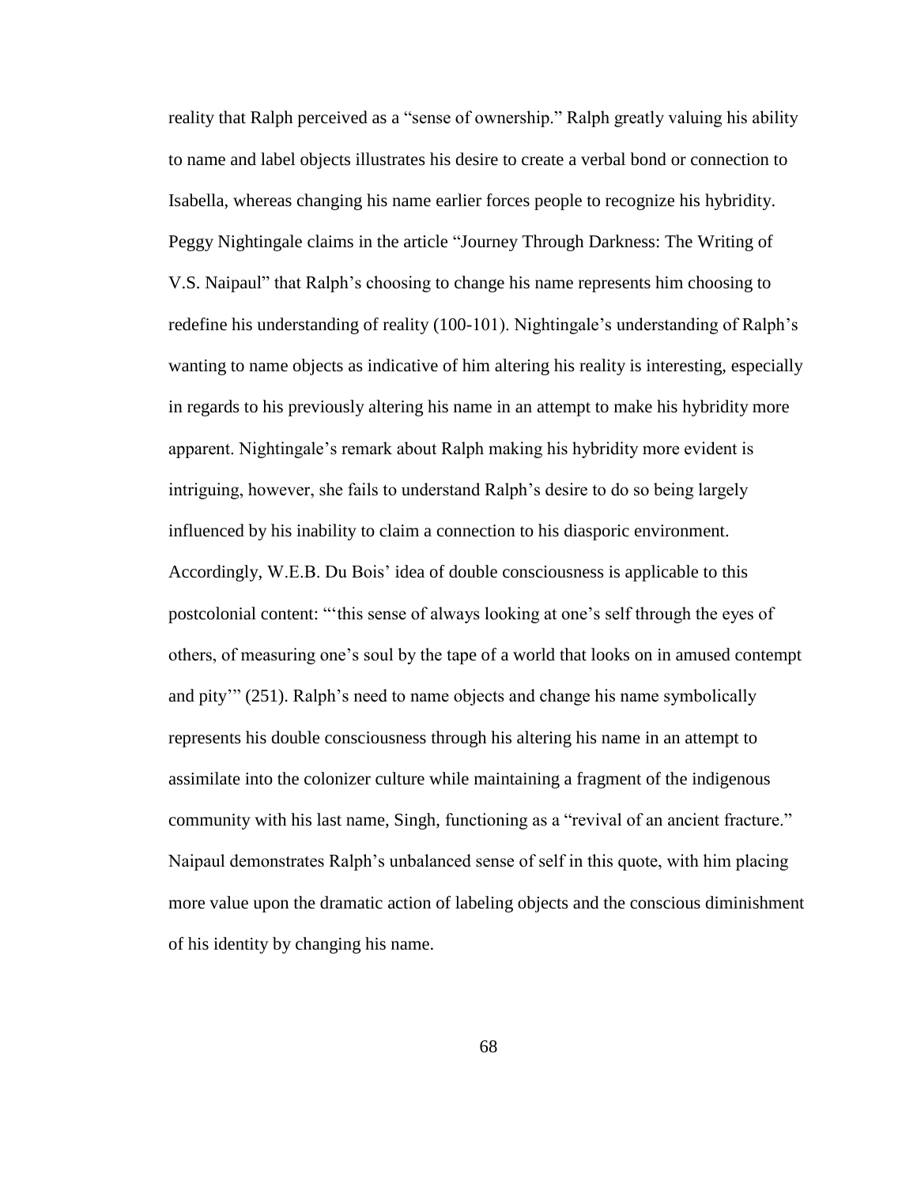reality that Ralph perceived as a "sense of ownership." Ralph greatly valuing his ability to name and label objects illustrates his desire to create a verbal bond or connection to Isabella, whereas changing his name earlier forces people to recognize his hybridity. Peggy Nightingale claims in the article "Journey Through Darkness: The Writing of V.S. Naipaul" that Ralph's choosing to change his name represents him choosing to redefine his understanding of reality (100-101). Nightingale's understanding of Ralph's wanting to name objects as indicative of him altering his reality is interesting, especially in regards to his previously altering his name in an attempt to make his hybridity more apparent. Nightingale's remark about Ralph making his hybridity more evident is intriguing, however, she fails to understand Ralph's desire to do so being largely influenced by his inability to claim a connection to his diasporic environment. Accordingly, W.E.B. Du Bois' idea of double consciousness is applicable to this postcolonial content: "'this sense of always looking at one's self through the eyes of others, of measuring one's soul by the tape of a world that looks on in amused contempt and pity'" (251). Ralph's need to name objects and change his name symbolically represents his double consciousness through his altering his name in an attempt to assimilate into the colonizer culture while maintaining a fragment of the indigenous community with his last name, Singh, functioning as a "revival of an ancient fracture." Naipaul demonstrates Ralph's unbalanced sense of self in this quote, with him placing more value upon the dramatic action of labeling objects and the conscious diminishment of his identity by changing his name.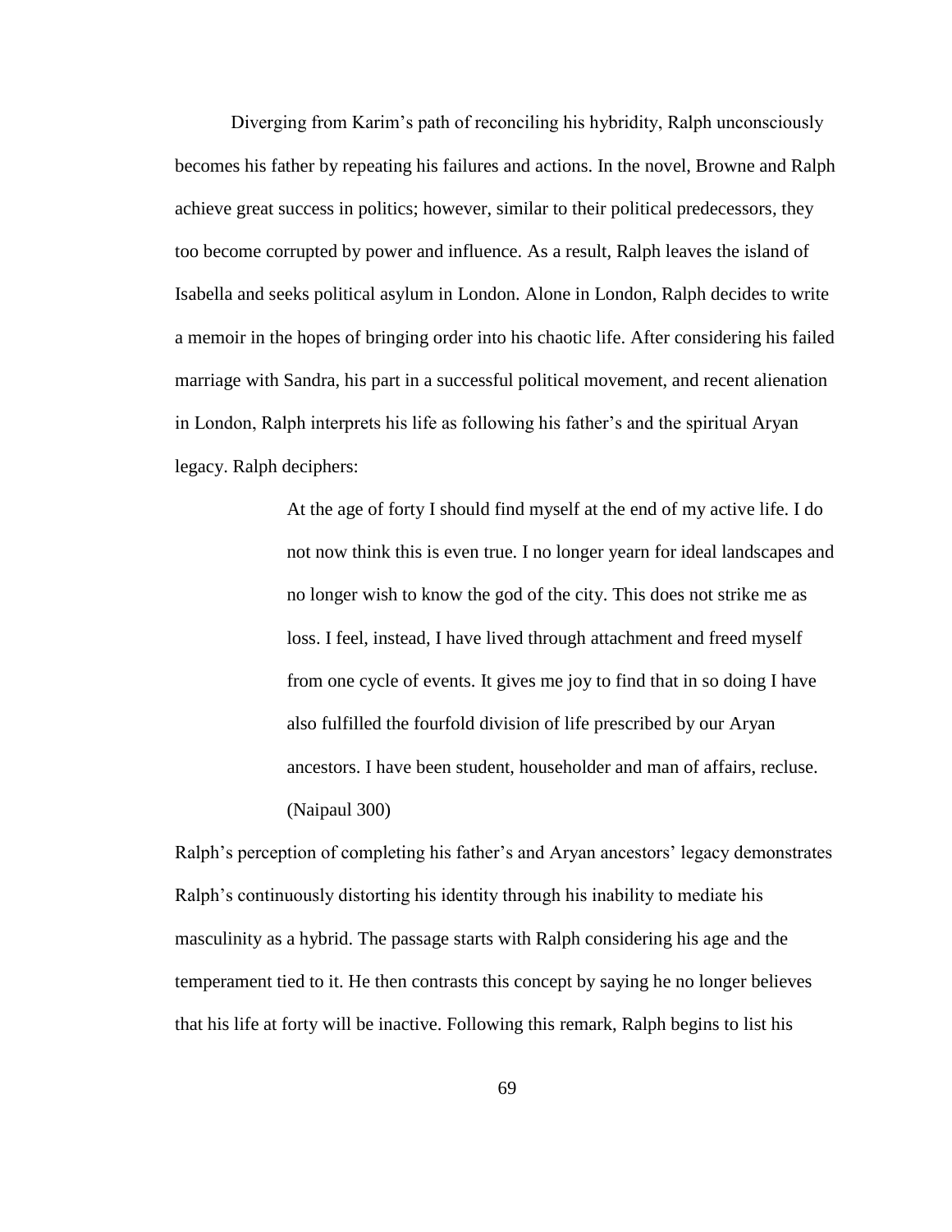Diverging from Karim's path of reconciling his hybridity, Ralph unconsciously becomes his father by repeating his failures and actions. In the novel, Browne and Ralph achieve great success in politics; however, similar to their political predecessors, they too become corrupted by power and influence. As a result, Ralph leaves the island of Isabella and seeks political asylum in London. Alone in London, Ralph decides to write a memoir in the hopes of bringing order into his chaotic life. After considering his failed marriage with Sandra, his part in a successful political movement, and recent alienation in London, Ralph interprets his life as following his father's and the spiritual Aryan legacy. Ralph deciphers:

> At the age of forty I should find myself at the end of my active life. I do not now think this is even true. I no longer yearn for ideal landscapes and no longer wish to know the god of the city. This does not strike me as loss. I feel, instead, I have lived through attachment and freed myself from one cycle of events. It gives me joy to find that in so doing I have also fulfilled the fourfold division of life prescribed by our Aryan ancestors. I have been student, householder and man of affairs, recluse. (Naipaul 300)

Ralph's perception of completing his father's and Aryan ancestors' legacy demonstrates Ralph's continuously distorting his identity through his inability to mediate his masculinity as a hybrid. The passage starts with Ralph considering his age and the temperament tied to it. He then contrasts this concept by saying he no longer believes that his life at forty will be inactive. Following this remark, Ralph begins to list his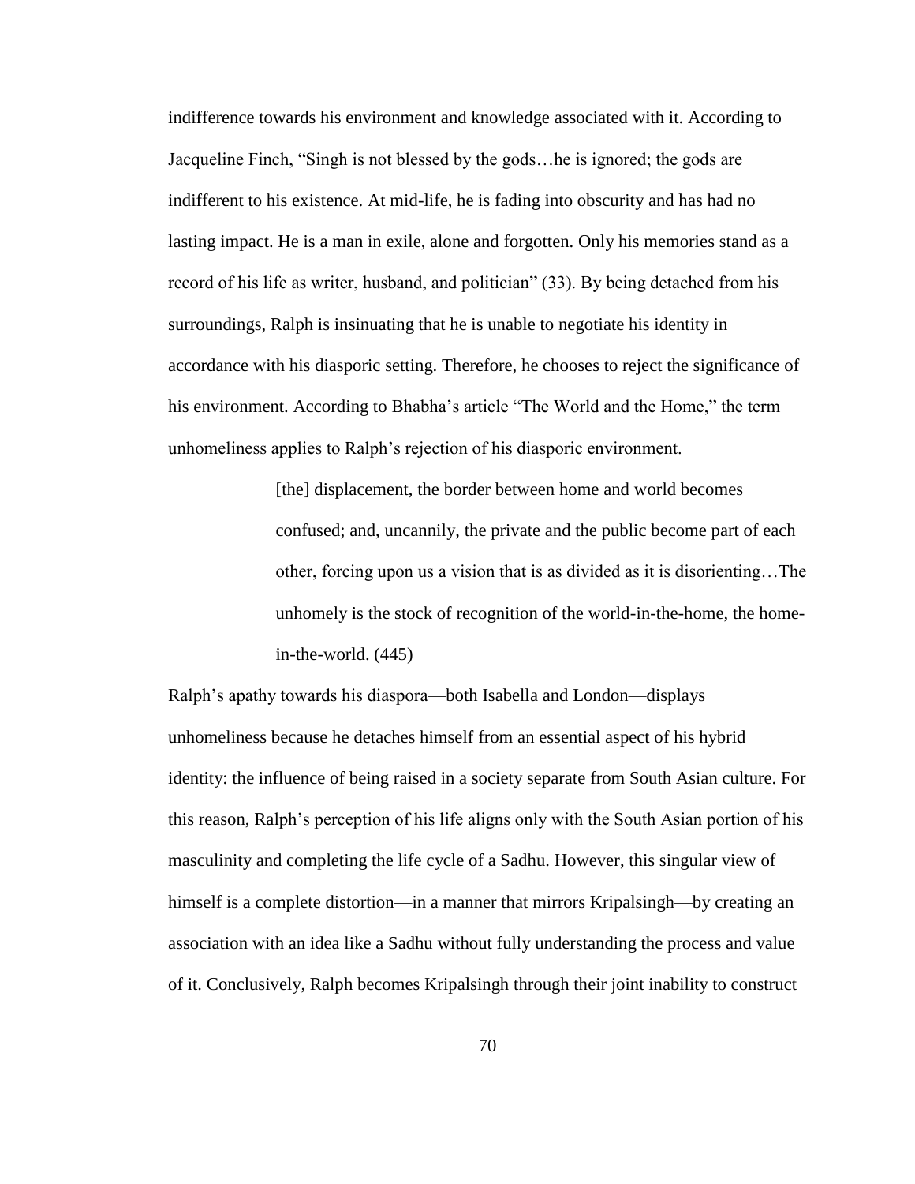indifference towards his environment and knowledge associated with it. According to Jacqueline Finch, "Singh is not blessed by the gods…he is ignored; the gods are indifferent to his existence. At mid-life, he is fading into obscurity and has had no lasting impact. He is a man in exile, alone and forgotten. Only his memories stand as a record of his life as writer, husband, and politician" (33). By being detached from his surroundings, Ralph is insinuating that he is unable to negotiate his identity in accordance with his diasporic setting. Therefore, he chooses to reject the significance of his environment. According to Bhabha's article "The World and the Home," the term unhomeliness applies to Ralph's rejection of his diasporic environment.

> [the] displacement, the border between home and world becomes confused; and, uncannily, the private and the public become part of each other, forcing upon us a vision that is as divided as it is disorienting…The unhomely is the stock of recognition of the world-in-the-home, the home-in-the-world. (445)

Ralph's apathy towards his diaspora—both Isabella and London—displays unhomeliness because he detaches himself from an essential aspect of his hybrid identity: the influence of being raised in a society separate from South Asian culture. For this reason, Ralph's perception of his life aligns only with the South Asian portion of his masculinity and completing the life cycle of a Sadhu. However, this singular view of himself is a complete distortion—in a manner that mirrors Kripalsingh—by creating an association with an idea like a Sadhu without fully understanding the process and value of it. Conclusively, Ralph becomes Kripalsingh through their joint inability to construct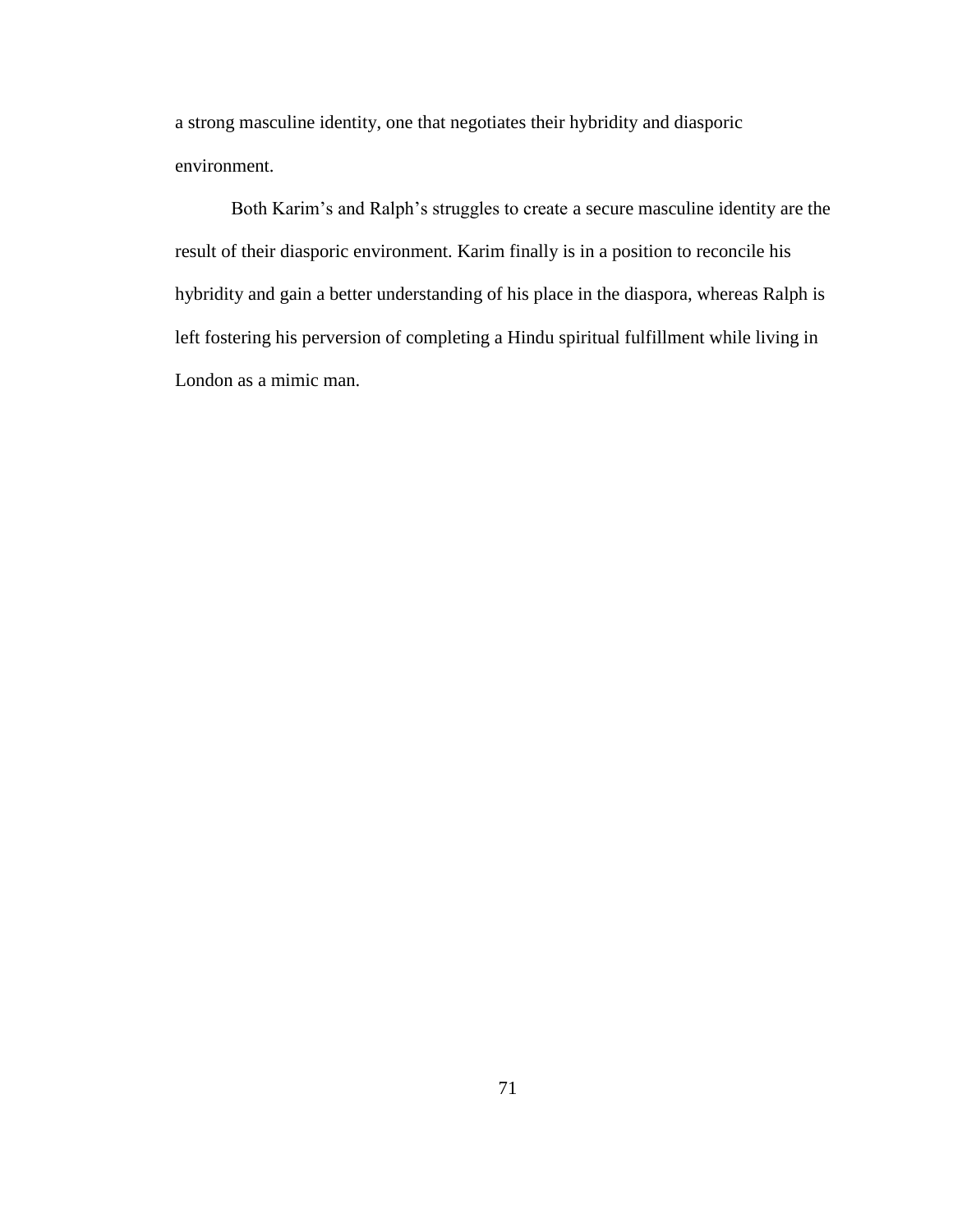a strong masculine identity, one that negotiates their hybridity and diasporic environment.

Both Karim's and Ralph's struggles to create a secure masculine identity are the result of their diasporic environment. Karim finally is in a position to reconcile his hybridity and gain a better understanding of his place in the diaspora, whereas Ralph is left fostering his perversion of completing a Hindu spiritual fulfillment while living in London as a mimic man.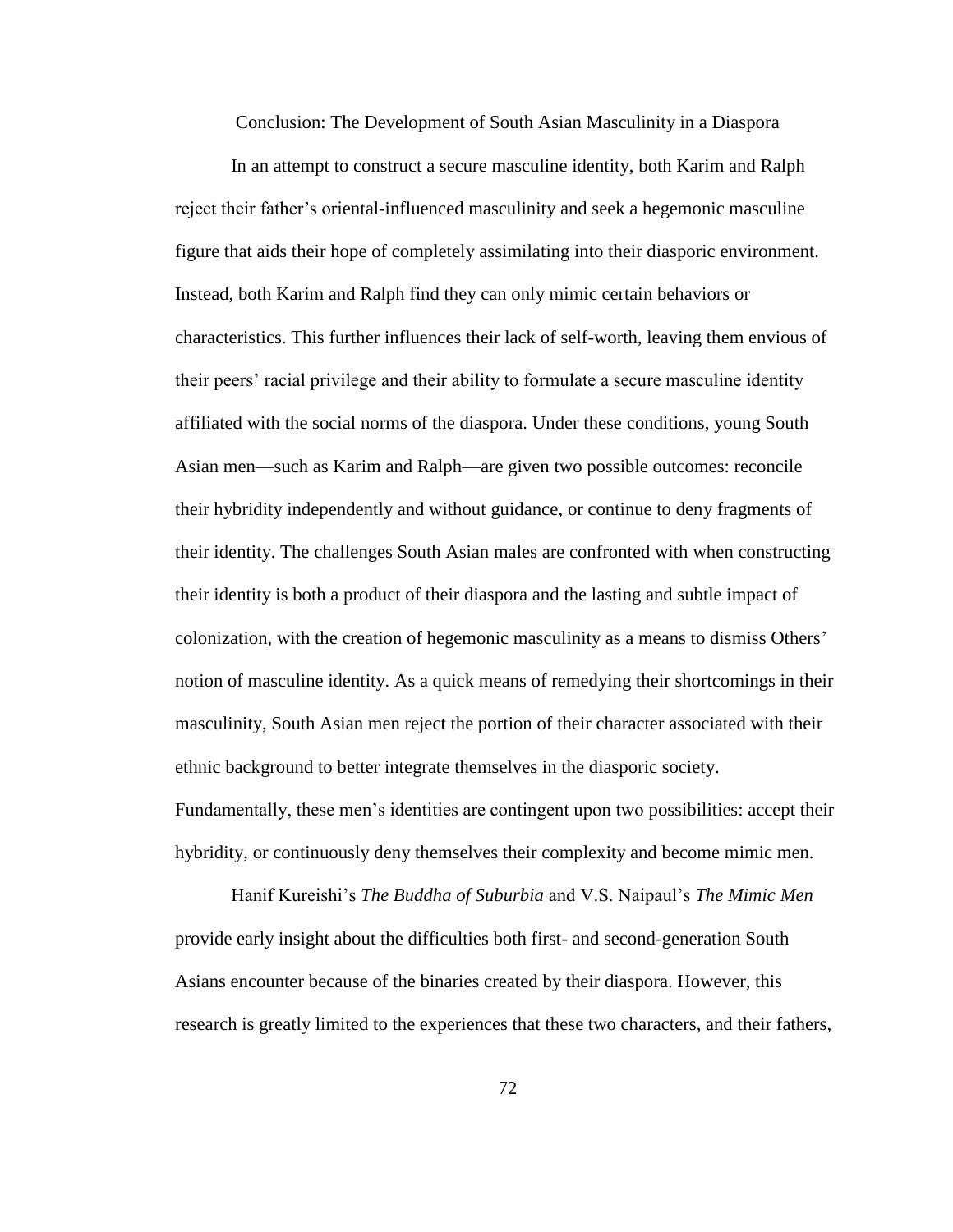## Conclusion: The Development of South Asian Masculinity in a Diaspora

In an attempt to construct a secure masculine identity, both Karim and Ralph reject their father's oriental-influenced masculinity and seek a hegemonic masculine figure that aids their hope of completely assimilating into their diasporic environment. Instead, both Karim and Ralph find they can only mimic certain behaviors or characteristics. This further influences their lack of self-worth, leaving them envious of their peers' racial privilege and their ability to formulate a secure masculine identity affiliated with the social norms of the diaspora. Under these conditions, young South Asian men—such as Karim and Ralph—are given two possible outcomes: reconcile their hybridity independently and without guidance, or continue to deny fragments of their identity. The challenges South Asian males are confronted with when constructing their identity is both a product of their diaspora and the lasting and subtle impact of colonization, with the creation of hegemonic masculinity as a means to dismiss Others' notion of masculine identity. As a quick means of remedying their shortcomings in their masculinity, South Asian men reject the portion of their character associated with their ethnic background to better integrate themselves in the diasporic society. Fundamentally, these men's identities are contingent upon two possibilities: accept their hybridity, or continuously deny themselves their complexity and become mimic men.

Hanif Kureishi's *The Buddha of Suburbia* and V.S. Naipaul's *The Mimic Men* provide early insight about the difficulties both first- and second-generation South Asians encounter because of the binaries created by their diaspora. However, this research is greatly limited to the experiences that these two characters, and their fathers,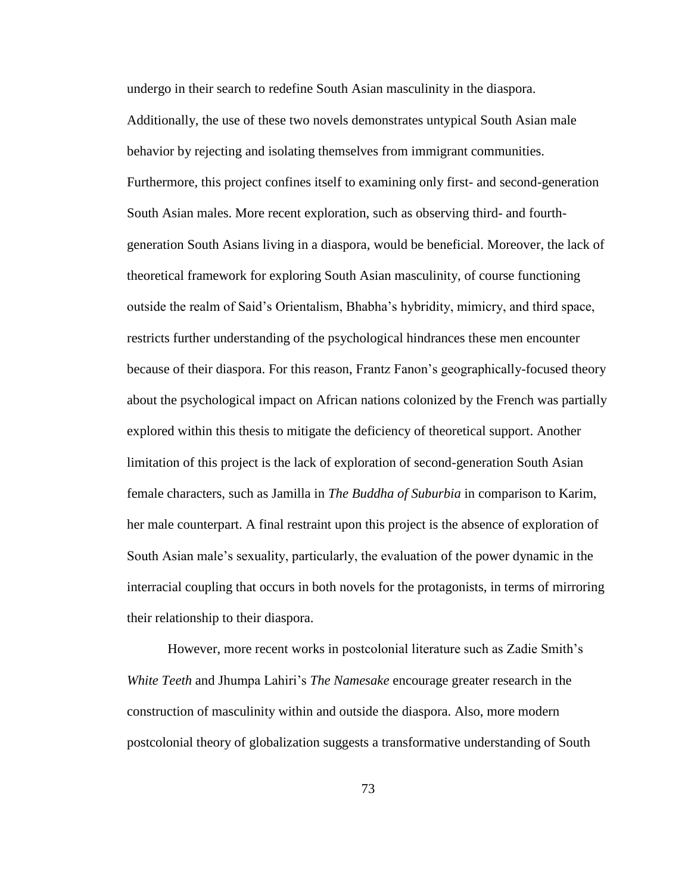undergo in their search to redefine South Asian masculinity in the diaspora. Additionally, the use of these two novels demonstrates untypical South Asian male behavior by rejecting and isolating themselves from immigrant communities. Furthermore, this project confines itself to examining only first- and second-generation South Asian males. More recent exploration, such as observing third- and fourth-generation South Asians living in a diaspora, would be beneficial. Moreover, the lack of theoretical framework for exploring South Asian masculinity, of course functioning outside the realm of Said's Orientalism, Bhabha's hybridity, mimicry, and third space, restricts further understanding of the psychological hindrances these men encounter because of their diaspora. For this reason, Frantz Fanon's geographically-focused theory about the psychological impact on African nations colonized by the French was partially explored within this thesis to mitigate the deficiency of theoretical support. Another limitation of this project is the lack of exploration of second-generation South Asian female characters, such as Jamilla in *The Buddha of Suburbia* in comparison to Karim, her male counterpart. A final restraint upon this project is the absence of exploration of South Asian male's sexuality, particularly, the evaluation of the power dynamic in the interracial coupling that occurs in both novels for the protagonists, in terms of mirroring their relationship to their diaspora.

However, more recent works in postcolonial literature such as Zadie Smith's *White Teeth* and Jhumpa Lahiri's *The Namesake* encourage greater research in the construction of masculinity within and outside the diaspora. Also, more modern postcolonial theory of globalization suggests a transformative understanding of South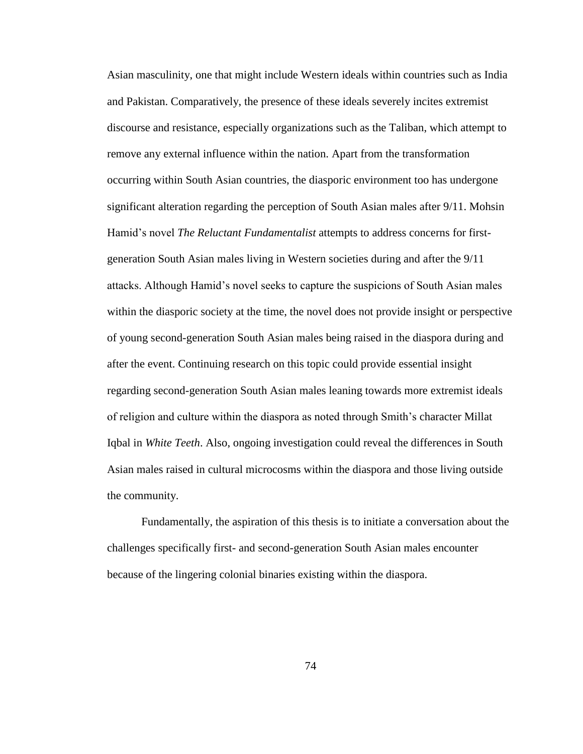Asian masculinity, one that might include Western ideals within countries such as India and Pakistan. Comparatively, the presence of these ideals severely incites extremist discourse and resistance, especially organizations such as the Taliban, which attempt to remove any external influence within the nation. Apart from the transformation occurring within South Asian countries, the diasporic environment too has undergone significant alteration regarding the perception of South Asian males after 9/11. Mohsin Hamid's novel *The Reluctant Fundamentalist* attempts to address concerns for first-generation South Asian males living in Western societies during and after the 9/11 attacks. Although Hamid's novel seeks to capture the suspicions of South Asian males within the diasporic society at the time, the novel does not provide insight or perspective of young second-generation South Asian males being raised in the diaspora during and after the event. Continuing research on this topic could provide essential insight regarding second-generation South Asian males leaning towards more extremist ideals of religion and culture within the diaspora as noted through Smith's character Millat Iqbal in *White Teeth*. Also, ongoing investigation could reveal the differences in South Asian males raised in cultural microcosms within the diaspora and those living outside the community.

Fundamentally, the aspiration of this thesis is to initiate a conversation about the challenges specifically first- and second-generation South Asian males encounter because of the lingering colonial binaries existing within the diaspora.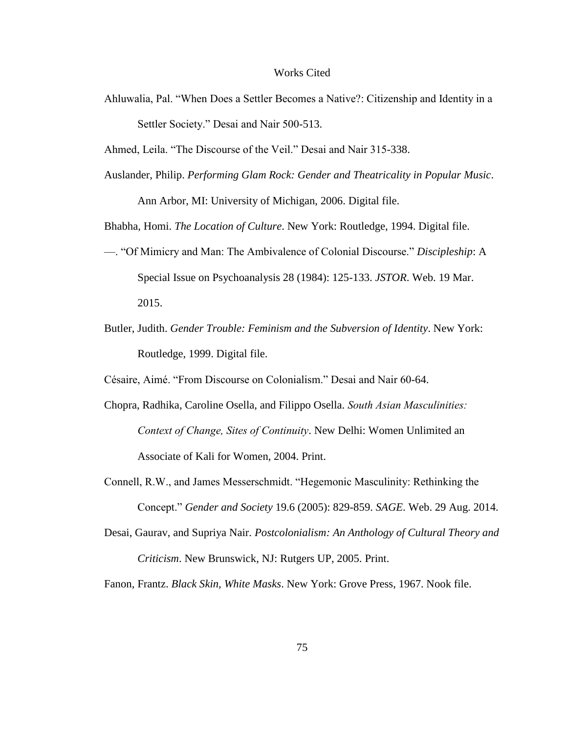# Works Cited

Ahluwalia, Pal. "When Does a Settler Becomes a Native?: Citizenship and Identity in a Settler Society." Desai and Nair 500-513.

Ahmed, Leila. "The Discourse of the Veil." Desai and Nair 315-338.

Auslander, Philip. *Performing Glam Rock: Gender and Theatricality in Popular Music*. Ann Arbor, MI: University of Michigan, 2006. Digital file.

Bhabha, Homi. *The Location of Culture*. New York: Routledge, 1994. Digital file.

—. "Of Mimicry and Man: The Ambivalence of Colonial Discourse." *Discipleship*: A Special Issue on Psychoanalysis 28 (1984): 125-133. *JSTOR*. Web. 19 Mar. 2015.

Butler, Judith. *Gender Trouble: Feminism and the Subversion of Identity*. New York: Routledge, 1999. Digital file.

Césaire, Aimé. "From Discourse on Colonialism." Desai and Nair 60-64.

Chopra, Radhika, Caroline Osella, and Filippo Osella. *South Asian Masculinities: Context of Change, Sites of Continuity*. New Delhi: Women Unlimited an Associate of Kali for Women, 2004. Print.

Connell, R.W., and James Messerschmidt. "Hegemonic Masculinity: Rethinking the Concept." *Gender and Society* 19.6 (2005): 829-859. *SAGE*. Web. 29 Aug. 2014.

Desai, Gaurav, and Supriya Nair. *Postcolonialism: An Anthology of Cultural Theory and Criticism*. New Brunswick, NJ: Rutgers UP, 2005. Print.

Fanon, Frantz. *Black Skin, White Masks*. New York: Grove Press, 1967. Nook file.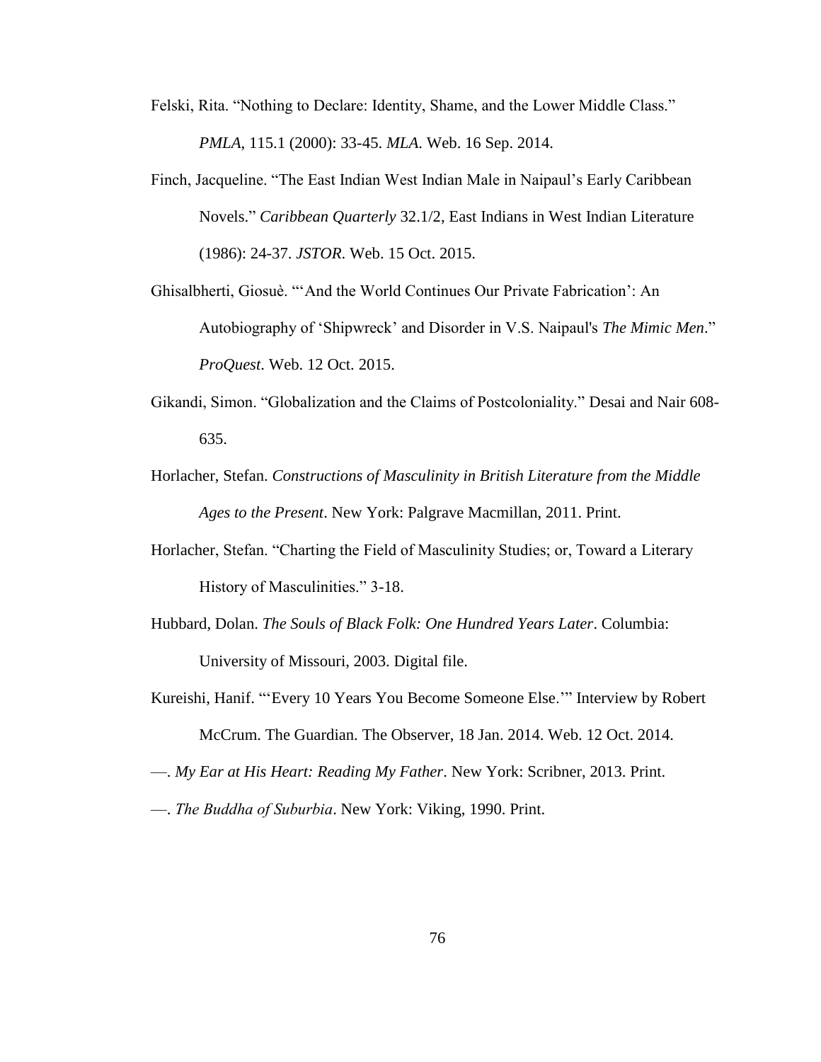Felski, Rita. "Nothing to Declare: Identity, Shame, and the Lower Middle Class." *PMLA*, 115.1 (2000): 33-45. *MLA*. Web. 16 Sep. 2014.

Finch, Jacqueline. "The East Indian West Indian Male in Naipaul's Early Caribbean Novels." *Caribbean Quarterly* 32.1/2, East Indians in West Indian Literature (1986): 24-37. *JSTOR*. Web. 15 Oct. 2015.

Ghisalbherti, Giosuè. "'And the World Continues Our Private Fabrication': An Autobiography of 'Shipwreck' and Disorder in V.S. Naipaul's *The Mimic Men*." *ProQuest*. Web. 12 Oct. 2015.

Gikandi, Simon. "Globalization and the Claims of Postcoloniality." Desai and Nair 608-635.

Horlacher, Stefan. *Constructions of Masculinity in British Literature from the Middle Ages to the Present*. New York: Palgrave Macmillan, 2011. Print.

Horlacher, Stefan. "Charting the Field of Masculinity Studies; or, Toward a Literary History of Masculinities." 3-18.

Hubbard, Dolan. *The Souls of Black Folk: One Hundred Years Later*. Columbia: University of Missouri, 2003. Digital file.

Kureishi, Hanif. "'Every 10 Years You Become Someone Else.'" Interview by Robert McCrum. The Guardian. The Observer, 18 Jan. 2014. Web. 12 Oct. 2014.

—. *My Ear at His Heart: Reading My Father*. New York: Scribner, 2013. Print.

—. *The Buddha of Suburbia*. New York: Viking, 1990. Print.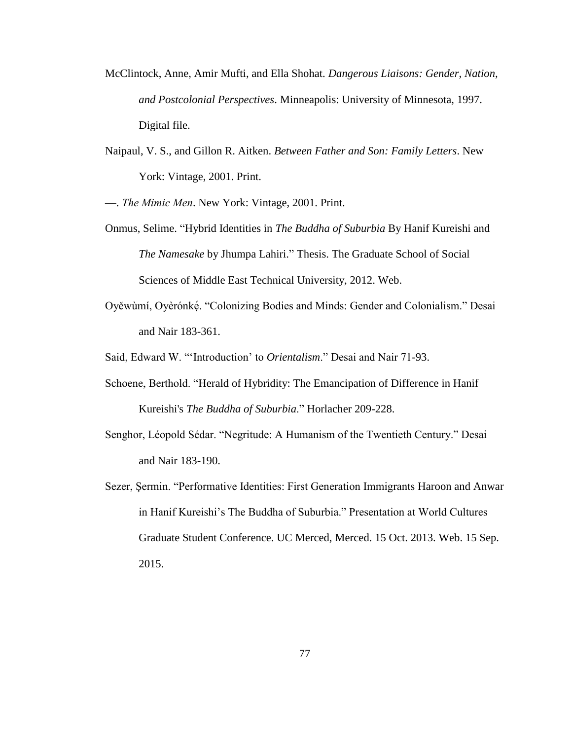McClintock, Anne, Amir Mufti, and Ella Shohat. *Dangerous Liaisons: Gender, Nation, and Postcolonial Perspectives*. Minneapolis: University of Minnesota, 1997. Digital file.

Naipaul, V. S., and Gillon R. Aitken. *Between Father and Son: Family Letters*. New York: Vintage, 2001. Print.

—. *The Mimic Men*. New York: Vintage, 2001. Print.

Onmus, Selime. "Hybrid Identities in *The Buddha of Suburbia* By Hanif Kureishi and *The Namesake* by Jhumpa Lahiri." Thesis. The Graduate School of Social Sciences of Middle East Technical University, 2012. Web.

Oyěwùmí, Oyèrónkẹ́. "Colonizing Bodies and Minds: Gender and Colonialism." Desai and Nair 183-361.

Said, Edward W. "'Introduction' to *Orientalism*." Desai and Nair 71-93.

Schoene, Berthold. "Herald of Hybridity: The Emancipation of Difference in Hanif Kureishi's *The Buddha of Suburbia*." Horlacher 209-228.

Senghor, Léopold Sédar. "Negritude: A Humanism of the Twentieth Century." Desai and Nair 183-190.

Sezer, Şermin. "Performative Identities: First Generation Immigrants Haroon and Anwar in Hanif Kureishi's The Buddha of Suburbia." Presentation at World Cultures Graduate Student Conference. UC Merced, Merced. 15 Oct. 2013. Web. 15 Sep. 2015.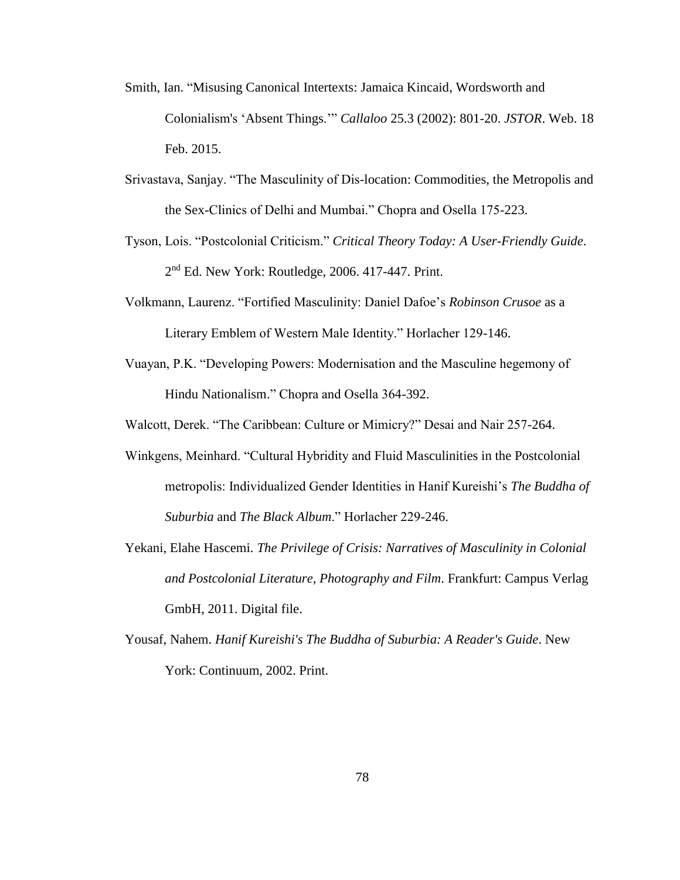Smith, Ian. "Misusing Canonical Intertexts: Jamaica Kincaid, Wordsworth and Colonialism's 'Absent Things.'" *Callaloo* 25.3 (2002): 801-20. *JSTOR*. Web. 18 Feb. 2015.

Srivastava, Sanjay. "The Masculinity of Dis-location: Commodities, the Metropolis and the Sex-Clinics of Delhi and Mumbai." Chopra and Osella 175-223.

Tyson, Lois. "Postcolonial Criticism." *Critical Theory Today: A User-Friendly Guide*. 2nd Ed. New York: Routledge, 2006. 417-447. Print.

Volkmann, Laurenz. "Fortified Masculinity: Daniel Dafoe's *Robinson Crusoe* as a Literary Emblem of Western Male Identity." Horlacher 129-146.

Vuayan, P.K. "Developing Powers: Modernisation and the Masculine hegemony of Hindu Nationalism." Chopra and Osella 364-392.

Walcott, Derek. "The Caribbean: Culture or Mimicry?" Desai and Nair 257-264.

Winkgens, Meinhard. "Cultural Hybridity and Fluid Masculinities in the Postcolonial metropolis: Individualized Gender Identities in Hanif Kureishi's *The Buddha of Suburbia* and *The Black Album*." Horlacher 229-246.

Yekani, Elahe Hascemi. *The Privilege of Crisis: Narratives of Masculinity in Colonial and Postcolonial Literature, Photography and Film*. Frankfurt: Campus Verlag GmbH, 2011. Digital file.

Yousaf, Nahem. *Hanif Kureishi's The Buddha of Suburbia: A Reader's Guide*. New York: Continuum, 2002. Print.